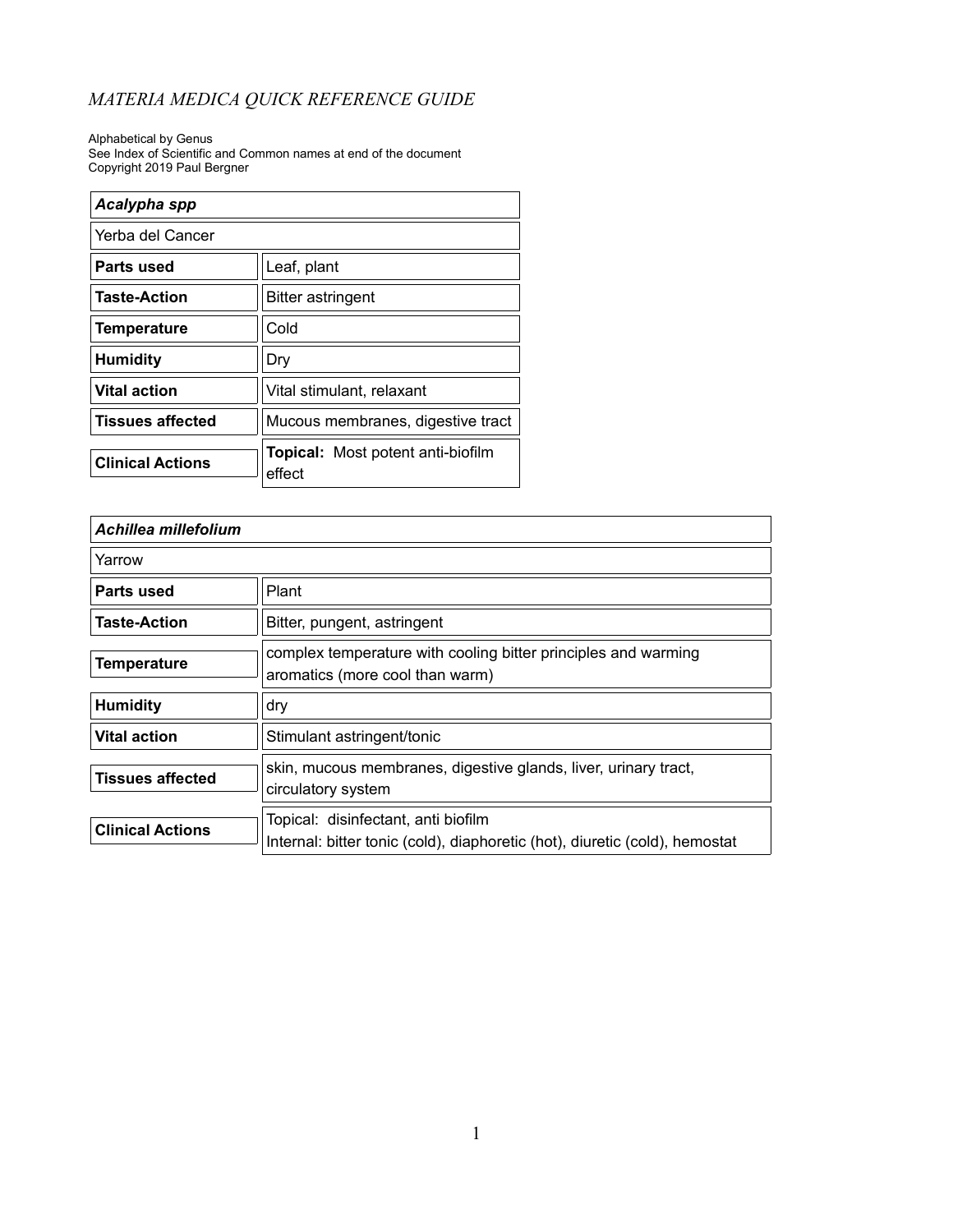# *MATERIA MEDICA QUICK REFERENCE GUIDE*

Alphabetical by Genus
See Index of Scientific and Common names at end of the document
Copyright 2019 Paul Bergner

| ***Acalypha spp*** | |
|---|---|
| Yerba del Cancer | |
| **Parts used** | Leaf, plant |
| **Taste-Action** | Bitter astringent |
| **Temperature** | Cold |
| **Humidity** | Dry |
| **Vital action** | Vital stimulant, relaxant |
| **Tissues affected** | Mucous membranes, digestive tract |
| **Clinical Actions** | **Topical:** Most potent anti-biofilm effect |

| ***Achillea millefolium*** | |
|---|---|
| Yarrow | |
| **Parts used** | Plant |
| **Taste-Action** | Bitter, pungent, astringent |
| **Temperature** | complex temperature with cooling bitter principles and warming aromatics (more cool than warm) |
| **Humidity** | dry |
| **Vital action** | Stimulant astringent/tonic |
| **Tissues affected** | skin, mucous membranes, digestive glands, liver, urinary tract, circulatory system |
| **Clinical Actions** | Topical: disinfectant, anti biofilm<br>Internal: bitter tonic (cold), diaphoretic (hot), diuretic (cold), hemostat |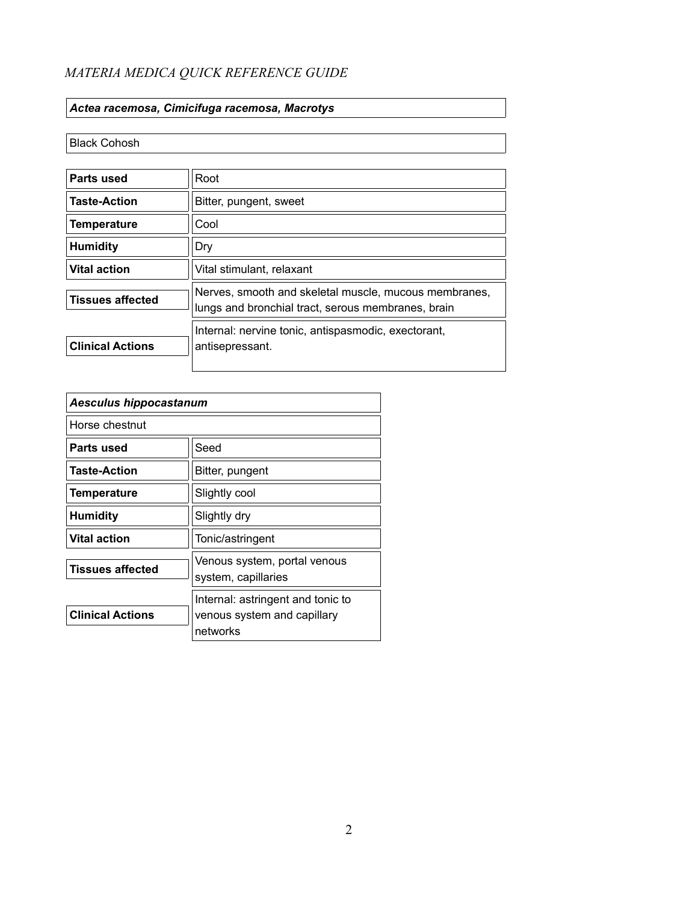*MATERIA MEDICA QUICK REFERENCE GUIDE*

| ***Actea racemosa, Cimicifuga racemosa, Macrotys*** | |
|---|---|
| Black Cohosh | |
| **Parts used** | Root |
| **Taste-Action** | Bitter, pungent, sweet |
| **Temperature** | Cool |
| **Humidity** | Dry |
| **Vital action** | Vital stimulant, relaxant |
| **Tissues affected** | Nerves, smooth and skeletal muscle, mucous membranes, lungs and bronchial tract, serous membranes, brain |
| **Clinical Actions** | Internal: nervine tonic, antispasmodic, exectorant, antisepressant. |

| ***Aesculus hippocastanum*** | |
|---|---|
| Horse chestnut | |
| **Parts used** | Seed |
| **Taste-Action** | Bitter, pungent |
| **Temperature** | Slightly cool |
| **Humidity** | Slightly dry |
| **Vital action** | Tonic/astringent |
| **Tissues affected** | Venous system, portal venous system, capillaries |
| **Clinical Actions** | Internal: astringent and tonic to venous system and capillary networks |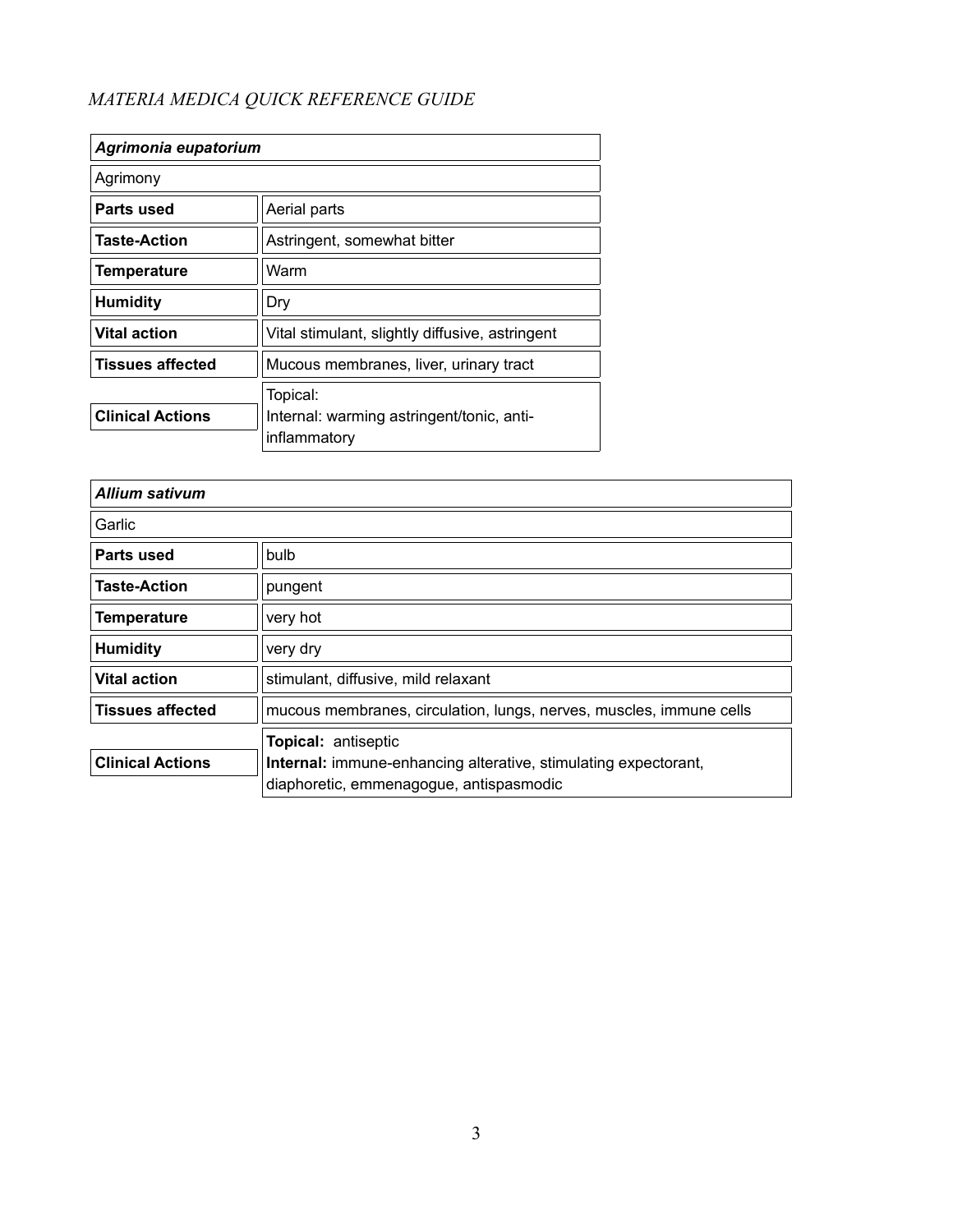*MATERIA MEDICA QUICK REFERENCE GUIDE*

| ***Agrimonia eupatorium*** | |
|---|---|
| Agrimony | |
| **Parts used** | Aerial parts |
| **Taste-Action** | Astringent, somewhat bitter |
| **Temperature** | Warm |
| **Humidity** | Dry |
| **Vital action** | Vital stimulant, slightly diffusive, astringent |
| **Tissues affected** | Mucous membranes, liver, urinary tract |
| **Clinical Actions** | Topical:<br>Internal: warming astringent/tonic, anti-inflammatory |

| ***Allium sativum*** | |
|---|---|
| Garlic | |
| **Parts used** | bulb |
| **Taste-Action** | pungent |
| **Temperature** | very hot |
| **Humidity** | very dry |
| **Vital action** | stimulant, diffusive, mild relaxant |
| **Tissues affected** | mucous membranes, circulation, lungs, nerves, muscles, immune cells |
| **Clinical Actions** | **Topical:** antiseptic<br>**Internal:** immune-enhancing alterative, stimulating expectorant, diaphoretic, emmenagogue, antispasmodic |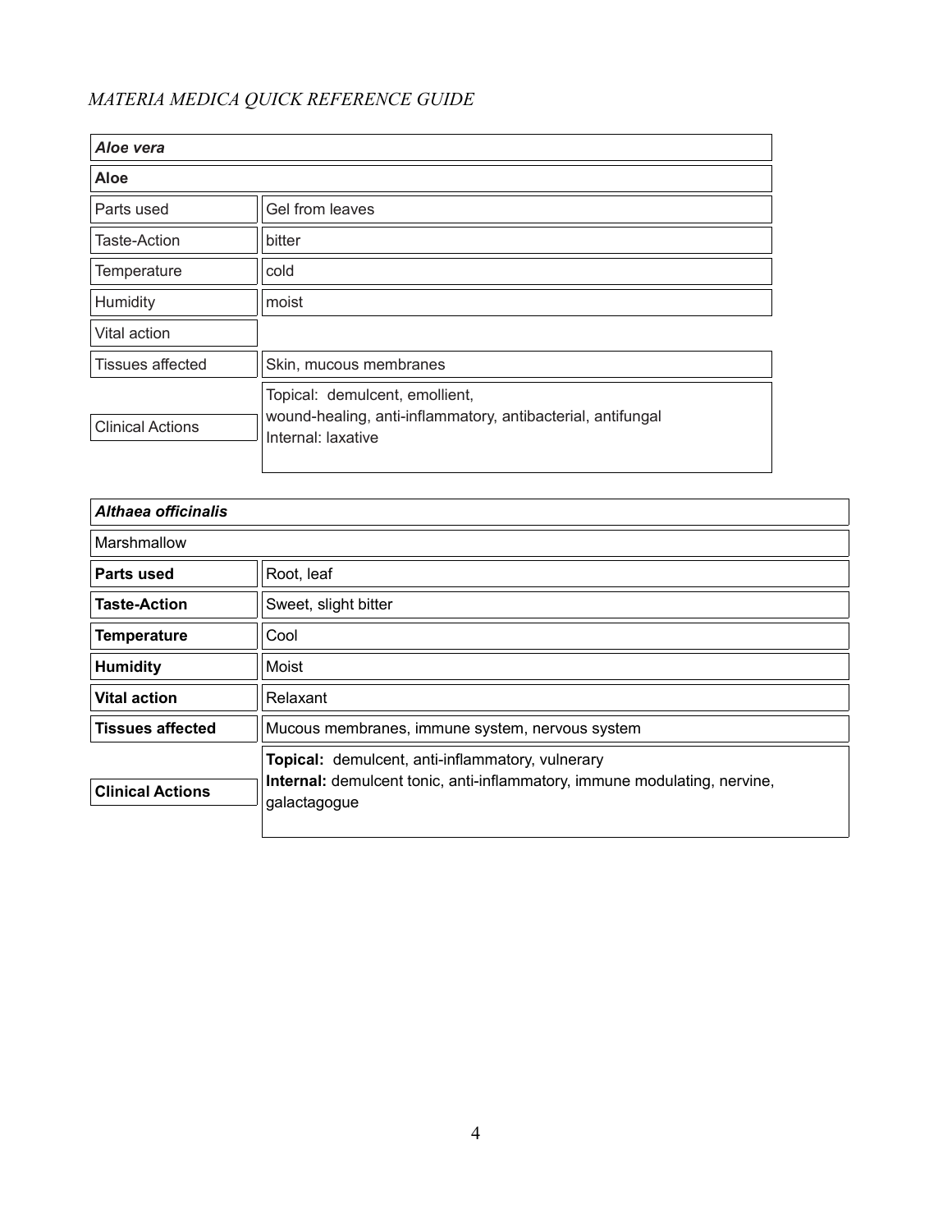*MATERIA MEDICA QUICK REFERENCE GUIDE*

| ***Aloe vera*** | |
|---|---|
| **Aloe** | |
| Parts used | Gel from leaves |
| Taste-Action | bitter |
| Temperature | cold |
| Humidity | moist |
| Vital action | |
| Tissues affected | Skin, mucous membranes |
| Clinical Actions | Topical: demulcent, emollient, wound-healing, anti-inflammatory, antibacterial, antifungal<br>Internal: laxative |

| ***Althaea officinalis*** | |
|---|---|
| Marshmallow | |
| **Parts used** | Root, leaf |
| **Taste-Action** | Sweet, slight bitter |
| **Temperature** | Cool |
| **Humidity** | Moist |
| **Vital action** | Relaxant |
| **Tissues affected** | Mucous membranes, immune system, nervous system |
| **Clinical Actions** | **Topical:** demulcent, anti-inflammatory, vulnerary<br>**Internal:** demulcent tonic, anti-inflammatory, immune modulating, nervine, galactagogue |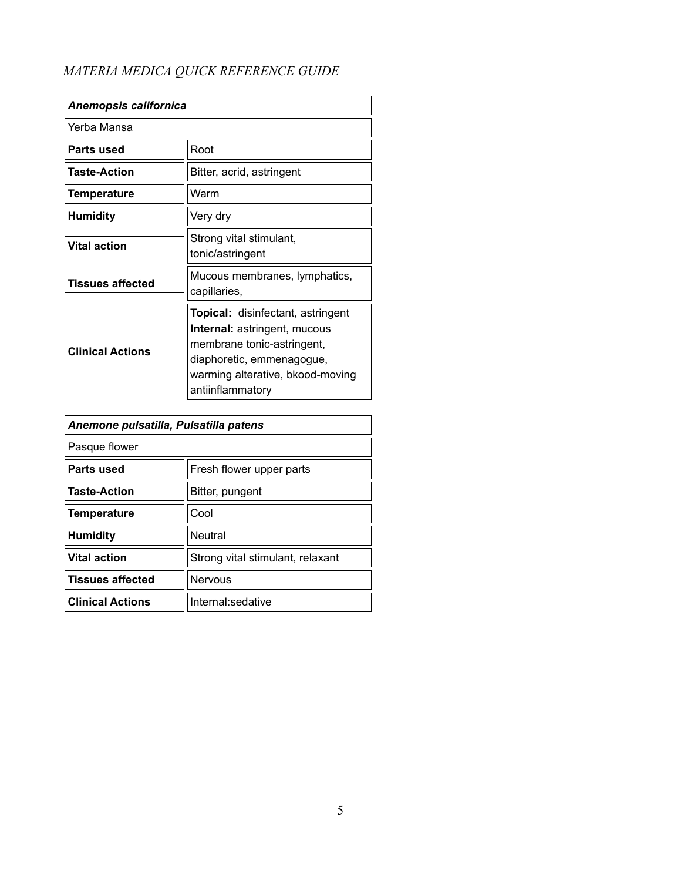*MATERIA MEDICA QUICK REFERENCE GUIDE*

| ***Anemopsis californica*** | |
|---|---|
| Yerba Mansa | |
| **Parts used** | Root |
| **Taste-Action** | Bitter, acrid, astringent |
| **Temperature** | Warm |
| **Humidity** | Very dry |
| **Vital action** | Strong vital stimulant, tonic/astringent |
| **Tissues affected** | Mucous membranes, lymphatics, capillaries, |
| **Clinical Actions** | **Topical:** disinfectant, astringent **Internal:** astringent, mucous membrane tonic-astringent, diaphoretic, emmenagogue, warming alterative, bkood-moving antiinflammatory |

| ***Anemone pulsatilla, Pulsatilla patens*** | |
|---|---|
| Pasque flower | |
| **Parts used** | Fresh flower upper parts |
| **Taste-Action** | Bitter, pungent |
| **Temperature** | Cool |
| **Humidity** | Neutral |
| **Vital action** | Strong vital stimulant, relaxant |
| **Tissues affected** | Nervous |
| **Clinical Actions** | Internal:sedative |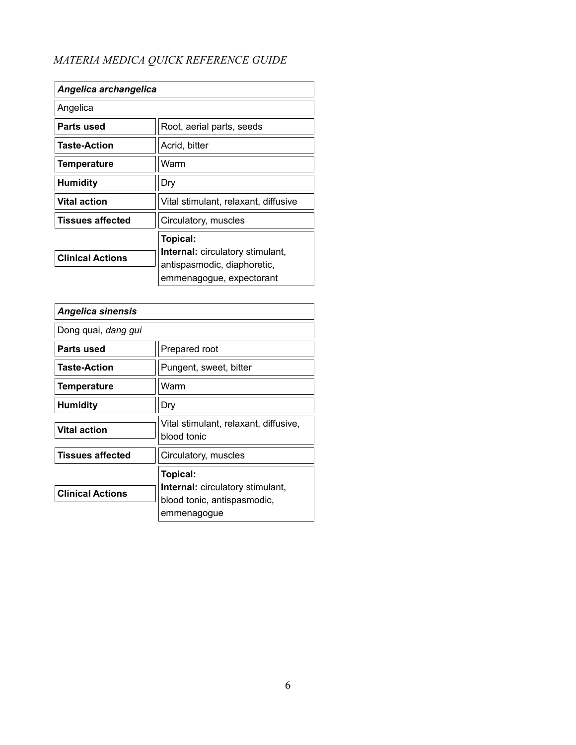*MATERIA MEDICA QUICK REFERENCE GUIDE*

| ***Angelica archangelica*** | |
|---|---|
| Angelica | |
| **Parts used** | Root, aerial parts, seeds |
| **Taste-Action** | Acrid, bitter |
| **Temperature** | Warm |
| **Humidity** | Dry |
| **Vital action** | Vital stimulant, relaxant, diffusive |
| **Tissues affected** | Circulatory, muscles |
| **Clinical Actions** | **Topical:**<br>**Internal:** circulatory stimulant, antispasmodic, diaphoretic, emmenagogue, expectorant |

| ***Angelica sinensis*** | |
|---|---|
| Dong quai, *dang gui* | |
| **Parts used** | Prepared root |
| **Taste-Action** | Pungent, sweet, bitter |
| **Temperature** | Warm |
| **Humidity** | Dry |
| **Vital action** | Vital stimulant, relaxant, diffusive, blood tonic |
| **Tissues affected** | Circulatory, muscles |
| **Clinical Actions** | **Topical:**<br>**Internal:** circulatory stimulant, blood tonic, antispasmodic, emmenagogue |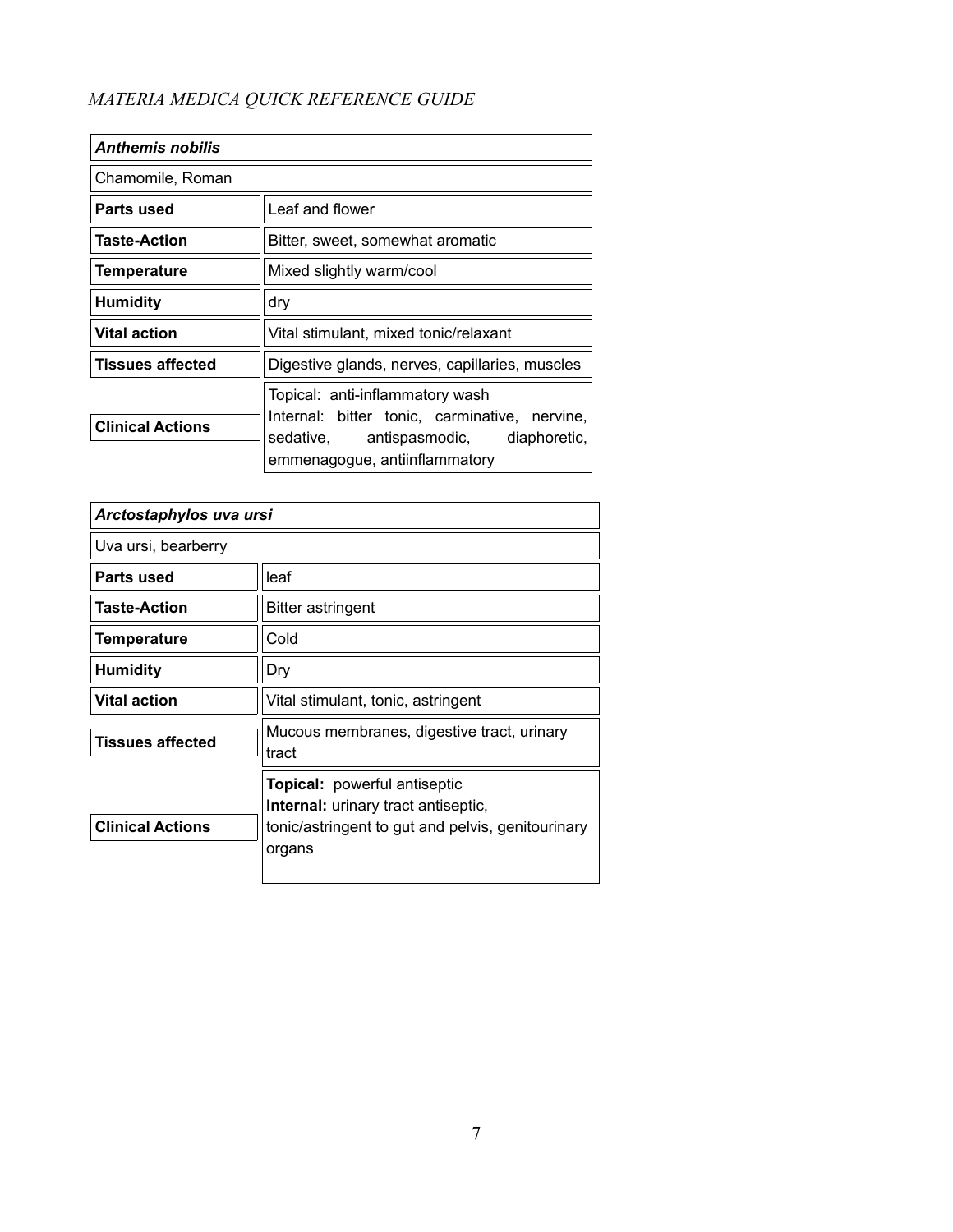*MATERIA MEDICA QUICK REFERENCE GUIDE*

| ***Anthemis nobilis*** | |
|---|---|
| Chamomile, Roman | |
| **Parts used** | Leaf and flower |
| **Taste-Action** | Bitter, sweet, somewhat aromatic |
| **Temperature** | Mixed slightly warm/cool |
| **Humidity** | dry |
| **Vital action** | Vital stimulant, mixed tonic/relaxant |
| **Tissues affected** | Digestive glands, nerves, capillaries, muscles |
| **Clinical Actions** | Topical: anti-inflammatory wash<br>Internal: bitter tonic, carminative, nervine, sedative, antispasmodic, diaphoretic, emmenagogue, antiinflammatory |

| ***<u>Arctostaphylos uva ursi</u>*** | |
|---|---|
| Uva ursi, bearberry | |
| **Parts used** | leaf |
| **Taste-Action** | Bitter astringent |
| **Temperature** | Cold |
| **Humidity** | Dry |
| **Vital action** | Vital stimulant, tonic, astringent |
| **Tissues affected** | Mucous membranes, digestive tract, urinary tract |
| **Clinical Actions** | **Topical:** powerful antiseptic<br>**Internal:** urinary tract antiseptic, tonic/astringent to gut and pelvis, genitourinary organs |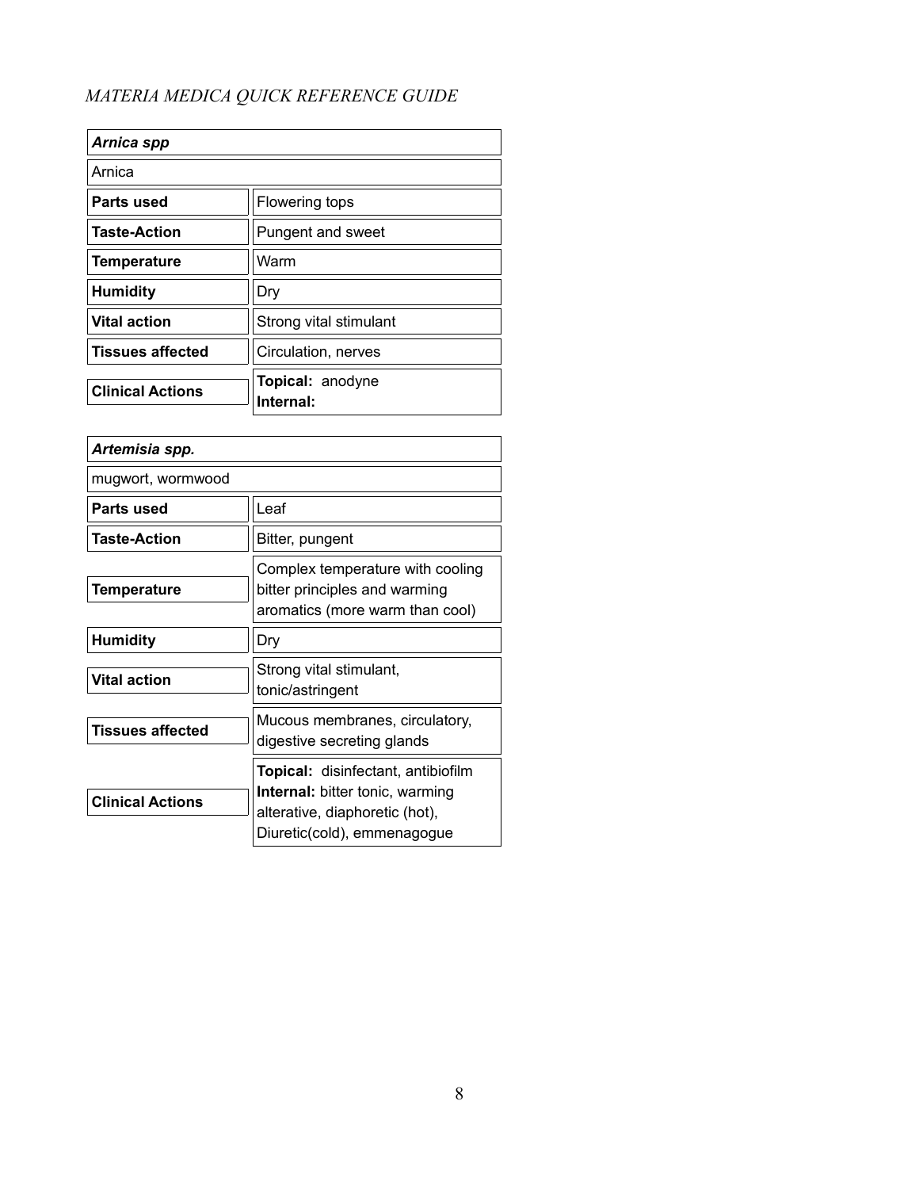*MATERIA MEDICA QUICK REFERENCE GUIDE*

| ***Arnica spp*** | |
|---|---|
| Arnica | |
| **Parts used** | Flowering tops |
| **Taste-Action** | Pungent and sweet |
| **Temperature** | Warm |
| **Humidity** | Dry |
| **Vital action** | Strong vital stimulant |
| **Tissues affected** | Circulation, nerves |
| **Clinical Actions** | **Topical:** anodyne<br>**Internal:** |

| ***Artemisia spp.*** | |
|---|---|
| mugwort, wormwood | |
| **Parts used** | Leaf |
| **Taste-Action** | Bitter, pungent |
| **Temperature** | Complex temperature with cooling bitter principles and warming aromatics (more warm than cool) |
| **Humidity** | Dry |
| **Vital action** | Strong vital stimulant, tonic/astringent |
| **Tissues affected** | Mucous membranes, circulatory, digestive secreting glands |
| **Clinical Actions** | **Topical:** disinfectant, antibiofilm<br>**Internal:** bitter tonic, warming alterative, diaphoretic (hot), Diuretic(cold), emmenagogue |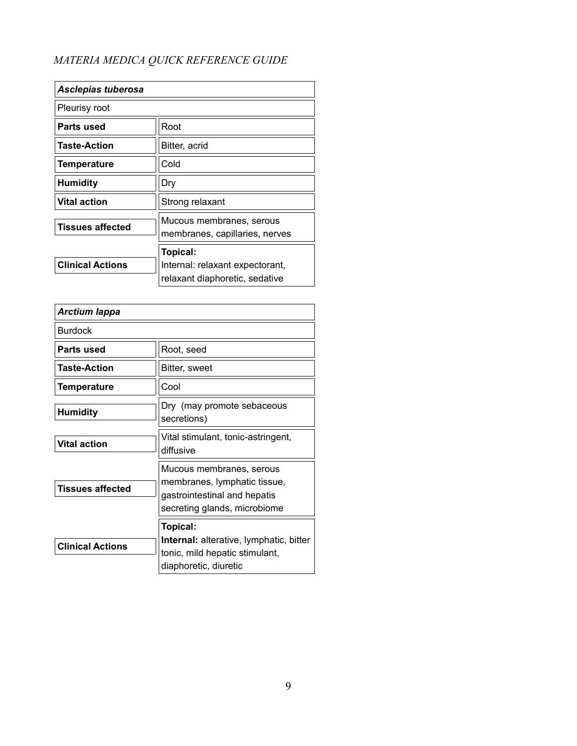| ***Asclepias tuberosa*** | |
|---|---|
| Pleurisy root | |
| **Parts used** | Root |
| **Taste-Action** | Bitter, acrid |
| **Temperature** | Cold |
| **Humidity** | Dry |
| **Vital action** | Strong relaxant |
| **Tissues affected** | Mucous membranes, serous membranes, capillaries, nerves |
| **Clinical Actions** | **Topical:**<br>Internal: relaxant expectorant, relaxant diaphoretic, sedative |

| ***Arctium lappa*** | |
|---|---|
| Burdock | |
| **Parts used** | Root, seed |
| **Taste-Action** | Bitter, sweet |
| **Temperature** | Cool |
| **Humidity** | Dry (may promote sebaceous secretions) |
| **Vital action** | Vital stimulant, tonic-astringent, diffusive |
| **Tissues affected** | Mucous membranes, serous membranes, lymphatic tissue, gastrointestinal and hepatis secreting glands, microbiome |
| **Clinical Actions** | **Topical:**<br>**Internal:** alterative, lymphatic, bitter tonic, mild hepatic stimulant, diaphoretic, diuretic |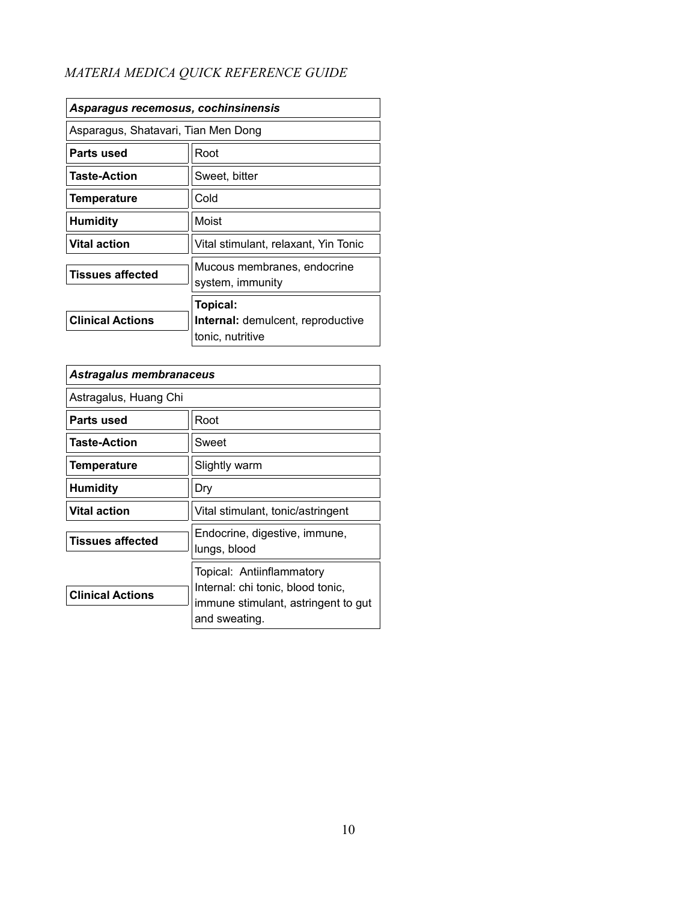*MATERIA MEDICA QUICK REFERENCE GUIDE*

| ***Asparagus recemosus, cochinsinensis*** | |
|---|---|
| Asparagus, Shatavari, Tian Men Dong | |
| **Parts used** | Root |
| **Taste-Action** | Sweet, bitter |
| **Temperature** | Cold |
| **Humidity** | Moist |
| **Vital action** | Vital stimulant, relaxant, Yin Tonic |
| **Tissues affected** | Mucous membranes, endocrine system, immunity |
| **Clinical Actions** | **Topical:**<br>**Internal:** demulcent, reproductive tonic, nutritive |

| ***Astragalus membranaceus*** | |
|---|---|
| Astragalus, Huang Chi | |
| **Parts used** | Root |
| **Taste-Action** | Sweet |
| **Temperature** | Slightly warm |
| **Humidity** | Dry |
| **Vital action** | Vital stimulant, tonic/astringent |
| **Tissues affected** | Endocrine, digestive, immune, lungs, blood |
| **Clinical Actions** | Topical: Antiinflammatory<br>Internal: chi tonic, blood tonic, immune stimulant, astringent to gut and sweating. |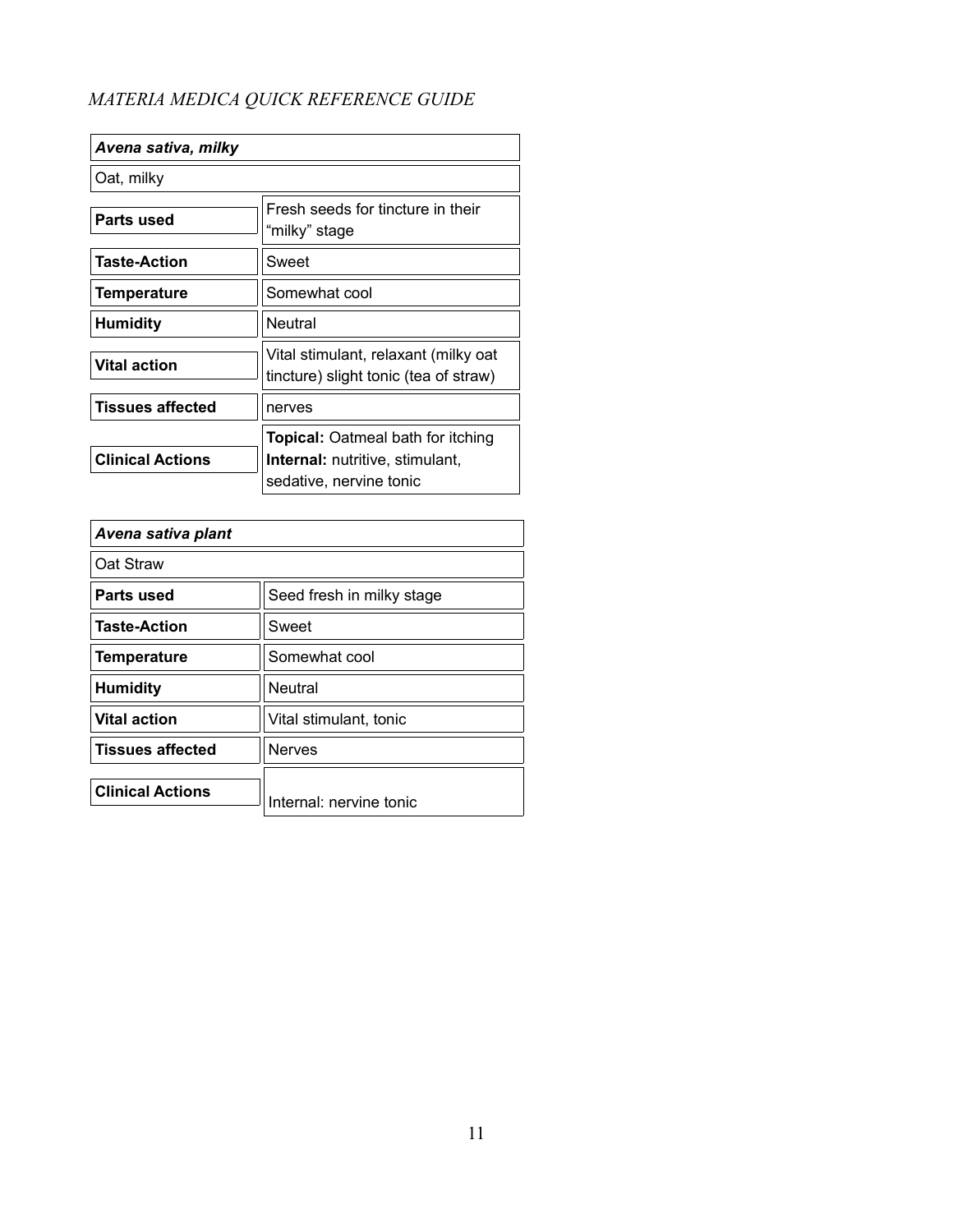*MATERIA MEDICA QUICK REFERENCE GUIDE*

| ***Avena sativa, milky*** | |
|---|---|
| Oat, milky | |
| **Parts used** | Fresh seeds for tincture in their "milky" stage |
| **Taste-Action** | Sweet |
| **Temperature** | Somewhat cool |
| **Humidity** | Neutral |
| **Vital action** | Vital stimulant, relaxant (milky oat tincture) slight tonic (tea of straw) |
| **Tissues affected** | nerves |
| **Clinical Actions** | **Topical:** Oatmeal bath for itching<br>**Internal:** nutritive, stimulant, sedative, nervine tonic |

| ***Avena sativa plant*** | |
|---|---|
| Oat Straw | |
| **Parts used** | Seed fresh in milky stage |
| **Taste-Action** | Sweet |
| **Temperature** | Somewhat cool |
| **Humidity** | Neutral |
| **Vital action** | Vital stimulant, tonic |
| **Tissues affected** | Nerves |
| **Clinical Actions** | Internal: nervine tonic |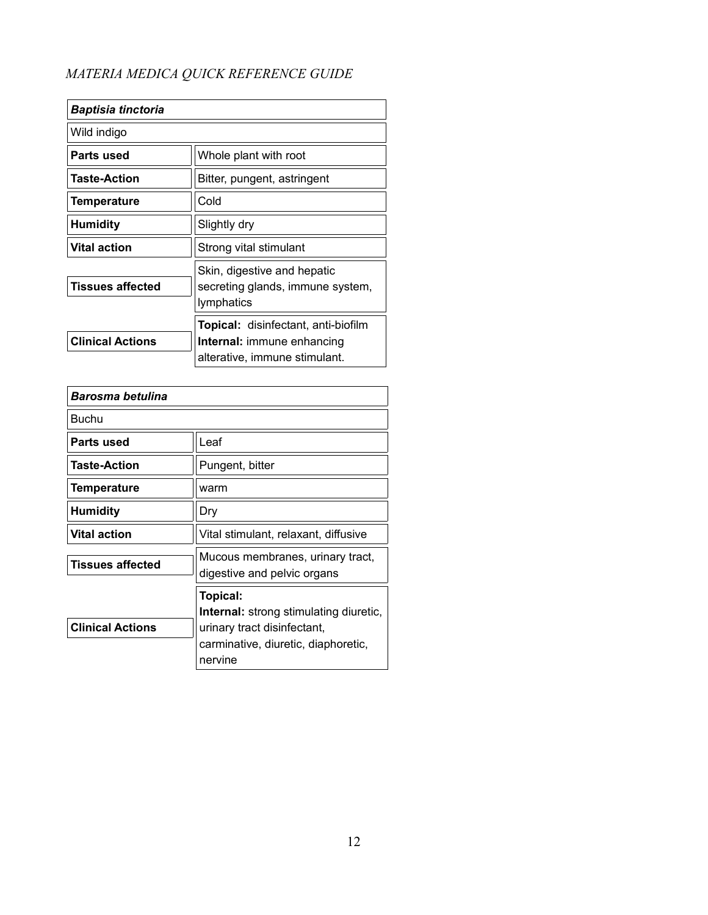*MATERIA MEDICA QUICK REFERENCE GUIDE*

| ***Baptisia tinctoria*** | |
|---|---|
| Wild indigo | |
| **Parts used** | Whole plant with root |
| **Taste-Action** | Bitter, pungent, astringent |
| **Temperature** | Cold |
| **Humidity** | Slightly dry |
| **Vital action** | Strong vital stimulant |
| **Tissues affected** | Skin, digestive and hepatic secreting glands, immune system, lymphatics |
| **Clinical Actions** | **Topical:** disinfectant, anti-biofilm **Internal:** immune enhancing alterative, immune stimulant. |

| ***Barosma betulina*** | |
|---|---|
| Buchu | |
| **Parts used** | Leaf |
| **Taste-Action** | Pungent, bitter |
| **Temperature** | warm |
| **Humidity** | Dry |
| **Vital action** | Vital stimulant, relaxant, diffusive |
| **Tissues affected** | Mucous membranes, urinary tract, digestive and pelvic organs |
| **Clinical Actions** | **Topical:** **Internal:** strong stimulating diuretic, urinary tract disinfectant, carminative, diuretic, diaphoretic, nervine |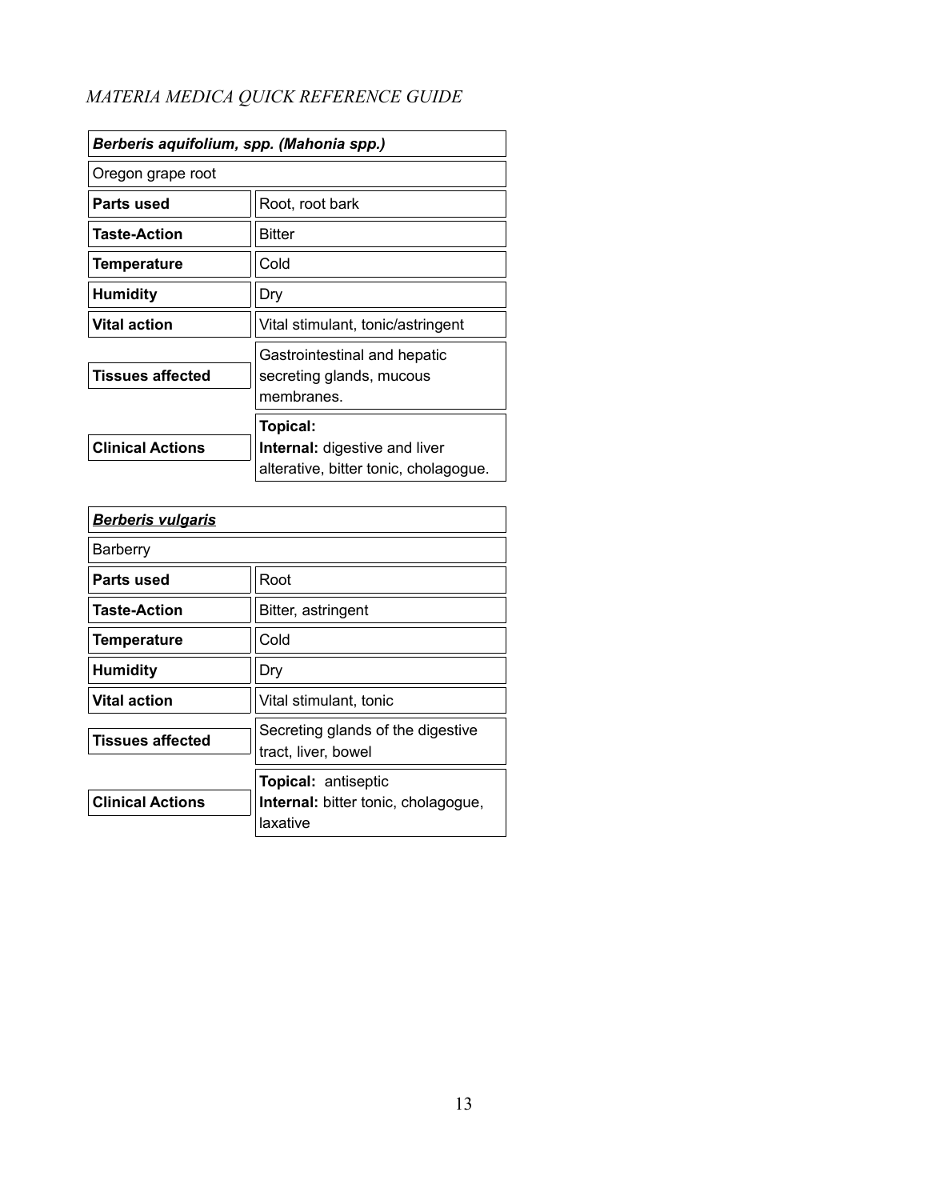*MATERIA MEDICA QUICK REFERENCE GUIDE*

| ***Berberis aquifolium, spp. (Mahonia spp.)*** | |
|---|---|
| Oregon grape root | |
| **Parts used** | Root, root bark |
| **Taste-Action** | Bitter |
| **Temperature** | Cold |
| **Humidity** | Dry |
| **Vital action** | Vital stimulant, tonic/astringent |
| **Tissues affected** | Gastrointestinal and hepatic secreting glands, mucous membranes. |
| **Clinical Actions** | **Topical:** <br> **Internal:** digestive and liver alterative, bitter tonic, cholagogue. |

| ***<u>Berberis vulgaris</u>*** | |
|---|---|
| Barberry | |
| **Parts used** | Root |
| **Taste-Action** | Bitter, astringent |
| **Temperature** | Cold |
| **Humidity** | Dry |
| **Vital action** | Vital stimulant, tonic |
| **Tissues affected** | Secreting glands of the digestive tract, liver, bowel |
| **Clinical Actions** | **Topical:** antiseptic <br> **Internal:** bitter tonic, cholagogue, laxative |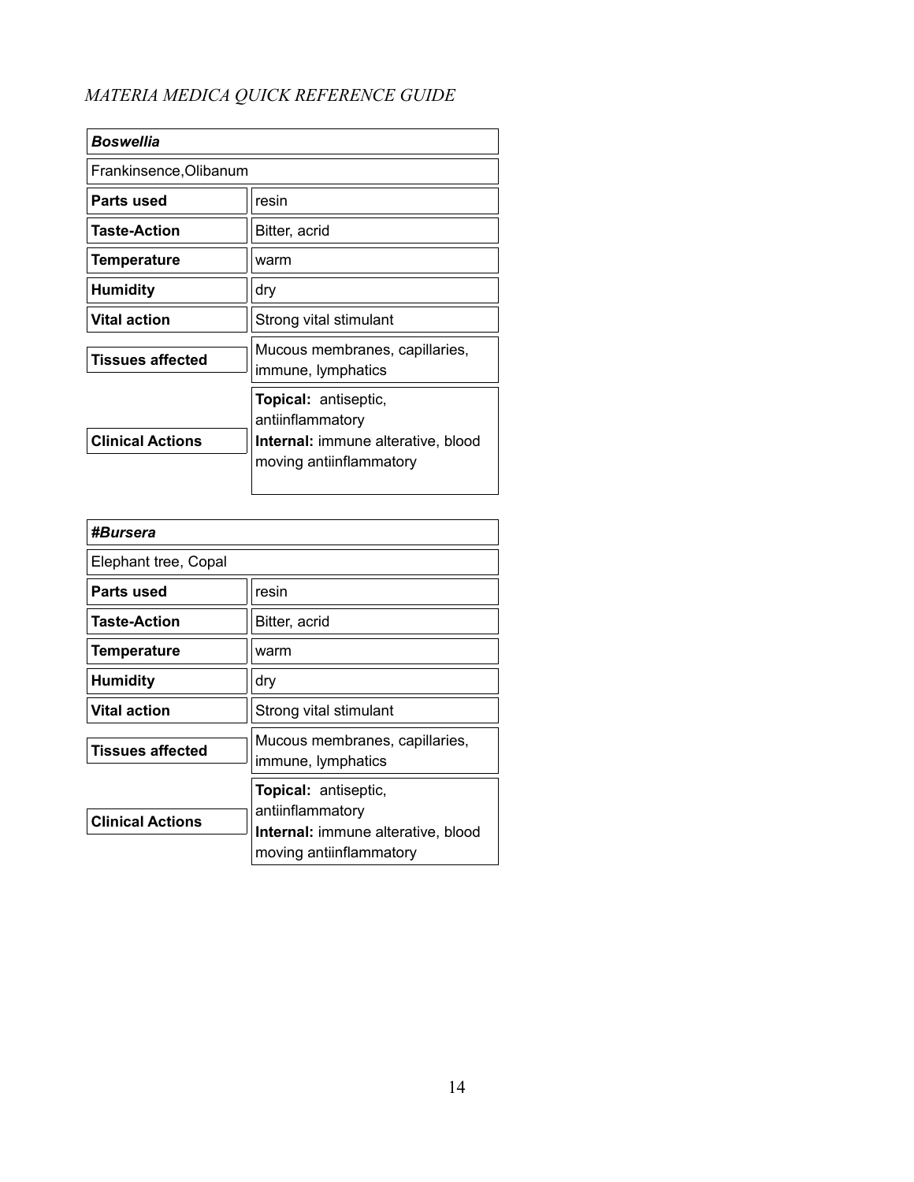| ***Boswellia*** | |
|---|---|
| Frankinsence,Olibanum | |
| **Parts used** | resin |
| **Taste-Action** | Bitter, acrid |
| **Temperature** | warm |
| **Humidity** | dry |
| **Vital action** | Strong vital stimulant |
| **Tissues affected** | Mucous membranes, capillaries, immune, lymphatics |
| **Clinical Actions** | **Topical:** antiseptic, antiinflammatory<br>**Internal:** immune alterative, blood moving antiinflammatory |

| ***#Bursera*** | |
|---|---|
| Elephant tree, Copal | |
| **Parts used** | resin |
| **Taste-Action** | Bitter, acrid |
| **Temperature** | warm |
| **Humidity** | dry |
| **Vital action** | Strong vital stimulant |
| **Tissues affected** | Mucous membranes, capillaries, immune, lymphatics |
| **Clinical Actions** | **Topical:** antiseptic, antiinflammatory<br>**Internal:** immune alterative, blood moving antiinflammatory |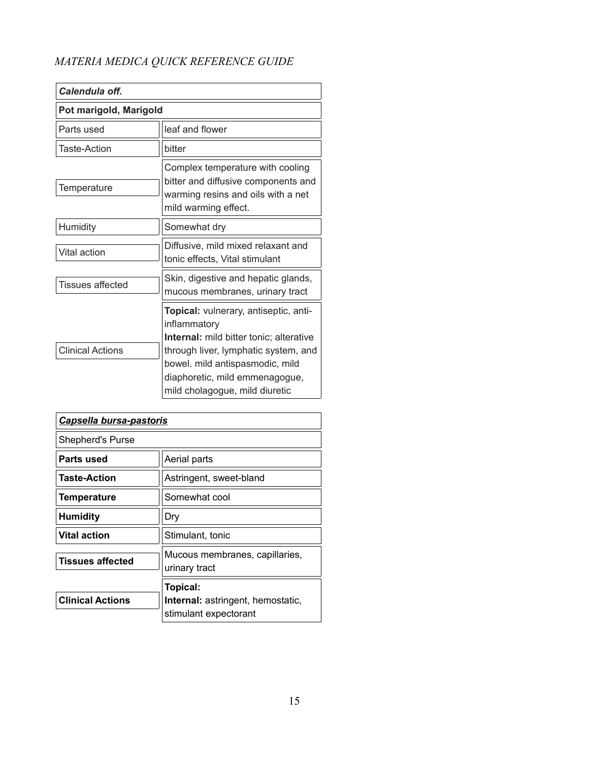*MATERIA MEDICA QUICK REFERENCE GUIDE*

| ***Calendula off.*** | |
|---|---|
| **Pot marigold, Marigold** | |
| Parts used | leaf and flower |
| Taste-Action | bitter |
| Temperature | Complex temperature with cooling bitter and diffusive components and warming resins and oils with a net mild warming effect. |
| Humidity | Somewhat dry |
| Vital action | Diffusive, mild mixed relaxant and tonic effects, Vital stimulant |
| Tissues affected | Skin, digestive and hepatic glands, mucous membranes, urinary tract |
| Clinical Actions | **Topical:** vulnerary, antiseptic, anti-inflammatory<br>**Internal:** mild bitter tonic; alterative through liver, lymphatic system, and bowel. mild antispasmodic, mild diaphoretic, mild emmenagogue, mild cholagogue, mild diuretic |

| ***Capsella bursa-pastoris*** | |
|---|---|
| Shepherd's Purse | |
| **Parts used** | Aerial parts |
| **Taste-Action** | Astringent, sweet-bland |
| **Temperature** | Somewhat cool |
| **Humidity** | Dry |
| **Vital action** | Stimulant, tonic |
| **Tissues affected** | Mucous membranes, capillaries, urinary tract |
| **Clinical Actions** | **Topical:**<br>**Internal:** astringent, hemostatic, stimulant expectorant |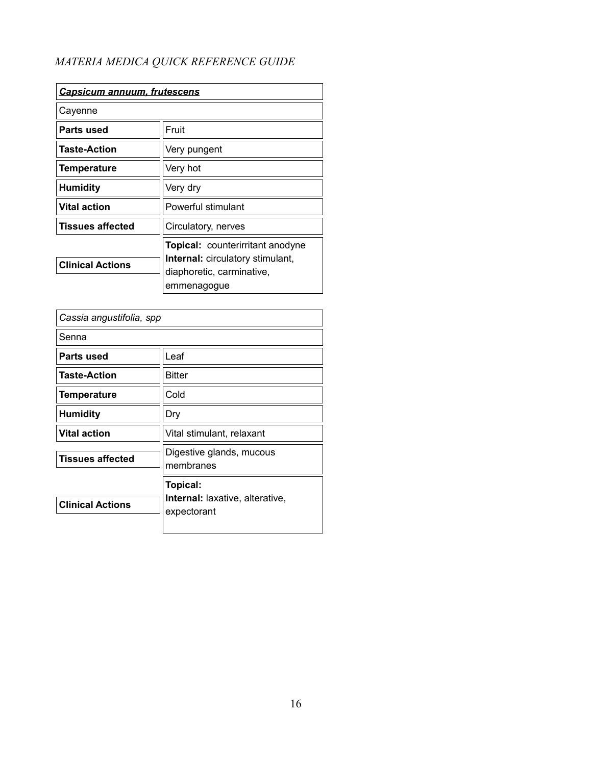*MATERIA MEDICA QUICK REFERENCE GUIDE*

| ***Capsicum annuum, frutescens*** | |
|---|---|
| Cayenne | |
| **Parts used** | Fruit |
| **Taste-Action** | Very pungent |
| **Temperature** | Very hot |
| **Humidity** | Very dry |
| **Vital action** | Powerful stimulant |
| **Tissues affected** | Circulatory, nerves |
| **Clinical Actions** | **Topical:** counterirritant anodyne<br>**Internal:** circulatory stimulant, diaphoretic, carminative, emmenagogue |

| *Cassia angustifolia, spp* | |
|---|---|
| Senna | |
| **Parts used** | Leaf |
| **Taste-Action** | Bitter |
| **Temperature** | Cold |
| **Humidity** | Dry |
| **Vital action** | Vital stimulant, relaxant |
| **Tissues affected** | Digestive glands, mucous membranes |
| **Clinical Actions** | **Topical:**<br>**Internal:** laxative, alterative, expectorant |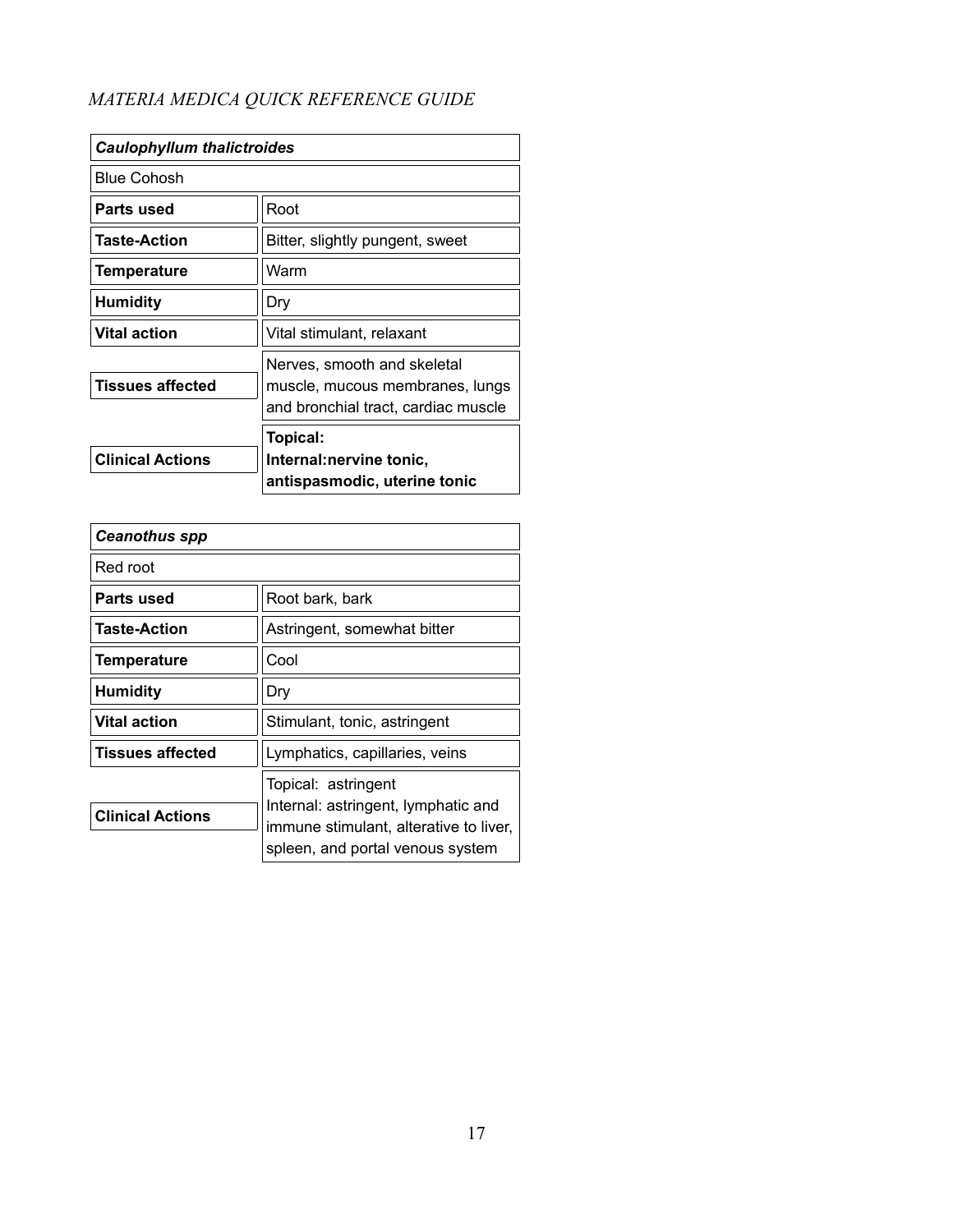*MATERIA MEDICA QUICK REFERENCE GUIDE*

| ***Caulophyllum thalictroides*** | |
|---|---|
| Blue Cohosh | |
| **Parts used** | Root |
| **Taste-Action** | Bitter, slightly pungent, sweet |
| **Temperature** | Warm |
| **Humidity** | Dry |
| **Vital action** | Vital stimulant, relaxant |
| **Tissues affected** | Nerves, smooth and skeletal muscle, mucous membranes, lungs and bronchial tract, cardiac muscle |
| **Clinical Actions** | **Topical:** <br> **Internal:nervine tonic, antispasmodic, uterine tonic** |

| ***Ceanothus spp*** | |
|---|---|
| Red root | |
| **Parts used** | Root bark, bark |
| **Taste-Action** | Astringent, somewhat bitter |
| **Temperature** | Cool |
| **Humidity** | Dry |
| **Vital action** | Stimulant, tonic, astringent |
| **Tissues affected** | Lymphatics, capillaries, veins |
| **Clinical Actions** | Topical: astringent <br> Internal: astringent, lymphatic and immune stimulant, alterative to liver, spleen, and portal venous system |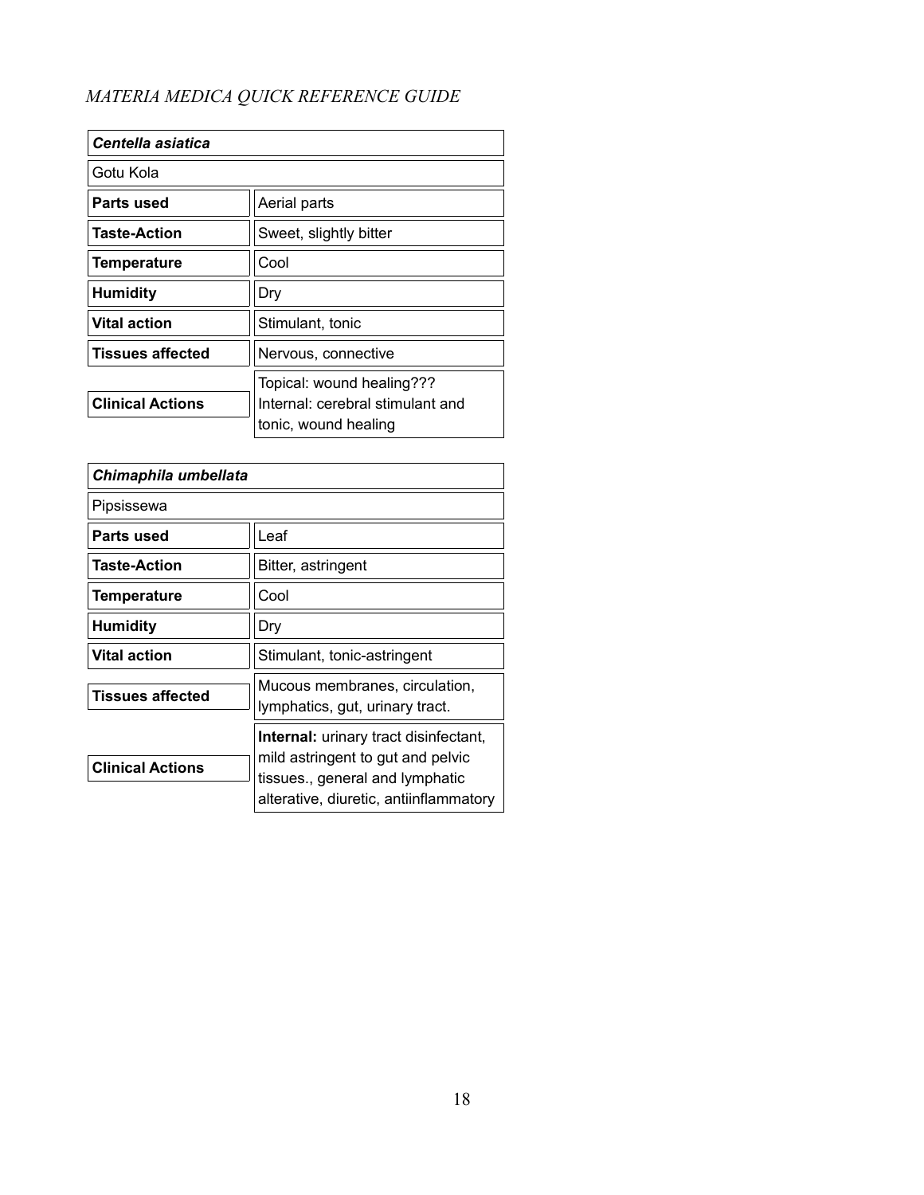| ***Centella asiatica*** | |
|---|---|
| Gotu Kola | |
| **Parts used** | Aerial parts |
| **Taste-Action** | Sweet, slightly bitter |
| **Temperature** | Cool |
| **Humidity** | Dry |
| **Vital action** | Stimulant, tonic |
| **Tissues affected** | Nervous, connective |
| **Clinical Actions** | Topical: wound healing??? Internal: cerebral stimulant and tonic, wound healing |

| ***Chimaphila umbellata*** | |
|---|---|
| Pipsissewa | |
| **Parts used** | Leaf |
| **Taste-Action** | Bitter, astringent |
| **Temperature** | Cool |
| **Humidity** | Dry |
| **Vital action** | Stimulant, tonic-astringent |
| **Tissues affected** | Mucous membranes, circulation, lymphatics, gut, urinary tract. |
| **Clinical Actions** | **Internal:** urinary tract disinfectant, mild astringent to gut and pelvic tissues., general and lymphatic alterative, diuretic, antiinflammatory |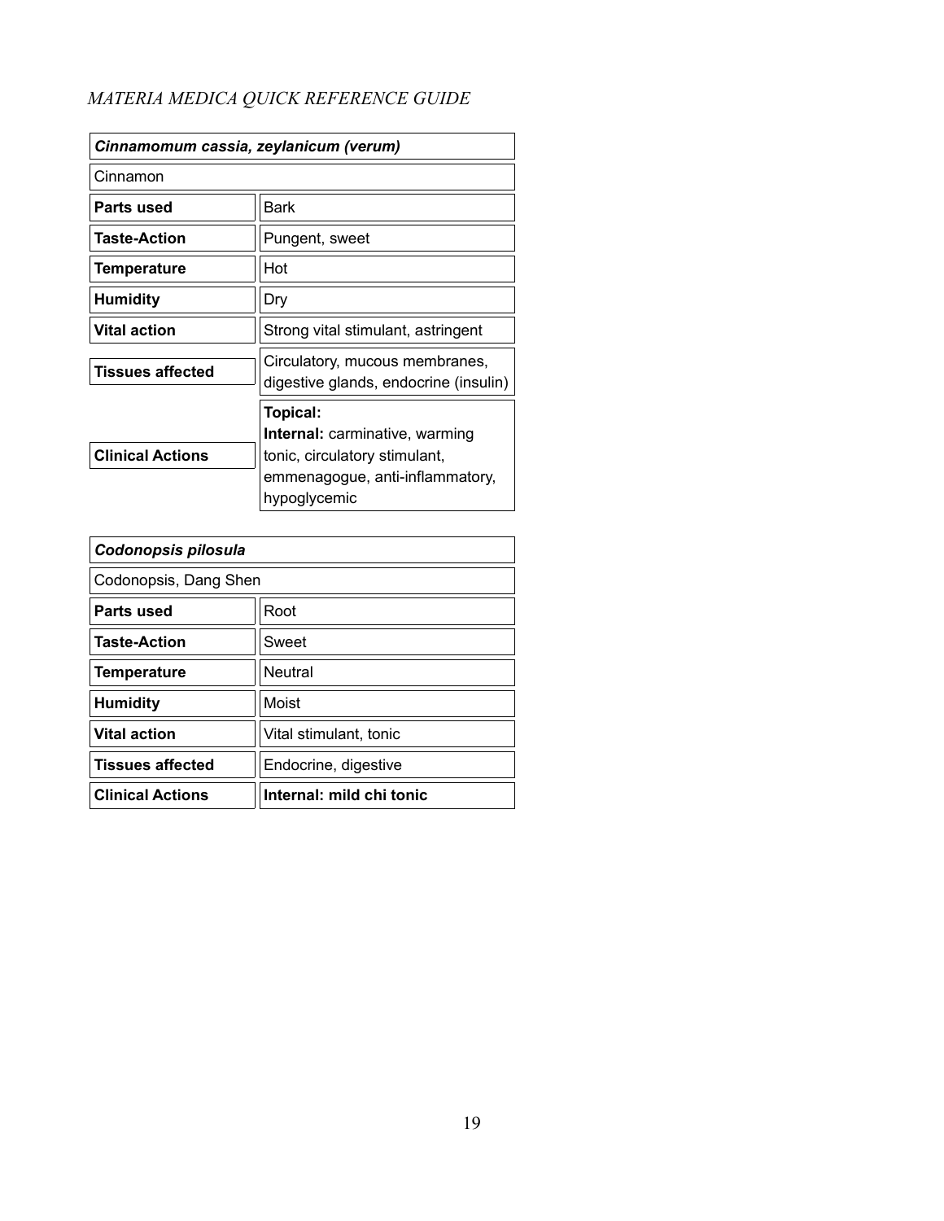| *Cinnamomum cassia, zeylanicum (verum)* | |
|---|---|
| Cinnamon | |
| **Parts used** | Bark |
| **Taste-Action** | Pungent, sweet |
| **Temperature** | Hot |
| **Humidity** | Dry |
| **Vital action** | Strong vital stimulant, astringent |
| **Tissues affected** | Circulatory, mucous membranes, digestive glands, endocrine (insulin) |
| **Clinical Actions** | **Topical:**<br>**Internal:** carminative, warming tonic, circulatory stimulant, emmenagogue, anti-inflammatory, hypoglycemic |

| *Codonopsis pilosula* | |
|---|---|
| Codonopsis, Dang Shen | |
| **Parts used** | Root |
| **Taste-Action** | Sweet |
| **Temperature** | Neutral |
| **Humidity** | Moist |
| **Vital action** | Vital stimulant, tonic |
| **Tissues affected** | Endocrine, digestive |
| **Clinical Actions** | **Internal: mild chi tonic** |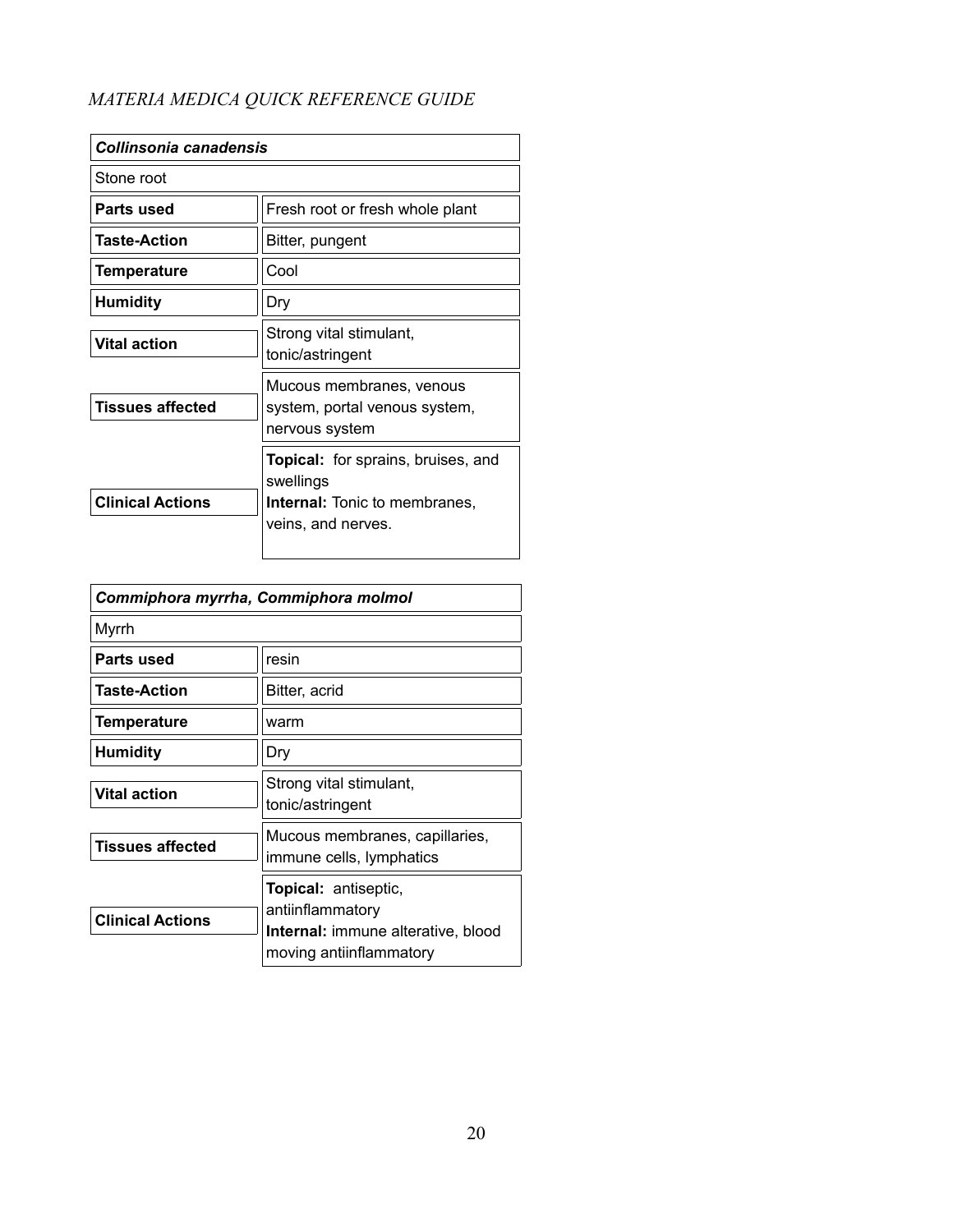| *Collinsonia canadensis* | |
|---|---|
| Stone root | |
| **Parts used** | Fresh root or fresh whole plant |
| **Taste-Action** | Bitter, pungent |
| **Temperature** | Cool |
| **Humidity** | Dry |
| **Vital action** | Strong vital stimulant, tonic/astringent |
| **Tissues affected** | Mucous membranes, venous system, portal venous system, nervous system |
| **Clinical Actions** | **Topical:** for sprains, bruises, and swellings<br>**Internal:** Tonic to membranes, veins, and nerves. |

| *Commiphora myrrha, Commiphora molmol* | |
|---|---|
| Myrrh | |
| **Parts used** | resin |
| **Taste-Action** | Bitter, acrid |
| **Temperature** | warm |
| **Humidity** | Dry |
| **Vital action** | Strong vital stimulant, tonic/astringent |
| **Tissues affected** | Mucous membranes, capillaries, immune cells, lymphatics |
| **Clinical Actions** | **Topical:** antiseptic, antiinflammatory<br>**Internal:** immune alterative, blood moving antiinflammatory |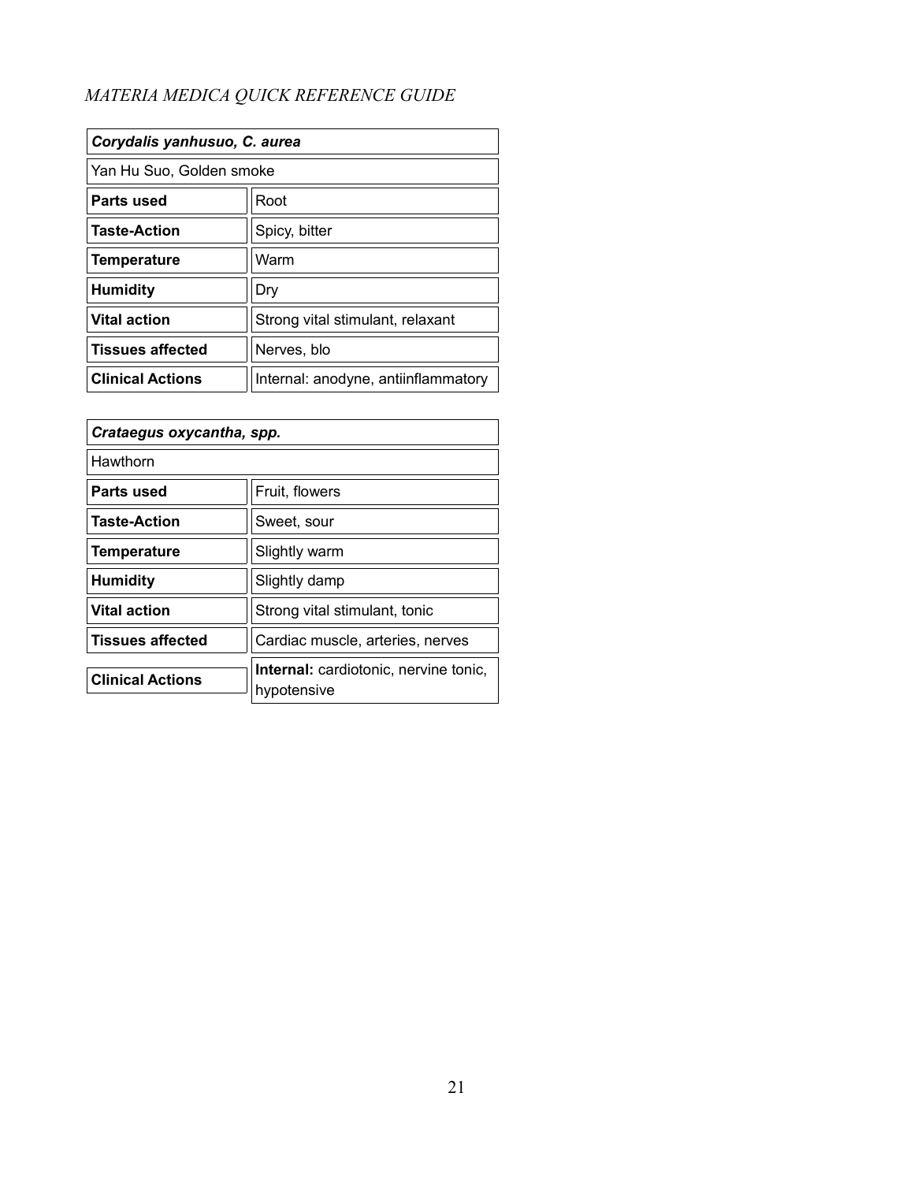| *Corydalis yanhusuo, C. aurea* | |
|---|---|
| Yan Hu Suo, Golden smoke | |
| **Parts used** | Root |
| **Taste-Action** | Spicy, bitter |
| **Temperature** | Warm |
| **Humidity** | Dry |
| **Vital action** | Strong vital stimulant, relaxant |
| **Tissues affected** | Nerves, blo |
| **Clinical Actions** | Internal: anodyne, antiinflammatory |

| *Crataegus oxycantha, spp.* | |
|---|---|
| Hawthorn | |
| **Parts used** | Fruit, flowers |
| **Taste-Action** | Sweet, sour |
| **Temperature** | Slightly warm |
| **Humidity** | Slightly damp |
| **Vital action** | Strong vital stimulant, tonic |
| **Tissues affected** | Cardiac muscle, arteries, nerves |
| **Clinical Actions** | **Internal:** cardiotonic, nervine tonic, hypotensive |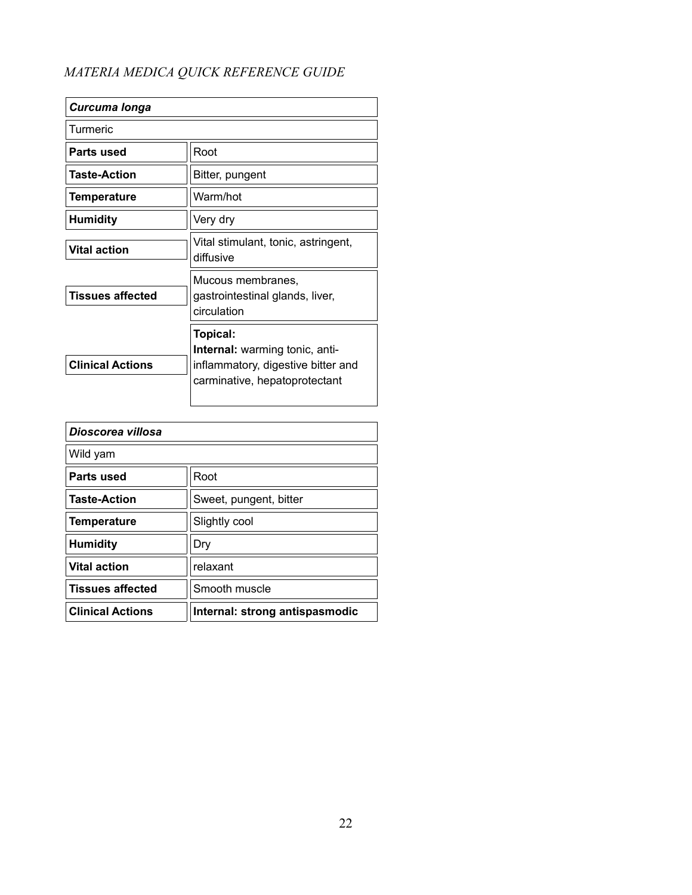| ***Curcuma longa*** | |
|---|---|
| Turmeric | |
| **Parts used** | Root |
| **Taste-Action** | Bitter, pungent |
| **Temperature** | Warm/hot |
| **Humidity** | Very dry |
| **Vital action** | Vital stimulant, tonic, astringent, diffusive |
| **Tissues affected** | Mucous membranes, gastrointestinal glands, liver, circulation |
| **Clinical Actions** | **Topical:**<br>**Internal:** warming tonic, anti-inflammatory, digestive bitter and carminative, hepatoprotectant |

| ***Dioscorea villosa*** | |
|---|---|
| Wild yam | |
| **Parts used** | Root |
| **Taste-Action** | Sweet, pungent, bitter |
| **Temperature** | Slightly cool |
| **Humidity** | Dry |
| **Vital action** | relaxant |
| **Tissues affected** | Smooth muscle |
| **Clinical Actions** | **Internal: strong antispasmodic** |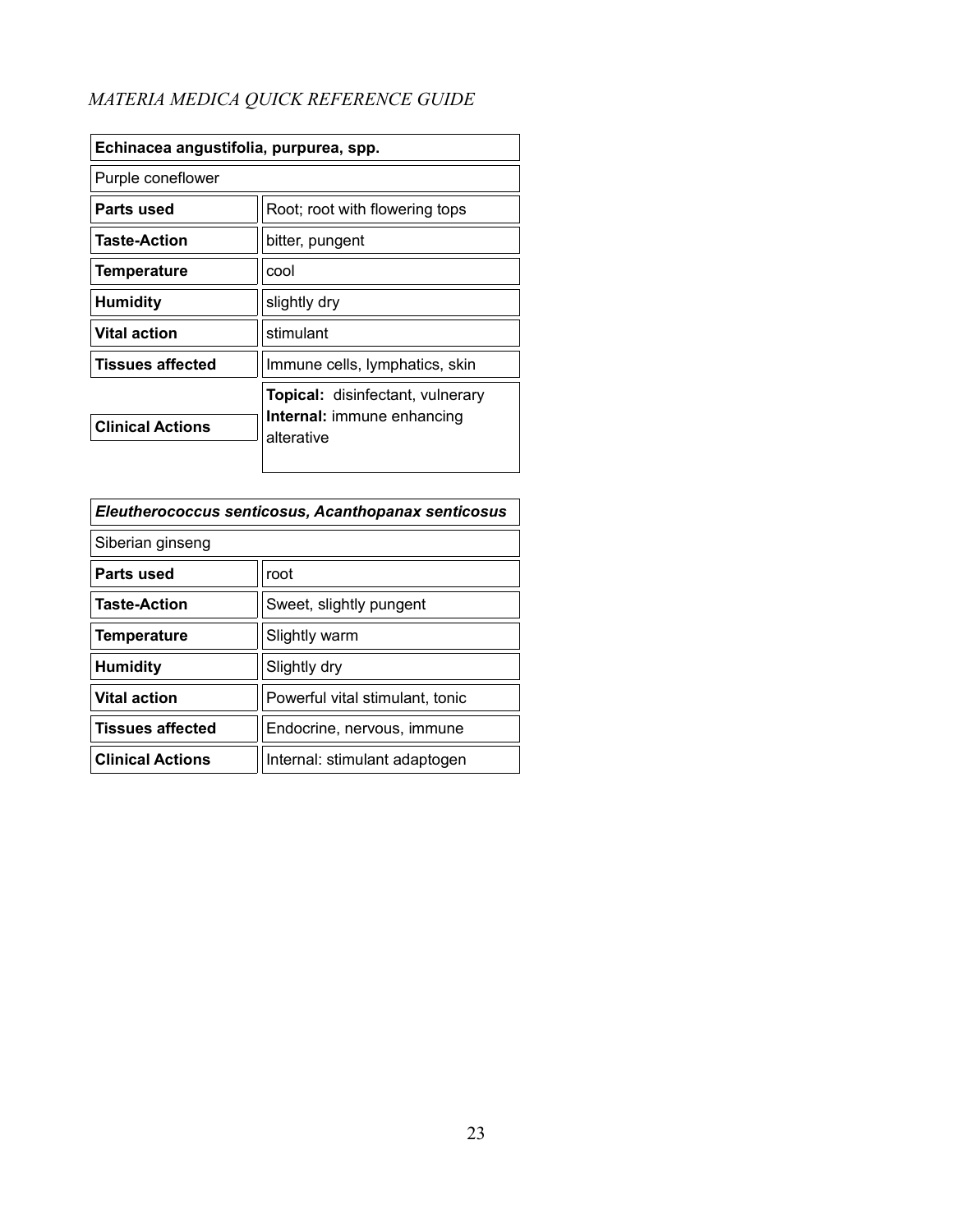| **Echinacea angustifolia, purpurea, spp.** | |
|---|---|
| Purple coneflower | |
| **Parts used** | Root; root with flowering tops |
| **Taste-Action** | bitter, pungent |
| **Temperature** | cool |
| **Humidity** | slightly dry |
| **Vital action** | stimulant |
| **Tissues affected** | Immune cells, lymphatics, skin |
| **Clinical Actions** | **Topical:** disinfectant, vulnerary<br>**Internal:** immune enhancing alterative |

| ***Eleutherococcus senticosus, Acanthopanax senticosus*** | |
|---|---|
| Siberian ginseng | |
| **Parts used** | root |
| **Taste-Action** | Sweet, slightly pungent |
| **Temperature** | Slightly warm |
| **Humidity** | Slightly dry |
| **Vital action** | Powerful vital stimulant, tonic |
| **Tissues affected** | Endocrine, nervous, immune |
| **Clinical Actions** | Internal: stimulant adaptogen |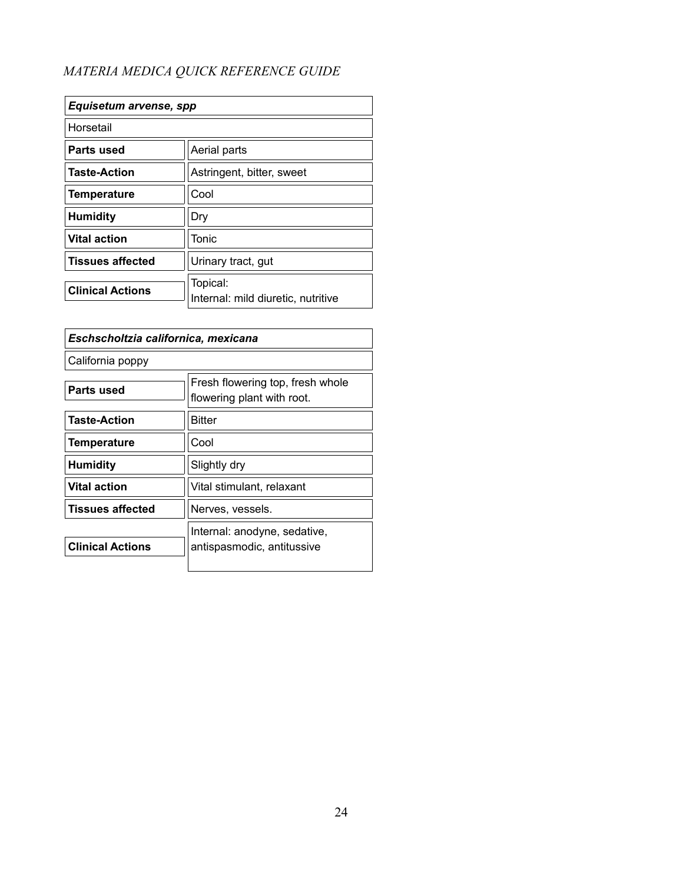| ***Equisetum arvense, spp*** | |
| --- | --- |
| Horsetail | |
| **Parts used** | Aerial parts |
| **Taste-Action** | Astringent, bitter, sweet |
| **Temperature** | Cool |
| **Humidity** | Dry |
| **Vital action** | Tonic |
| **Tissues affected** | Urinary tract, gut |
| **Clinical Actions** | Topical:<br>Internal: mild diuretic, nutritive |

| ***Eschscholtzia californica, mexicana*** | |
| --- | --- |
| California poppy | |
| **Parts used** | Fresh flowering top, fresh whole flowering plant with root. |
| **Taste-Action** | Bitter |
| **Temperature** | Cool |
| **Humidity** | Slightly dry |
| **Vital action** | Vital stimulant, relaxant |
| **Tissues affected** | Nerves, vessels. |
| **Clinical Actions** | Internal: anodyne, sedative, antispasmodic, antitussive |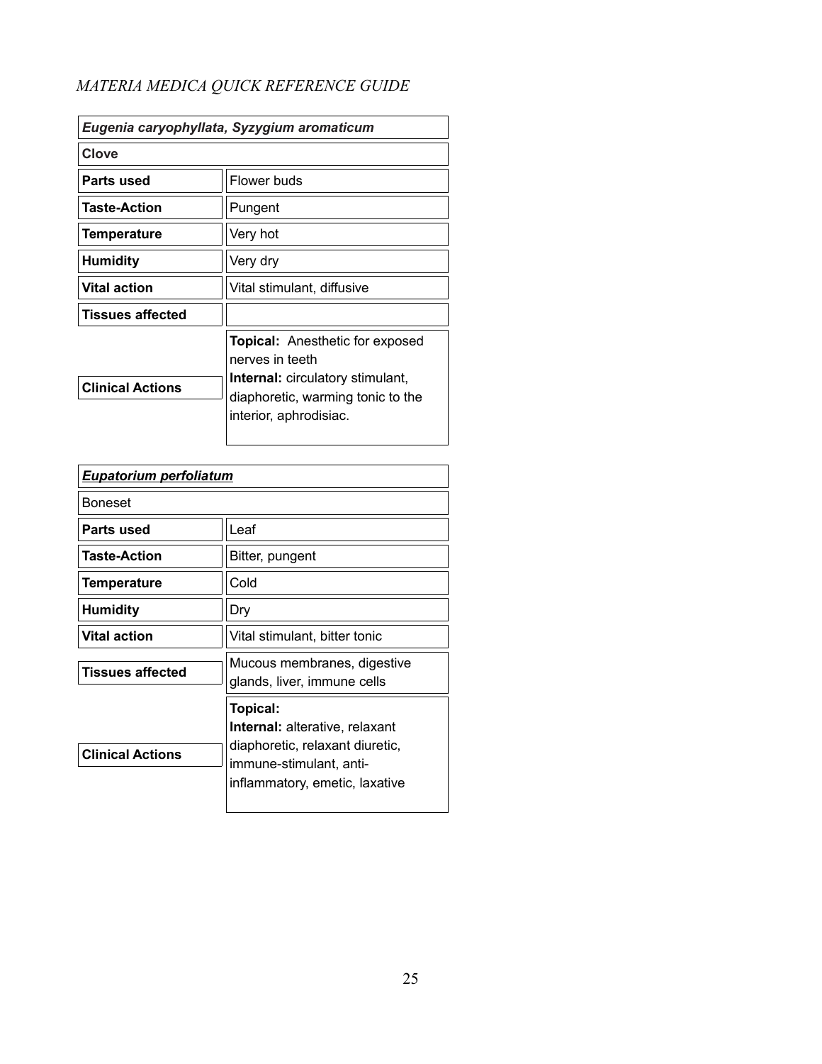*MATERIA MEDICA QUICK REFERENCE GUIDE*

| ***Eugenia caryophyllata, Syzygium aromaticum*** | |
|---|---|
| **Clove** | |
| **Parts used** | Flower buds |
| **Taste-Action** | Pungent |
| **Temperature** | Very hot |
| **Humidity** | Very dry |
| **Vital action** | Vital stimulant, diffusive |
| **Tissues affected** | |
| **Clinical Actions** | **Topical:** Anesthetic for exposed nerves in teeth<br>**Internal:** circulatory stimulant, diaphoretic, warming tonic to the interior, aphrodisiac. |

| ***Eupatorium perfoliatum*** | |
|---|---|
| Boneset | |
| **Parts used** | Leaf |
| **Taste-Action** | Bitter, pungent |
| **Temperature** | Cold |
| **Humidity** | Dry |
| **Vital action** | Vital stimulant, bitter tonic |
| **Tissues affected** | Mucous membranes, digestive glands, liver, immune cells |
| **Clinical Actions** | **Topical:**<br>**Internal:** alterative, relaxant diaphoretic, relaxant diuretic, immune-stimulant, anti-inflammatory, emetic, laxative |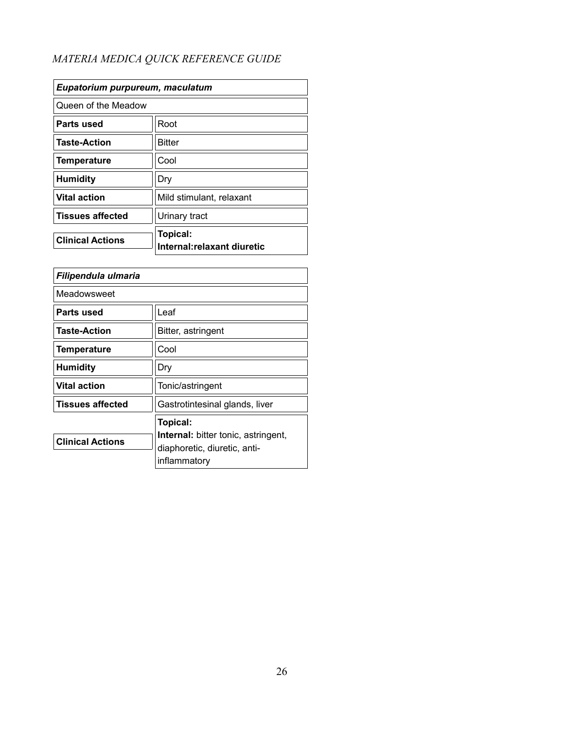*MATERIA MEDICA QUICK REFERENCE GUIDE*

| ***Eupatorium purpureum, maculatum*** | |
|---|---|
| Queen of the Meadow | |
| **Parts used** | Root |
| **Taste-Action** | Bitter |
| **Temperature** | Cool |
| **Humidity** | Dry |
| **Vital action** | Mild stimulant, relaxant |
| **Tissues affected** | Urinary tract |
| **Clinical Actions** | **Topical:** **Internal:relaxant diuretic** |

| ***Filipendula ulmaria*** | |
|---|---|
| Meadowsweet | |
| **Parts used** | Leaf |
| **Taste-Action** | Bitter, astringent |
| **Temperature** | Cool |
| **Humidity** | Dry |
| **Vital action** | Tonic/astringent |
| **Tissues affected** | Gastrotintesinal glands, liver |
| **Clinical Actions** | **Topical:** **Internal:** bitter tonic, astringent, diaphoretic, diuretic, anti-inflammatory |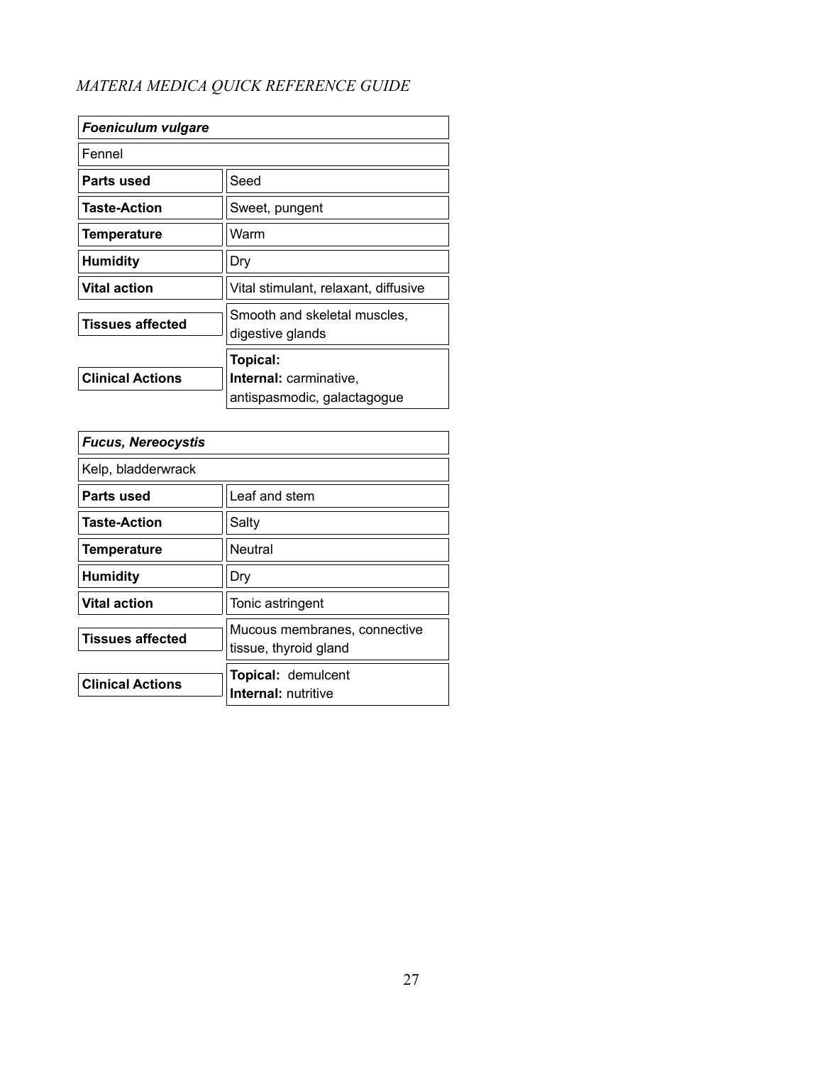| *Foeniculum vulgare* | |
|---|---|
| Fennel | |
| **Parts used** | Seed |
| **Taste-Action** | Sweet, pungent |
| **Temperature** | Warm |
| **Humidity** | Dry |
| **Vital action** | Vital stimulant, relaxant, diffusive |
| **Tissues affected** | Smooth and skeletal muscles, digestive glands |
| **Clinical Actions** | **Topical:**<br>**Internal:** carminative, antispasmodic, galactagogue |

| *Fucus, Nereocystis* | |
|---|---|
| Kelp, bladderwrack | |
| **Parts used** | Leaf and stem |
| **Taste-Action** | Salty |
| **Temperature** | Neutral |
| **Humidity** | Dry |
| **Vital action** | Tonic astringent |
| **Tissues affected** | Mucous membranes, connective tissue, thyroid gland |
| **Clinical Actions** | **Topical:** demulcent<br>**Internal:** nutritive |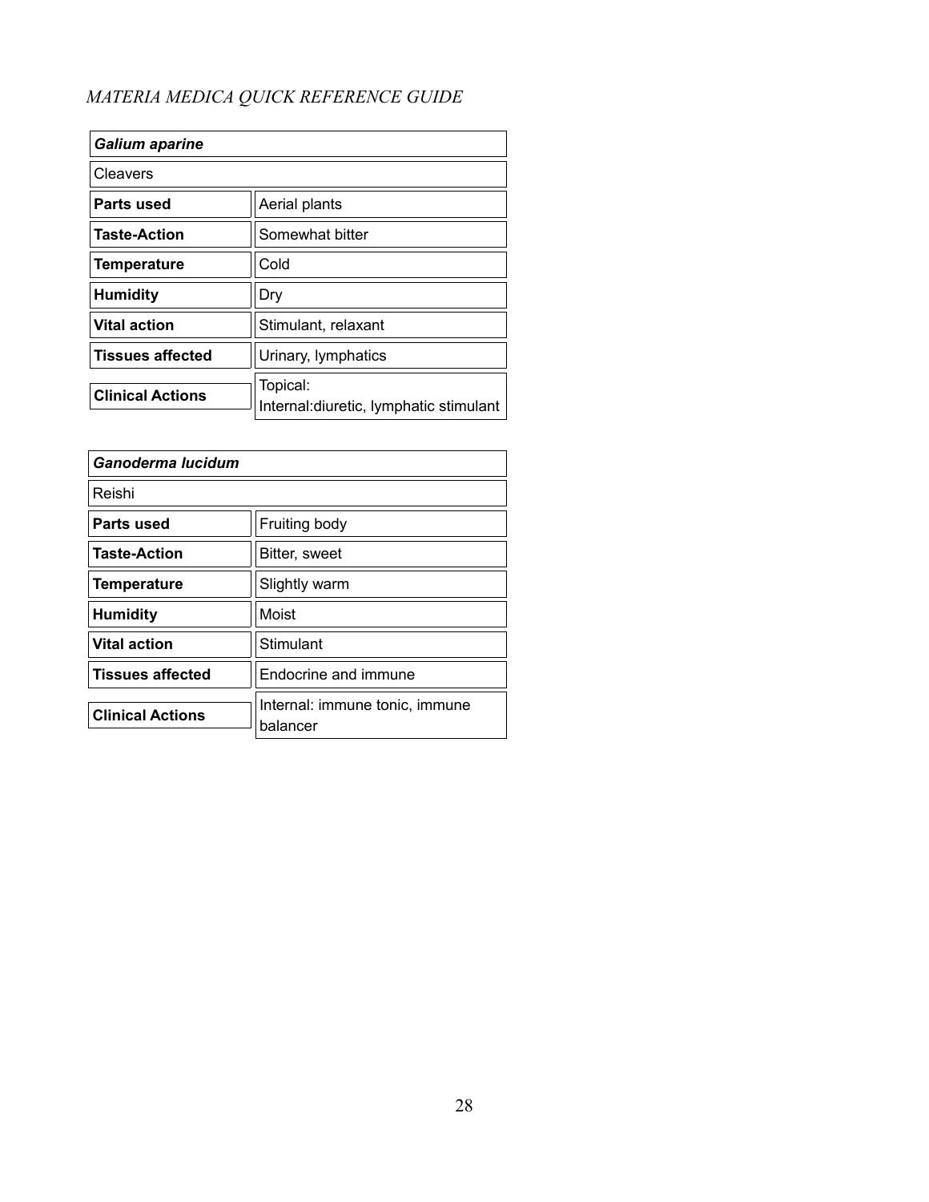*MATERIA MEDICA QUICK REFERENCE GUIDE*

| ***Galium aparine*** | |
|---|---|
| Cleavers | |
| **Parts used** | Aerial plants |
| **Taste-Action** | Somewhat bitter |
| **Temperature** | Cold |
| **Humidity** | Dry |
| **Vital action** | Stimulant, relaxant |
| **Tissues affected** | Urinary, lymphatics |
| **Clinical Actions** | Topical:<br>Internal:diuretic, lymphatic stimulant |

| ***Ganoderma lucidum*** | |
|---|---|
| Reishi | |
| **Parts used** | Fruiting body |
| **Taste-Action** | Bitter, sweet |
| **Temperature** | Slightly warm |
| **Humidity** | Moist |
| **Vital action** | Stimulant |
| **Tissues affected** | Endocrine and immune |
| **Clinical Actions** | Internal: immune tonic, immune balancer |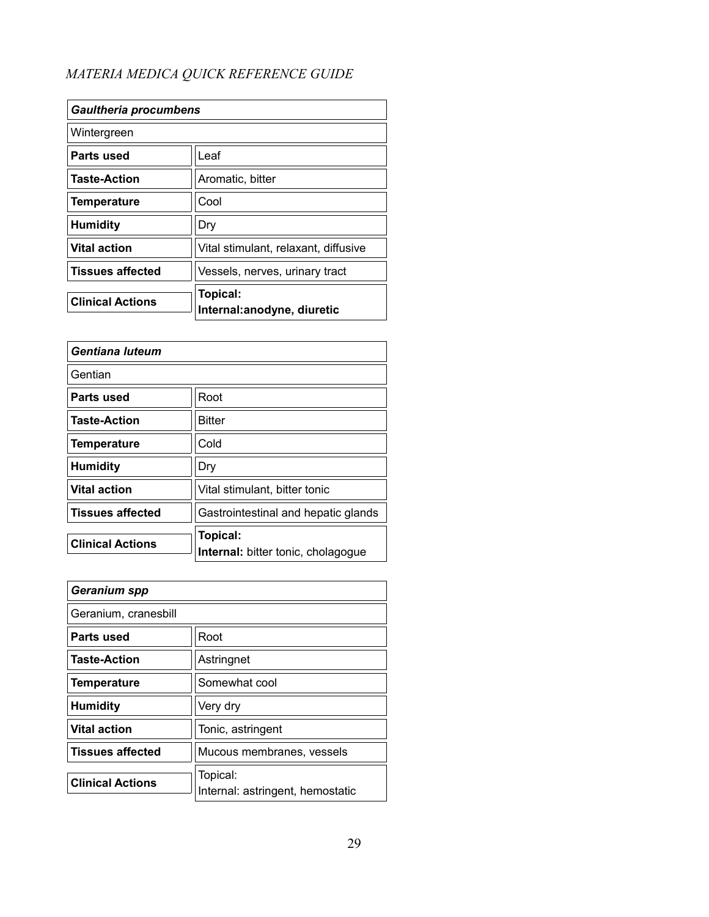*MATERIA MEDICA QUICK REFERENCE GUIDE*

| ***Gaultheria procumbens*** | |
|---|---|
| Wintergreen | |
| **Parts used** | Leaf |
| **Taste-Action** | Aromatic, bitter |
| **Temperature** | Cool |
| **Humidity** | Dry |
| **Vital action** | Vital stimulant, relaxant, diffusive |
| **Tissues affected** | Vessels, nerves, urinary tract |
| **Clinical Actions** | **Topical:**<br>**Internal:anodyne, diuretic** |

| ***Gentiana luteum*** | |
|---|---|
| Gentian | |
| **Parts used** | Root |
| **Taste-Action** | Bitter |
| **Temperature** | Cold |
| **Humidity** | Dry |
| **Vital action** | Vital stimulant, bitter tonic |
| **Tissues affected** | Gastrointestinal and hepatic glands |
| **Clinical Actions** | **Topical:**<br>**Internal:** bitter tonic, cholagogue |

| ***Geranium spp*** | |
|---|---|
| Geranium, cranesbill | |
| **Parts used** | Root |
| **Taste-Action** | Astringnet |
| **Temperature** | Somewhat cool |
| **Humidity** | Very dry |
| **Vital action** | Tonic, astringent |
| **Tissues affected** | Mucous membranes, vessels |
| **Clinical Actions** | Topical:<br>Internal: astringent, hemostatic |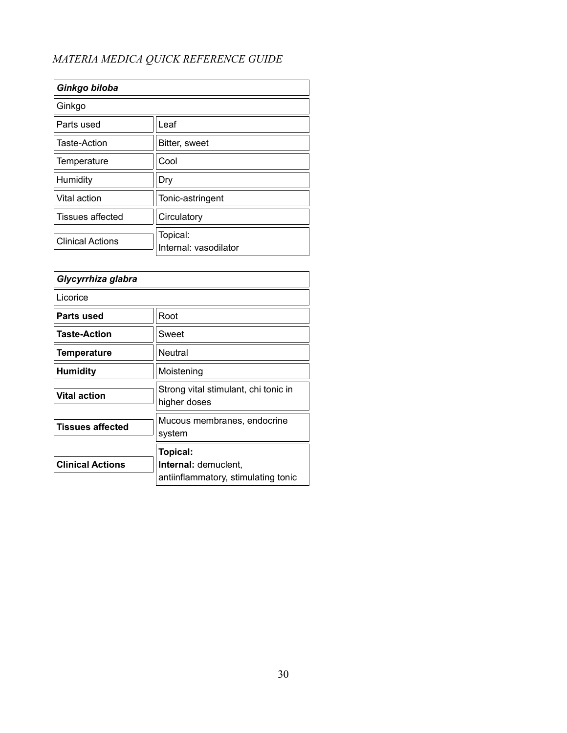*MATERIA MEDICA QUICK REFERENCE GUIDE*

| ***Ginkgo biloba*** | |
|---|---|
| Ginkgo | |
| Parts used | Leaf |
| Taste-Action | Bitter, sweet |
| Temperature | Cool |
| Humidity | Dry |
| Vital action | Tonic-astringent |
| Tissues affected | Circulatory |
| Clinical Actions | Topical:<br>Internal: vasodilator |

| ***Glycyrrhiza glabra*** | |
|---|---|
| Licorice | |
| **Parts used** | Root |
| **Taste-Action** | Sweet |
| **Temperature** | Neutral |
| **Humidity** | Moistening |
| **Vital action** | Strong vital stimulant, chi tonic in higher doses |
| **Tissues affected** | Mucous membranes, endocrine system |
| **Clinical Actions** | **Topical:**<br>**Internal:** demuclent, antiinflammatory, stimulating tonic |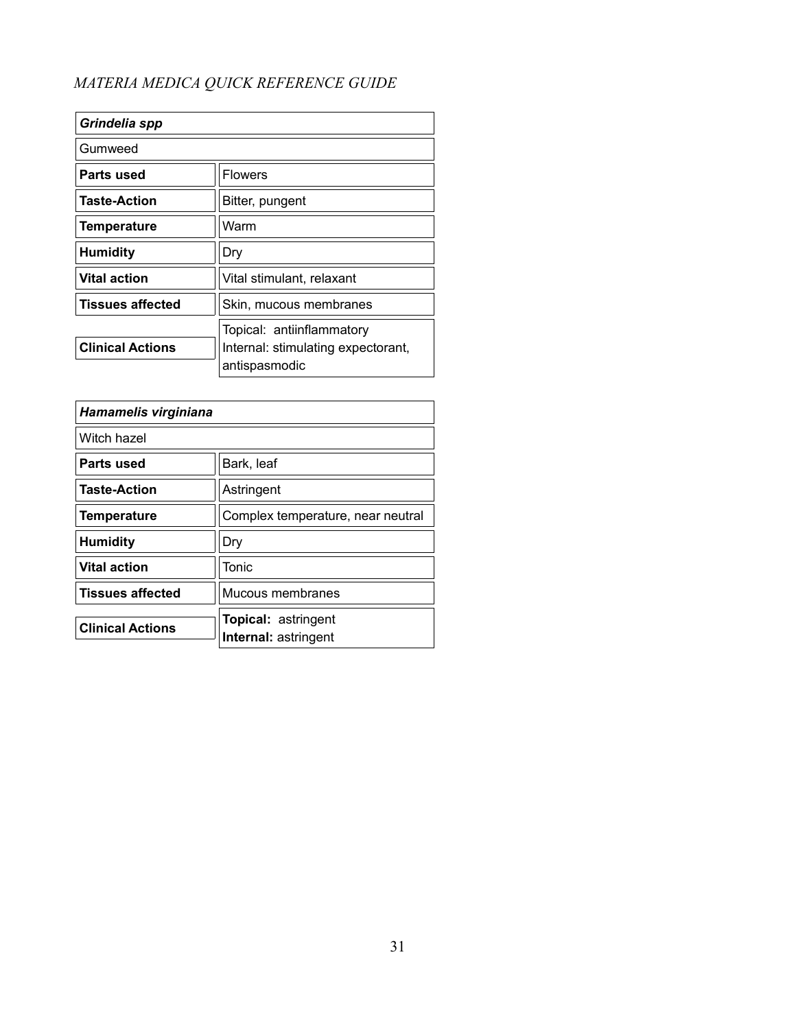| ***Grindelia spp*** | |
|---|---|
| Gumweed | |
| **Parts used** | Flowers |
| **Taste-Action** | Bitter, pungent |
| **Temperature** | Warm |
| **Humidity** | Dry |
| **Vital action** | Vital stimulant, relaxant |
| **Tissues affected** | Skin, mucous membranes |
| **Clinical Actions** | Topical: antiinflammatory<br>Internal: stimulating expectorant, antispasmodic |

| ***Hamamelis virginiana*** | |
|---|---|
| Witch hazel | |
| **Parts used** | Bark, leaf |
| **Taste-Action** | Astringent |
| **Temperature** | Complex temperature, near neutral |
| **Humidity** | Dry |
| **Vital action** | Tonic |
| **Tissues affected** | Mucous membranes |
| **Clinical Actions** | **Topical:** astringent<br>**Internal:** astringent |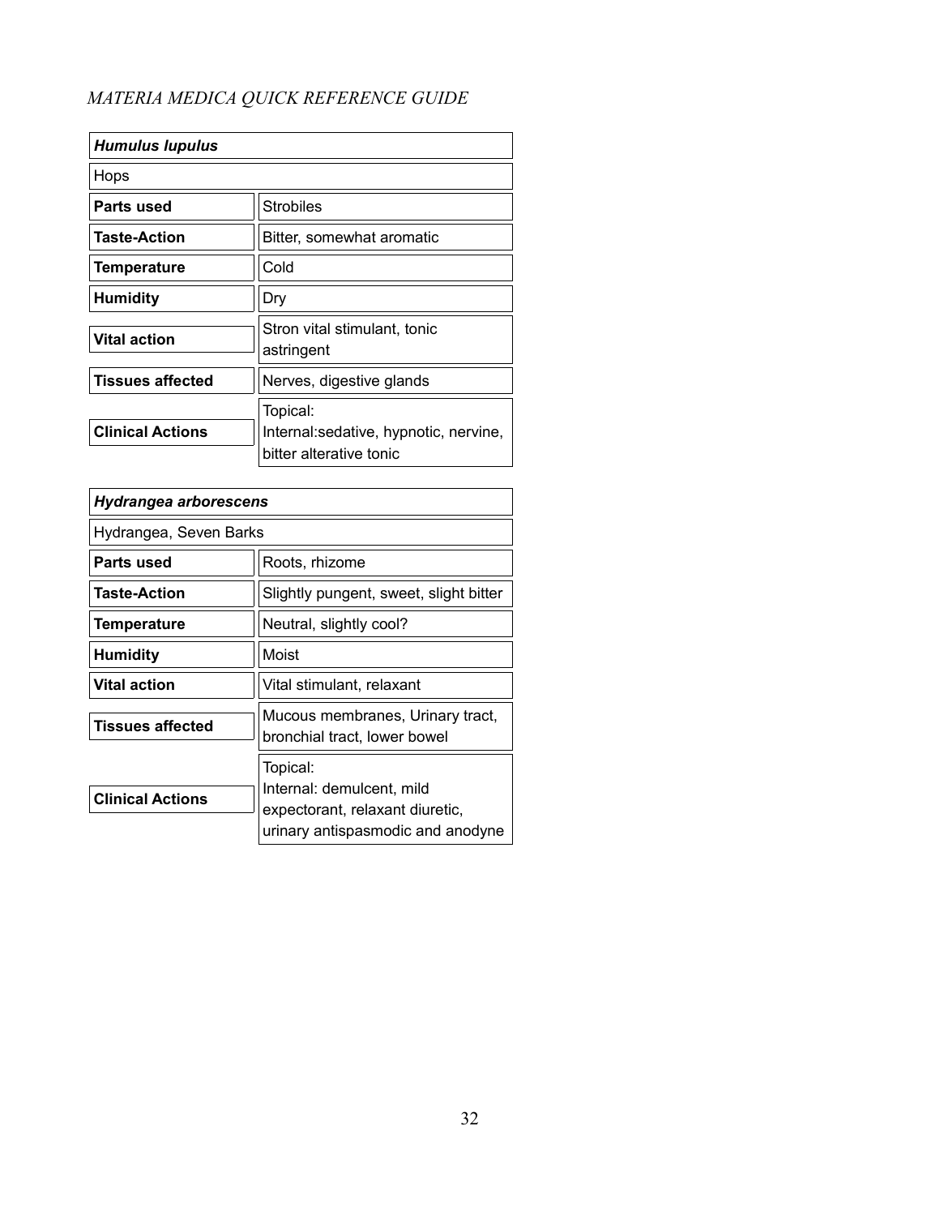| ***Humulus lupulus*** | |
|---|---|
| Hops | |
| **Parts used** | Strobiles |
| **Taste-Action** | Bitter, somewhat aromatic |
| **Temperature** | Cold |
| **Humidity** | Dry |
| **Vital action** | Stron vital stimulant, tonic astringent |
| **Tissues affected** | Nerves, digestive glands |
| **Clinical Actions** | Topical:<br>Internal:sedative, hypnotic, nervine, bitter alterative tonic |

| ***Hydrangea arborescens*** | |
|---|---|
| Hydrangea, Seven Barks | |
| **Parts used** | Roots, rhizome |
| **Taste-Action** | Slightly pungent, sweet, slight bitter |
| **Temperature** | Neutral, slightly cool? |
| **Humidity** | Moist |
| **Vital action** | Vital stimulant, relaxant |
| **Tissues affected** | Mucous membranes, Urinary tract, bronchial tract, lower bowel |
| **Clinical Actions** | Topical:<br>Internal: demulcent, mild expectorant, relaxant diuretic, urinary antispasmodic and anodyne |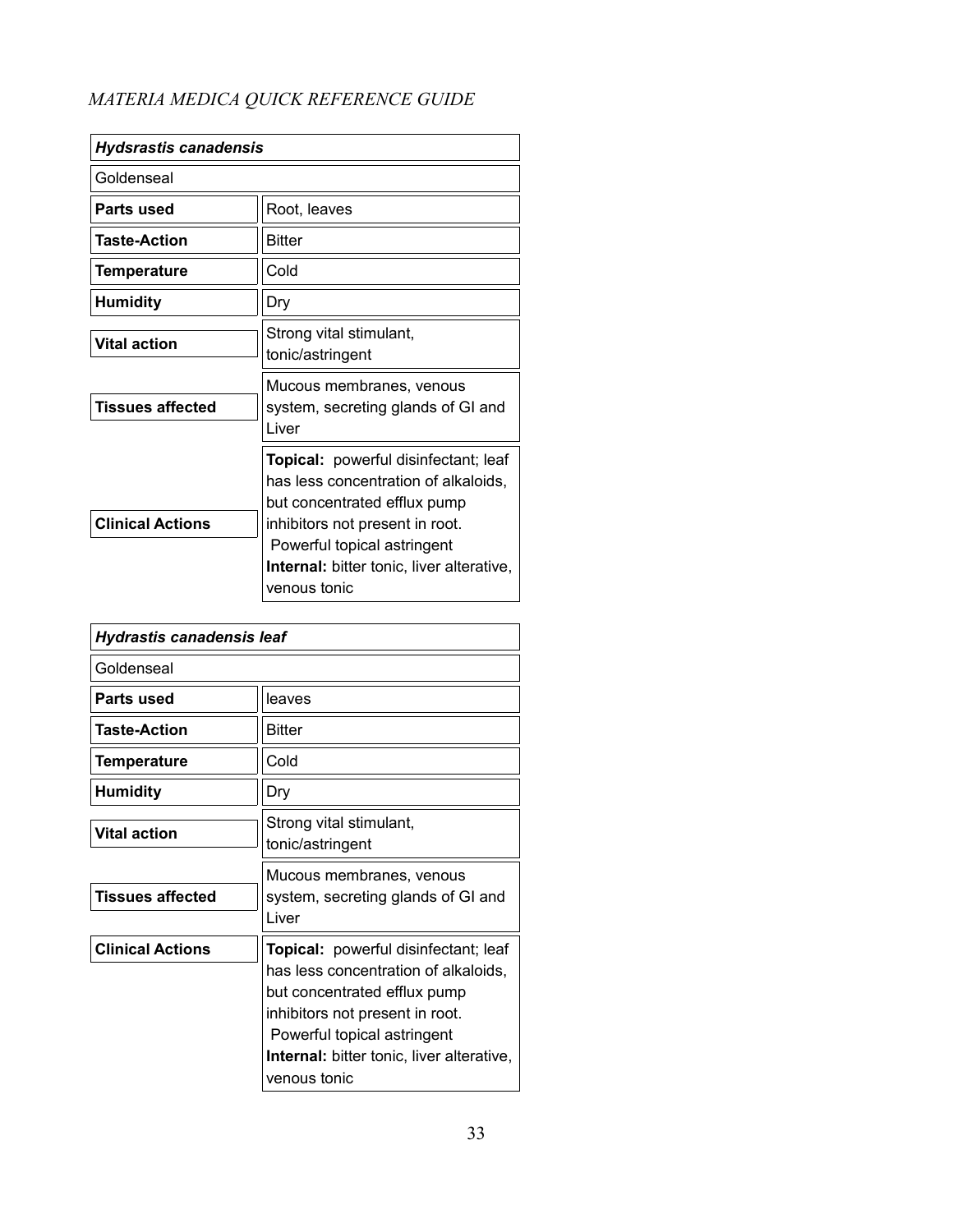*MATERIA MEDICA QUICK REFERENCE GUIDE*

| ***Hydsrastis canadensis*** | |
|---|---|
| Goldenseal | |
| **Parts used** | Root, leaves |
| **Taste-Action** | Bitter |
| **Temperature** | Cold |
| **Humidity** | Dry |
| **Vital action** | Strong vital stimulant, tonic/astringent |
| **Tissues affected** | Mucous membranes, venous system, secreting glands of GI and Liver |
| **Clinical Actions** | **Topical:** powerful disinfectant; leaf has less concentration of alkaloids, but concentrated efflux pump inhibitors not present in root. Powerful topical astringent **Internal:** bitter tonic, liver alterative, venous tonic |

| ***Hydrastis canadensis leaf*** | |
|---|---|
| Goldenseal | |
| **Parts used** | leaves |
| **Taste-Action** | Bitter |
| **Temperature** | Cold |
| **Humidity** | Dry |
| **Vital action** | Strong vital stimulant, tonic/astringent |
| **Tissues affected** | Mucous membranes, venous system, secreting glands of GI and Liver |
| **Clinical Actions** | **Topical:** powerful disinfectant; leaf has less concentration of alkaloids, but concentrated efflux pump inhibitors not present in root. Powerful topical astringent **Internal:** bitter tonic, liver alterative, venous tonic |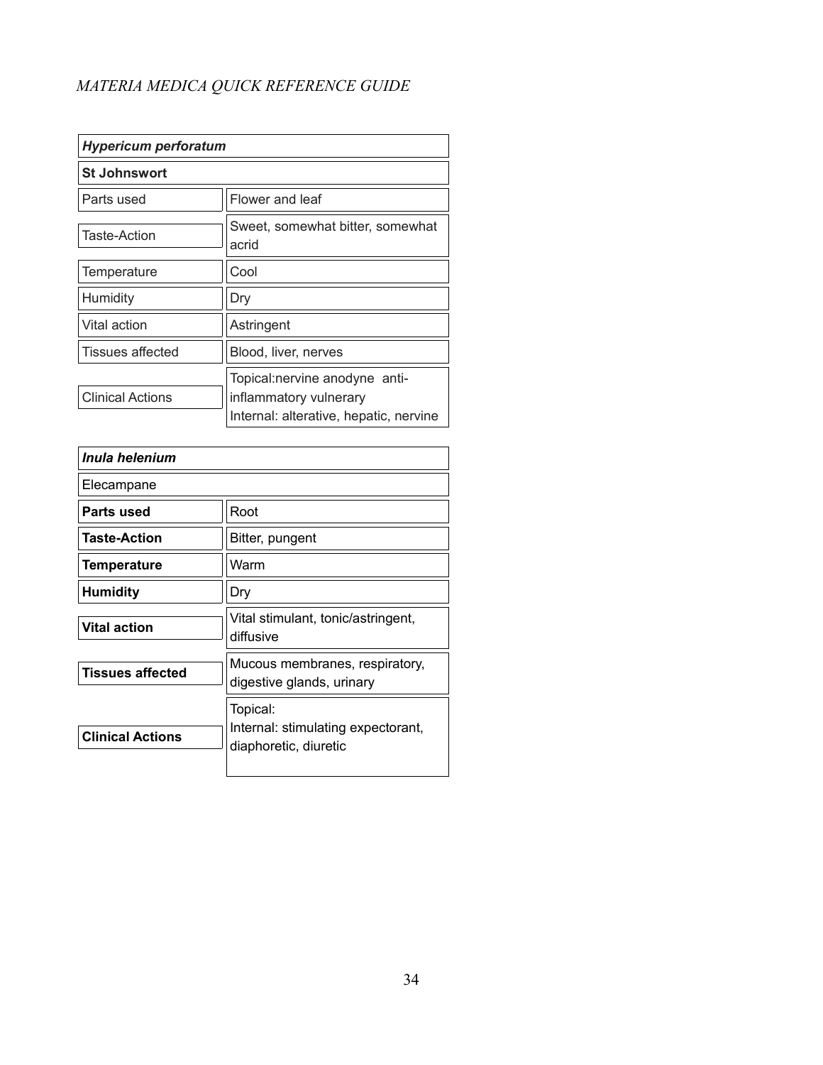| ***Hypericum perforatum*** | |
|---|---|
| **St Johnswort** | |
| Parts used | Flower and leaf |
| Taste-Action | Sweet, somewhat bitter, somewhat acrid |
| Temperature | Cool |
| Humidity | Dry |
| Vital action | Astringent |
| Tissues affected | Blood, liver, nerves |
| Clinical Actions | Topical:nervine anodyne anti-inflammatory vulnerary<br>Internal: alterative, hepatic, nervine |

| ***Inula helenium*** | |
|---|---|
| Elecampane | |
| **Parts used** | Root |
| **Taste-Action** | Bitter, pungent |
| **Temperature** | Warm |
| **Humidity** | Dry |
| **Vital action** | Vital stimulant, tonic/astringent, diffusive |
| **Tissues affected** | Mucous membranes, respiratory, digestive glands, urinary |
| **Clinical Actions** | Topical:<br>Internal: stimulating expectorant, diaphoretic, diuretic |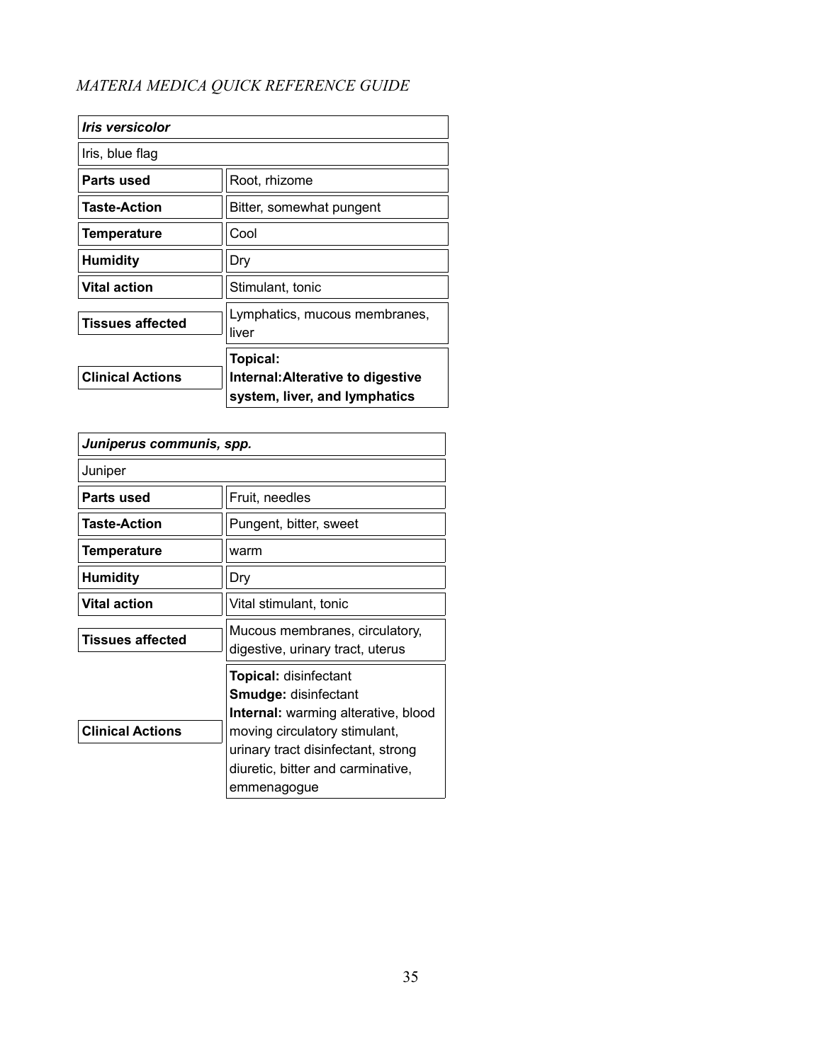| ***Iris versicolor*** | |
|---|---|
| Iris, blue flag | |
| **Parts used** | Root, rhizome |
| **Taste-Action** | Bitter, somewhat pungent |
| **Temperature** | Cool |
| **Humidity** | Dry |
| **Vital action** | Stimulant, tonic |
| **Tissues affected** | Lymphatics, mucous membranes, liver |
| **Clinical Actions** | **Topical:**<br>**Internal:Alterative to digestive system, liver, and lymphatics** |

| ***Juniperus communis, spp.*** | |
|---|---|
| Juniper | |
| **Parts used** | Fruit, needles |
| **Taste-Action** | Pungent, bitter, sweet |
| **Temperature** | warm |
| **Humidity** | Dry |
| **Vital action** | Vital stimulant, tonic |
| **Tissues affected** | Mucous membranes, circulatory, digestive, urinary tract, uterus |
| **Clinical Actions** | **Topical:** disinfectant<br>**Smudge:** disinfectant<br>**Internal:** warming alterative, blood moving circulatory stimulant, urinary tract disinfectant, strong diuretic, bitter and carminative, emmenagogue |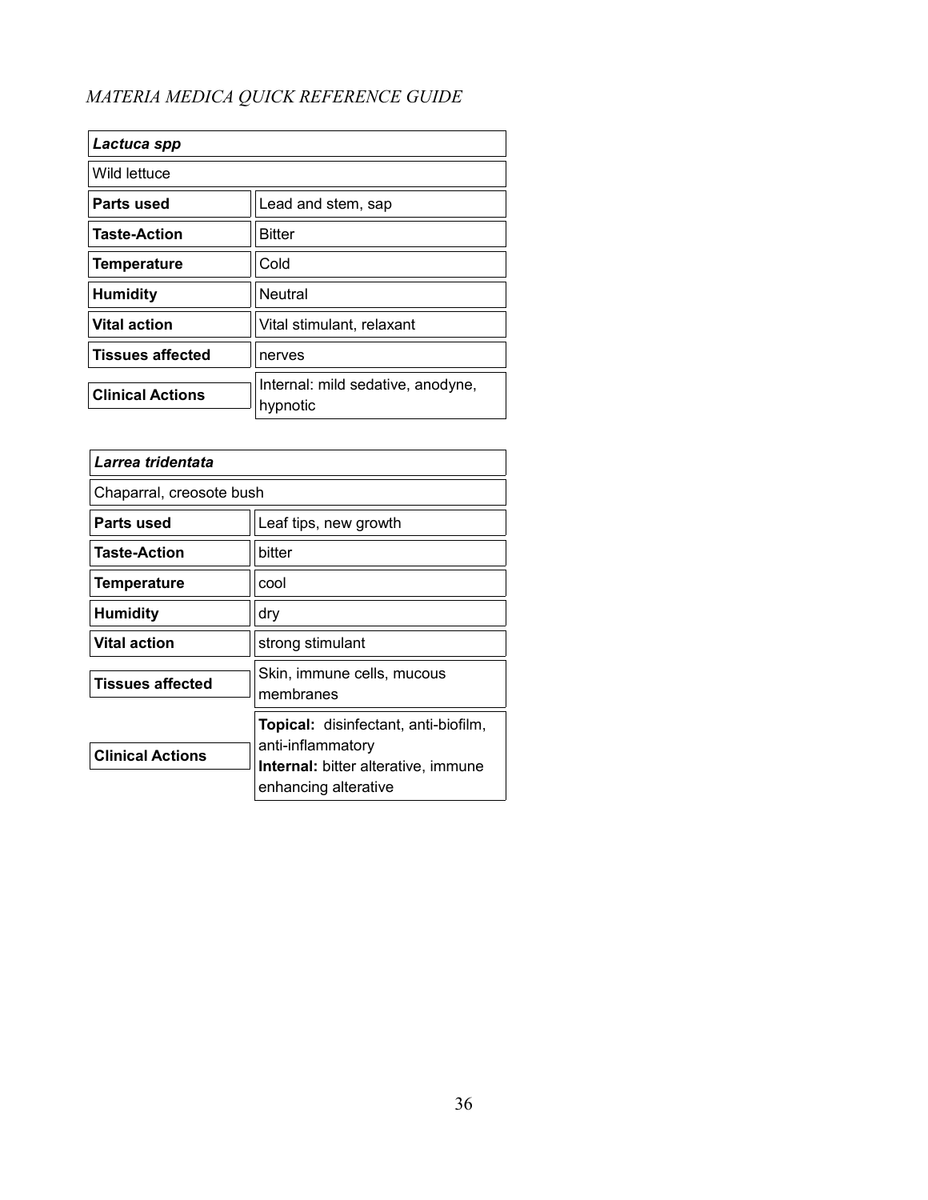| *Lactuca spp* | |
|---|---|
| Wild lettuce | |
| **Parts used** | Lead and stem, sap |
| **Taste-Action** | Bitter |
| **Temperature** | Cold |
| **Humidity** | Neutral |
| **Vital action** | Vital stimulant, relaxant |
| **Tissues affected** | nerves |
| **Clinical Actions** | Internal: mild sedative, anodyne, hypnotic |

| *Larrea tridentata* | |
|---|---|
| Chaparral, creosote bush | |
| **Parts used** | Leaf tips, new growth |
| **Taste-Action** | bitter |
| **Temperature** | cool |
| **Humidity** | dry |
| **Vital action** | strong stimulant |
| **Tissues affected** | Skin, immune cells, mucous membranes |
| **Clinical Actions** | **Topical:** disinfectant, anti-biofilm, anti-inflammatory<br>**Internal:** bitter alterative, immune enhancing alterative |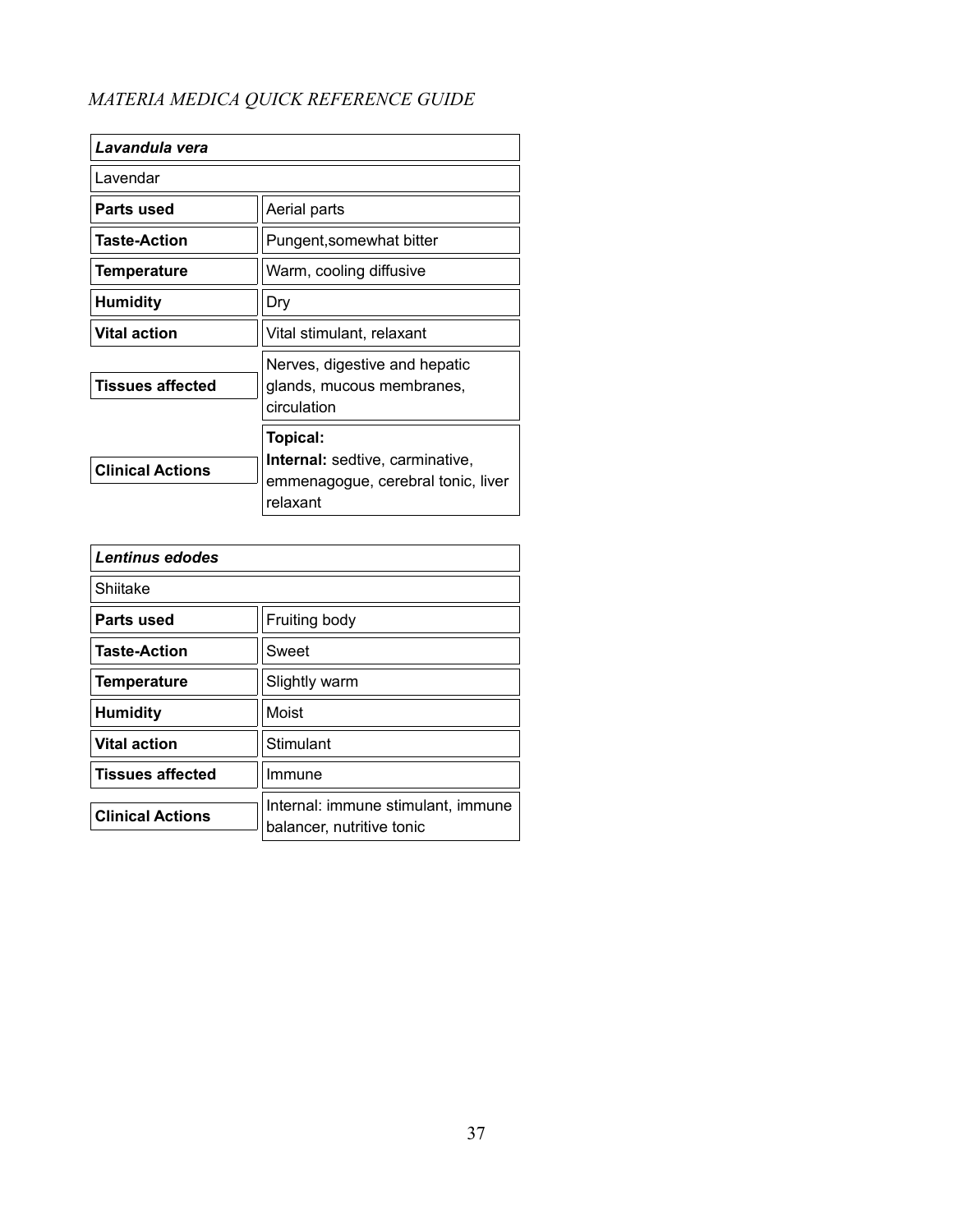| *Lavandula vera* | |
|---|---|
| Lavendar | |
| **Parts used** | Aerial parts |
| **Taste-Action** | Pungent,somewhat bitter |
| **Temperature** | Warm, cooling diffusive |
| **Humidity** | Dry |
| **Vital action** | Vital stimulant, relaxant |
| **Tissues affected** | Nerves, digestive and hepatic glands, mucous membranes, circulation |
| **Clinical Actions** | **Topical:** **Internal:** sedtive, carminative, emmenagogue, cerebral tonic, liver relaxant |

| *Lentinus edodes* | |
|---|---|
| Shiitake | |
| **Parts used** | Fruiting body |
| **Taste-Action** | Sweet |
| **Temperature** | Slightly warm |
| **Humidity** | Moist |
| **Vital action** | Stimulant |
| **Tissues affected** | Immune |
| **Clinical Actions** | Internal: immune stimulant, immune balancer, nutritive tonic |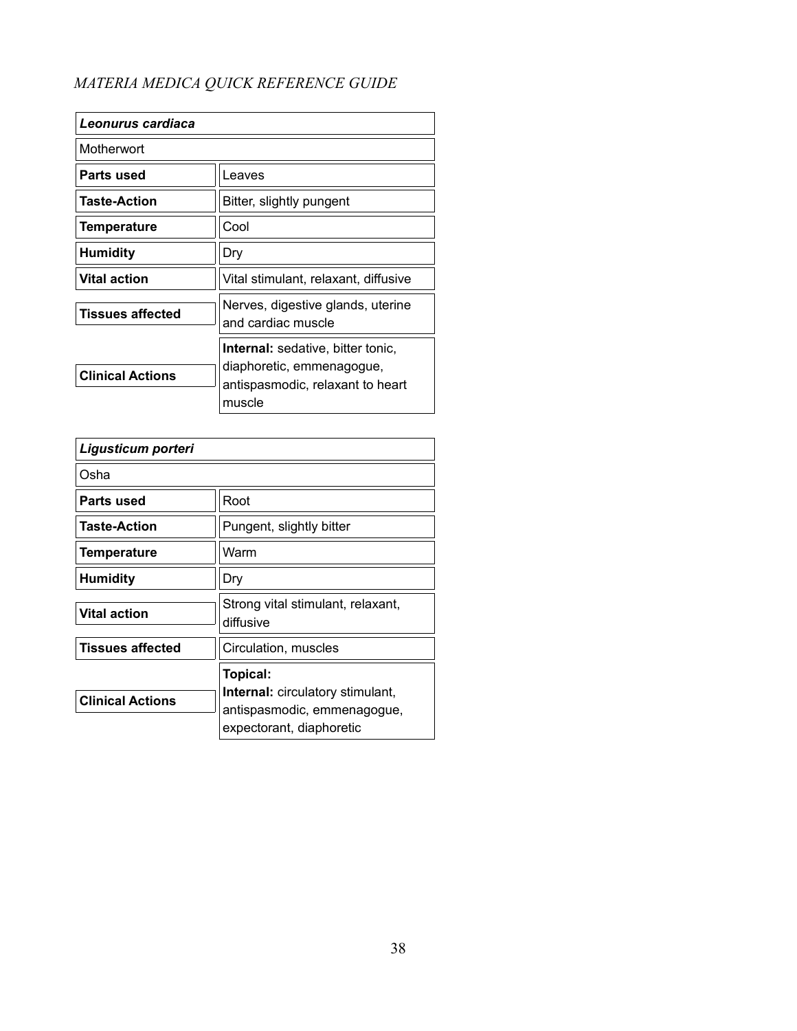*MATERIA MEDICA QUICK REFERENCE GUIDE*

| ***Leonurus cardiaca*** | |
|---|---|
| Motherwort | |
| **Parts used** | Leaves |
| **Taste-Action** | Bitter, slightly pungent |
| **Temperature** | Cool |
| **Humidity** | Dry |
| **Vital action** | Vital stimulant, relaxant, diffusive |
| **Tissues affected** | Nerves, digestive glands, uterine and cardiac muscle |
| **Clinical Actions** | **Internal:** sedative, bitter tonic, diaphoretic, emmenagogue, antispasmodic, relaxant to heart muscle |

| ***Ligusticum porteri*** | |
|---|---|
| Osha | |
| **Parts used** | Root |
| **Taste-Action** | Pungent, slightly bitter |
| **Temperature** | Warm |
| **Humidity** | Dry |
| **Vital action** | Strong vital stimulant, relaxant, diffusive |
| **Tissues affected** | Circulation, muscles |
| **Clinical Actions** | **Topical:**<br>**Internal:** circulatory stimulant, antispasmodic, emmenagogue, expectorant, diaphoretic |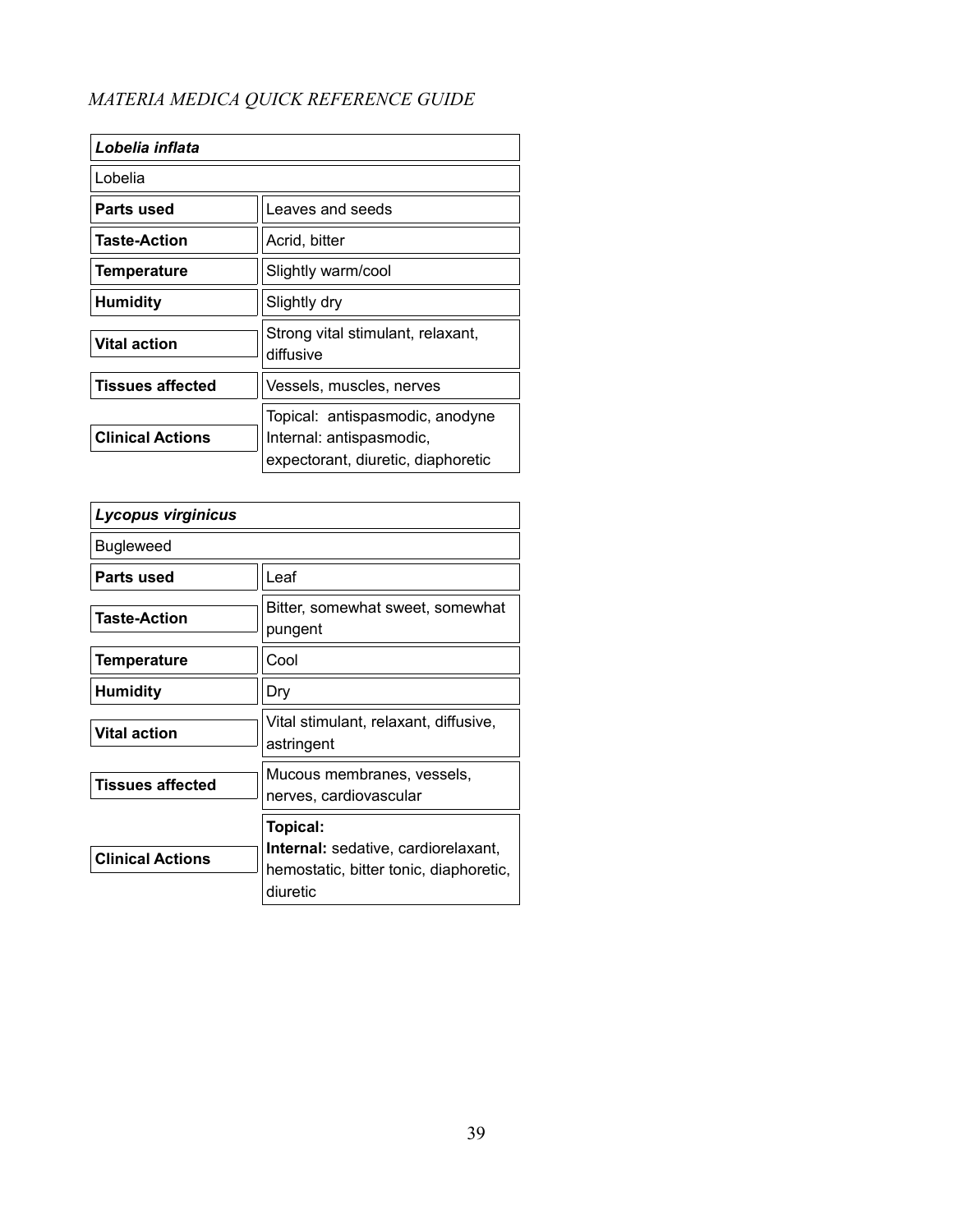*MATERIA MEDICA QUICK REFERENCE GUIDE*

| ***Lobelia inflata*** | |
|---|---|
| Lobelia | |
| **Parts used** | Leaves and seeds |
| **Taste-Action** | Acrid, bitter |
| **Temperature** | Slightly warm/cool |
| **Humidity** | Slightly dry |
| **Vital action** | Strong vital stimulant, relaxant, diffusive |
| **Tissues affected** | Vessels, muscles, nerves |
| **Clinical Actions** | Topical: antispasmodic, anodyne<br>Internal: antispasmodic, expectorant, diuretic, diaphoretic |

| ***Lycopus virginicus*** | |
|---|---|
| Bugleweed | |
| **Parts used** | Leaf |
| **Taste-Action** | Bitter, somewhat sweet, somewhat pungent |
| **Temperature** | Cool |
| **Humidity** | Dry |
| **Vital action** | Vital stimulant, relaxant, diffusive, astringent |
| **Tissues affected** | Mucous membranes, vessels, nerves, cardiovascular |
| **Clinical Actions** | **Topical:**<br>**Internal:** sedative, cardiorelaxant, hemostatic, bitter tonic, diaphoretic, diuretic |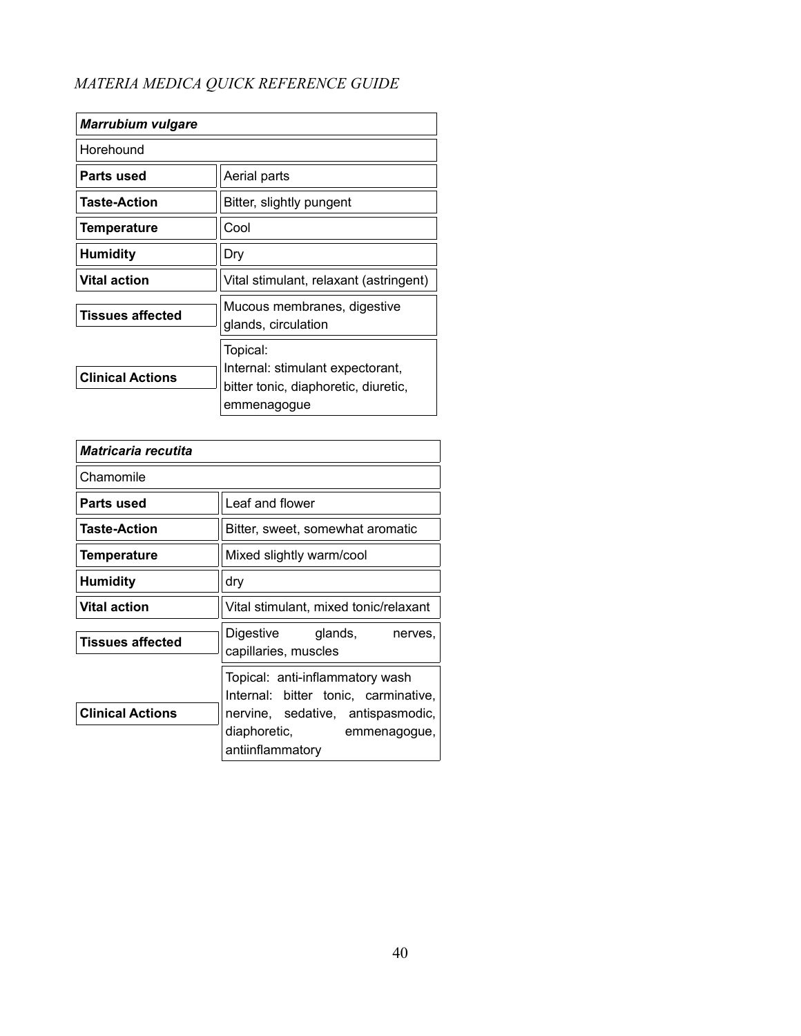| ***Marrubium vulgare*** | |
|---|---|
| Horehound | |
| **Parts used** | Aerial parts |
| **Taste-Action** | Bitter, slightly pungent |
| **Temperature** | Cool |
| **Humidity** | Dry |
| **Vital action** | Vital stimulant, relaxant (astringent) |
| **Tissues affected** | Mucous membranes, digestive glands, circulation |
| **Clinical Actions** | Topical:<br>Internal: stimulant expectorant, bitter tonic, diaphoretic, diuretic, emmenagogue |

| ***Matricaria recutita*** | |
|---|---|
| Chamomile | |
| **Parts used** | Leaf and flower |
| **Taste-Action** | Bitter, sweet, somewhat aromatic |
| **Temperature** | Mixed slightly warm/cool |
| **Humidity** | dry |
| **Vital action** | Vital stimulant, mixed tonic/relaxant |
| **Tissues affected** | Digestive glands, nerves, capillaries, muscles |
| **Clinical Actions** | Topical: anti-inflammatory wash<br>Internal: bitter tonic, carminative, nervine, sedative, antispasmodic, diaphoretic, emmenagogue, antiinflammatory |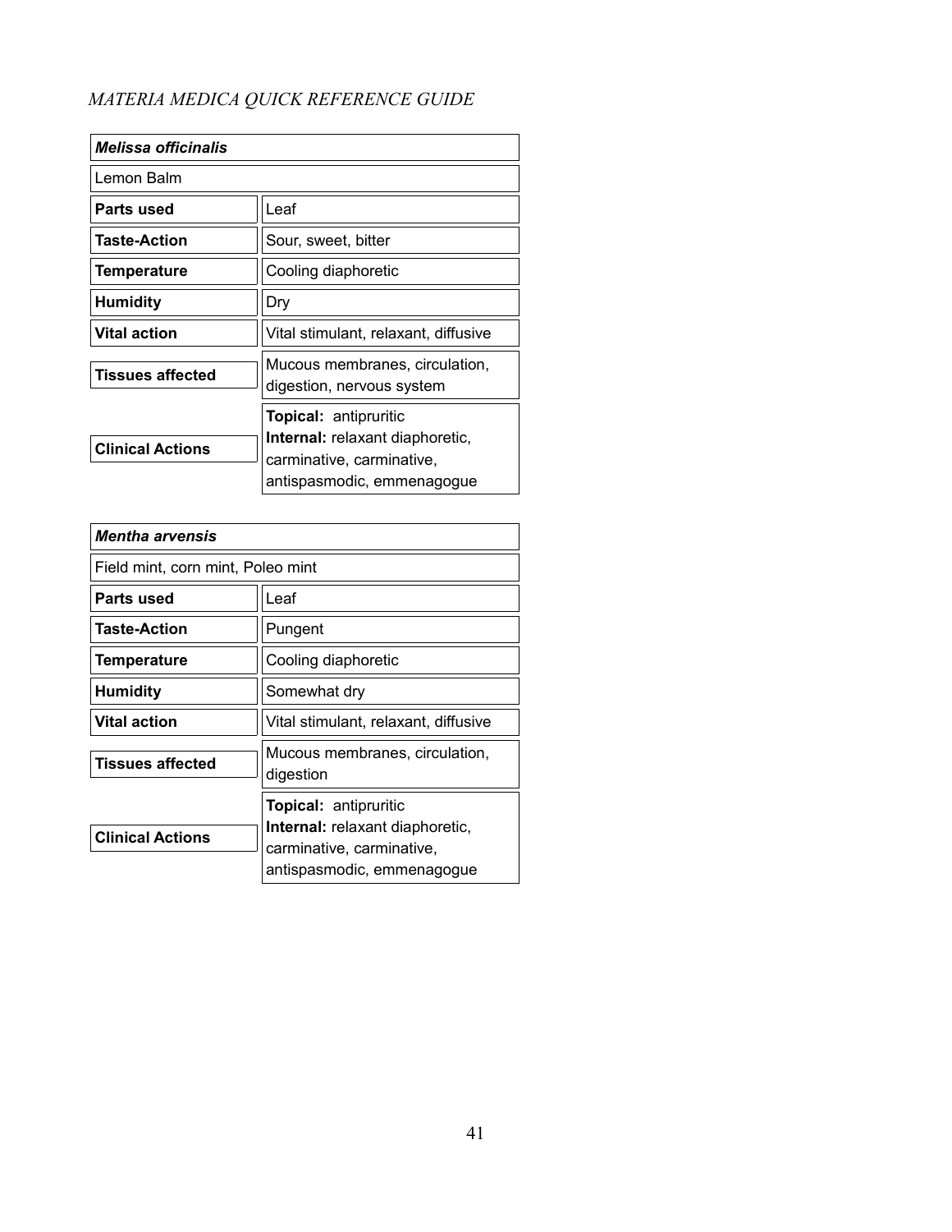| ***Melissa officinalis*** | |
|---|---|
| Lemon Balm | |
| **Parts used** | Leaf |
| **Taste-Action** | Sour, sweet, bitter |
| **Temperature** | Cooling diaphoretic |
| **Humidity** | Dry |
| **Vital action** | Vital stimulant, relaxant, diffusive |
| **Tissues affected** | Mucous membranes, circulation, digestion, nervous system |
| **Clinical Actions** | **Topical:** antipruritic<br>**Internal:** relaxant diaphoretic, carminative, carminative, antispasmodic, emmenagogue |

| ***Mentha arvensis*** | |
|---|---|
| Field mint, corn mint, Poleo mint | |
| **Parts used** | Leaf |
| **Taste-Action** | Pungent |
| **Temperature** | Cooling diaphoretic |
| **Humidity** | Somewhat dry |
| **Vital action** | Vital stimulant, relaxant, diffusive |
| **Tissues affected** | Mucous membranes, circulation, digestion |
| **Clinical Actions** | **Topical:** antipruritic<br>**Internal:** relaxant diaphoretic, carminative, carminative, antispasmodic, emmenagogue |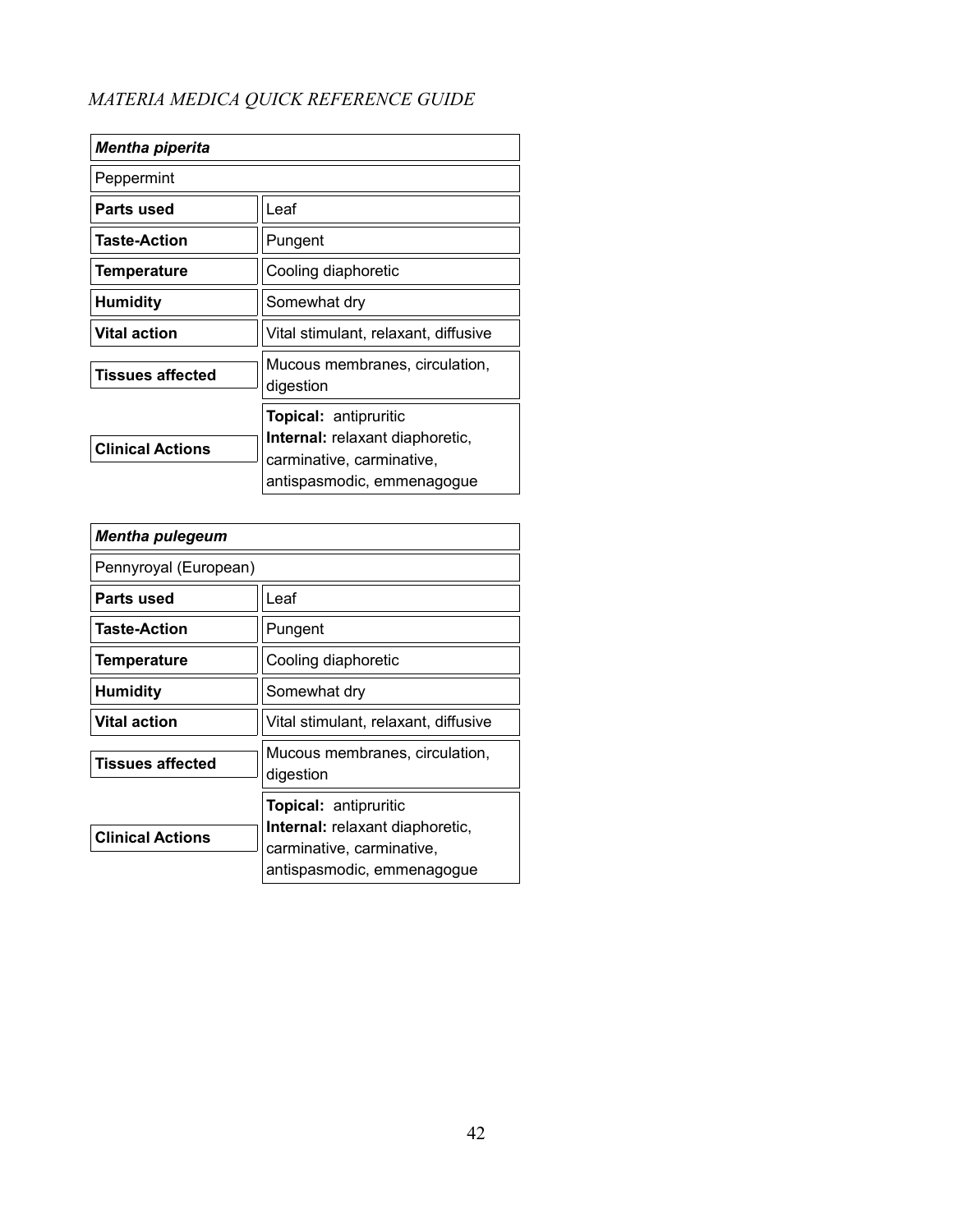| ***Mentha piperita*** | |
|---|---|
| Peppermint | |
| **Parts used** | Leaf |
| **Taste-Action** | Pungent |
| **Temperature** | Cooling diaphoretic |
| **Humidity** | Somewhat dry |
| **Vital action** | Vital stimulant, relaxant, diffusive |
| **Tissues affected** | Mucous membranes, circulation, digestion |
| **Clinical Actions** | **Topical:** antipruritic<br>**Internal:** relaxant diaphoretic, carminative, carminative, antispasmodic, emmenagogue |

| ***Mentha pulegeum*** | |
|---|---|
| Pennyroyal (European) | |
| **Parts used** | Leaf |
| **Taste-Action** | Pungent |
| **Temperature** | Cooling diaphoretic |
| **Humidity** | Somewhat dry |
| **Vital action** | Vital stimulant, relaxant, diffusive |
| **Tissues affected** | Mucous membranes, circulation, digestion |
| **Clinical Actions** | **Topical:** antipruritic<br>**Internal:** relaxant diaphoretic, carminative, carminative, antispasmodic, emmenagogue |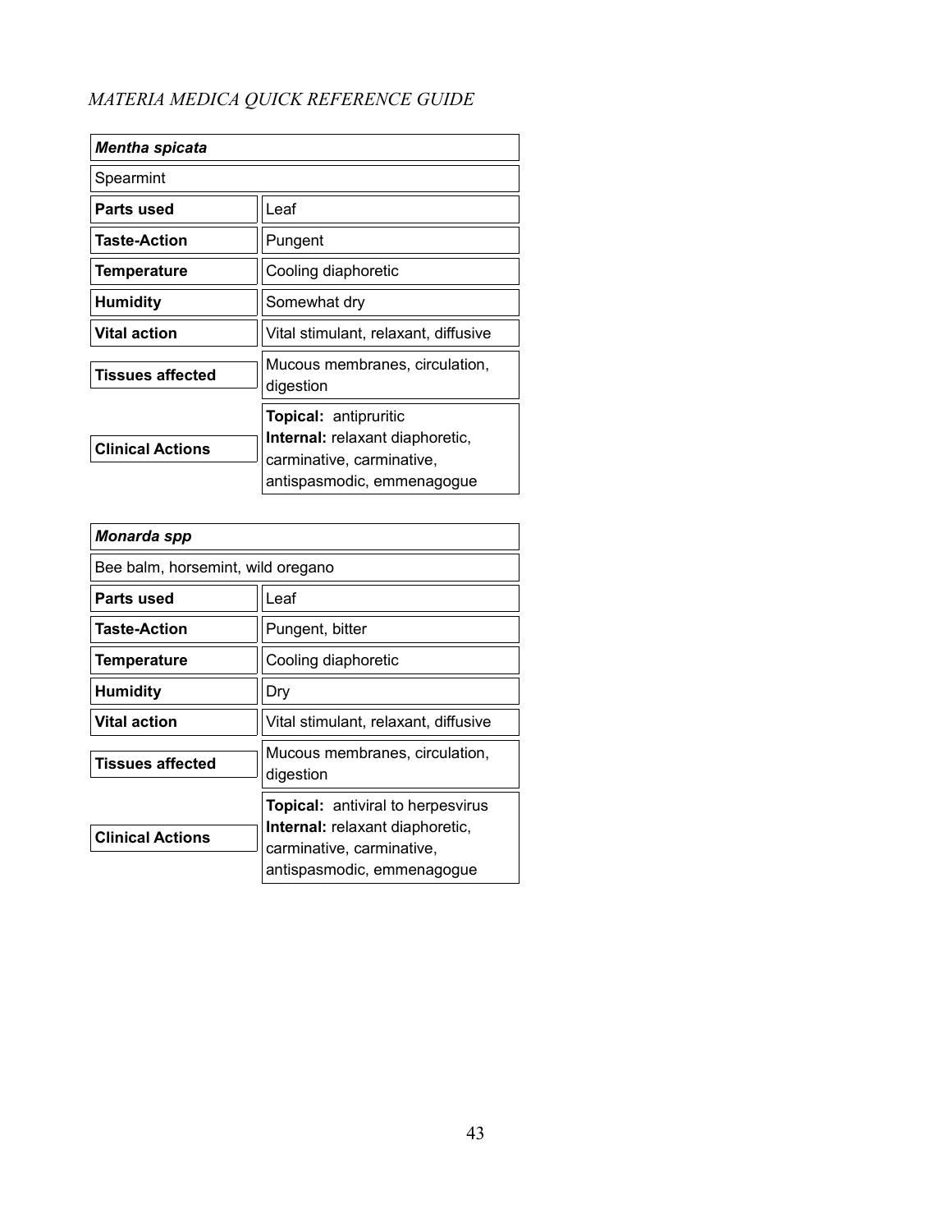| *Mentha spicata* | |
|---|---|
| Spearmint | |
| **Parts used** | Leaf |
| **Taste-Action** | Pungent |
| **Temperature** | Cooling diaphoretic |
| **Humidity** | Somewhat dry |
| **Vital action** | Vital stimulant, relaxant, diffusive |
| **Tissues affected** | Mucous membranes, circulation, digestion |
| **Clinical Actions** | **Topical:** antipruritic<br>**Internal:** relaxant diaphoretic, carminative, carminative, antispasmodic, emmenagogue |

| *Monarda spp* | |
|---|---|
| Bee balm, horsemint, wild oregano | |
| **Parts used** | Leaf |
| **Taste-Action** | Pungent, bitter |
| **Temperature** | Cooling diaphoretic |
| **Humidity** | Dry |
| **Vital action** | Vital stimulant, relaxant, diffusive |
| **Tissues affected** | Mucous membranes, circulation, digestion |
| **Clinical Actions** | **Topical:** antiviral to herpesvirus<br>**Internal:** relaxant diaphoretic, carminative, carminative, antispasmodic, emmenagogue |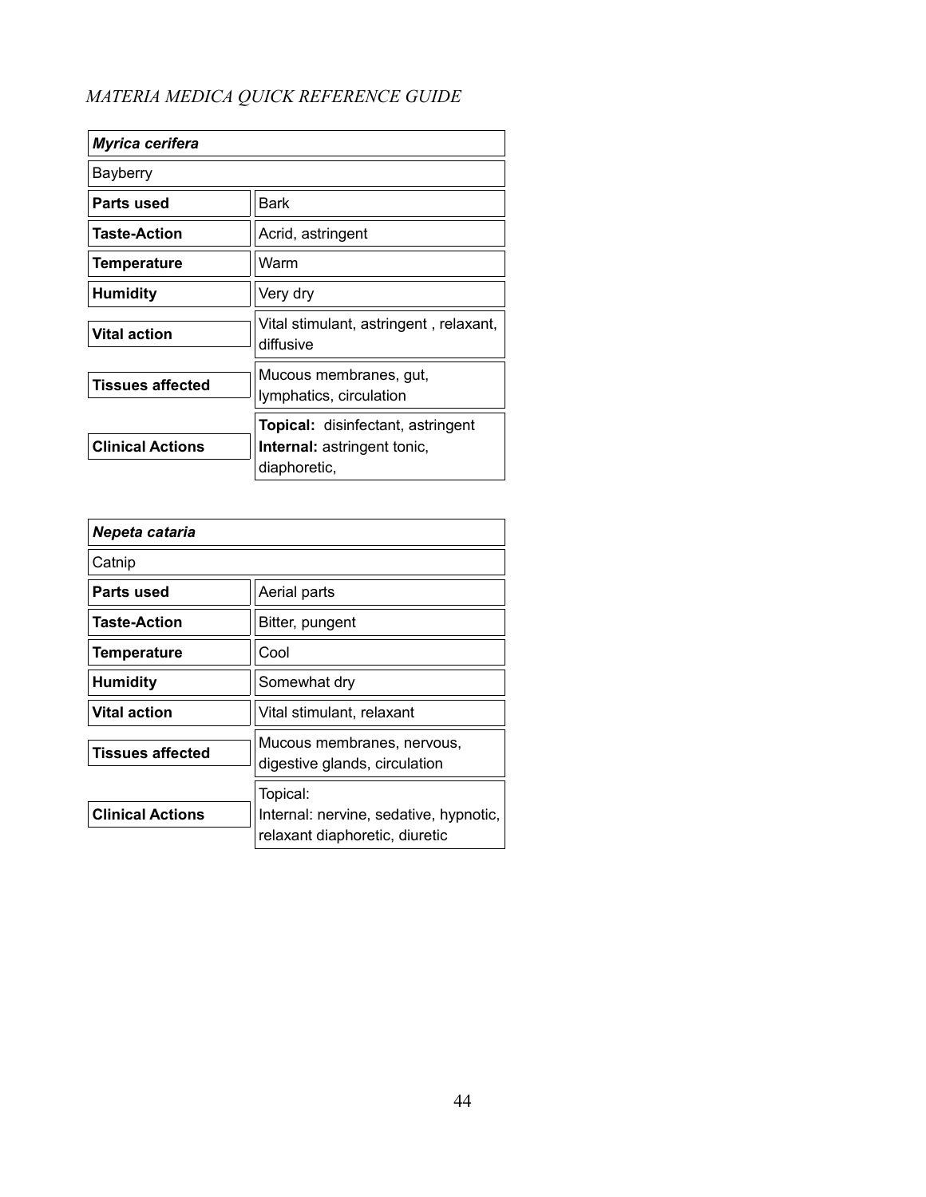*MATERIA MEDICA QUICK REFERENCE GUIDE*

| ***Myrica cerifera*** | |
|---|---|
| Bayberry | |
| **Parts used** | Bark |
| **Taste-Action** | Acrid, astringent |
| **Temperature** | Warm |
| **Humidity** | Very dry |
| **Vital action** | Vital stimulant, astringent , relaxant, diffusive |
| **Tissues affected** | Mucous membranes, gut, lymphatics, circulation |
| **Clinical Actions** | **Topical:** disinfectant, astringent<br>**Internal:** astringent tonic, diaphoretic, |

| ***Nepeta cataria*** | |
|---|---|
| Catnip | |
| **Parts used** | Aerial parts |
| **Taste-Action** | Bitter, pungent |
| **Temperature** | Cool |
| **Humidity** | Somewhat dry |
| **Vital action** | Vital stimulant, relaxant |
| **Tissues affected** | Mucous membranes, nervous, digestive glands, circulation |
| **Clinical Actions** | Topical:<br>Internal: nervine, sedative, hypnotic, relaxant diaphoretic, diuretic |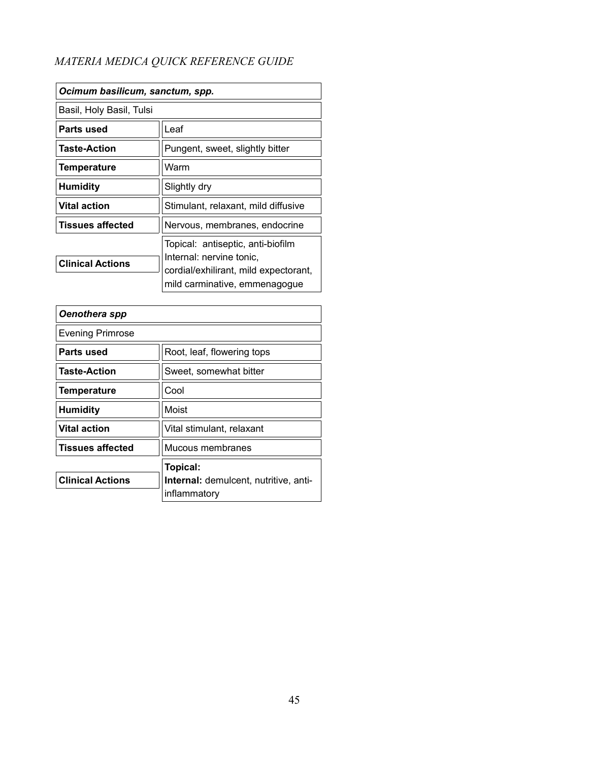| ***Ocimum basilicum, sanctum, spp.*** | |
|---|---|
| Basil, Holy Basil, Tulsi | |
| **Parts used** | Leaf |
| **Taste-Action** | Pungent, sweet, slightly bitter |
| **Temperature** | Warm |
| **Humidity** | Slightly dry |
| **Vital action** | Stimulant, relaxant, mild diffusive |
| **Tissues affected** | Nervous, membranes, endocrine |
| **Clinical Actions** | Topical: antiseptic, anti-biofilm<br>Internal: nervine tonic, cordial/exhilirant, mild expectorant, mild carminative, emmenagogue |

| ***Oenothera spp*** | |
|---|---|
| Evening Primrose | |
| **Parts used** | Root, leaf, flowering tops |
| **Taste-Action** | Sweet, somewhat bitter |
| **Temperature** | Cool |
| **Humidity** | Moist |
| **Vital action** | Vital stimulant, relaxant |
| **Tissues affected** | Mucous membranes |
| **Clinical Actions** | **Topical:**<br>**Internal:** demulcent, nutritive, anti-inflammatory |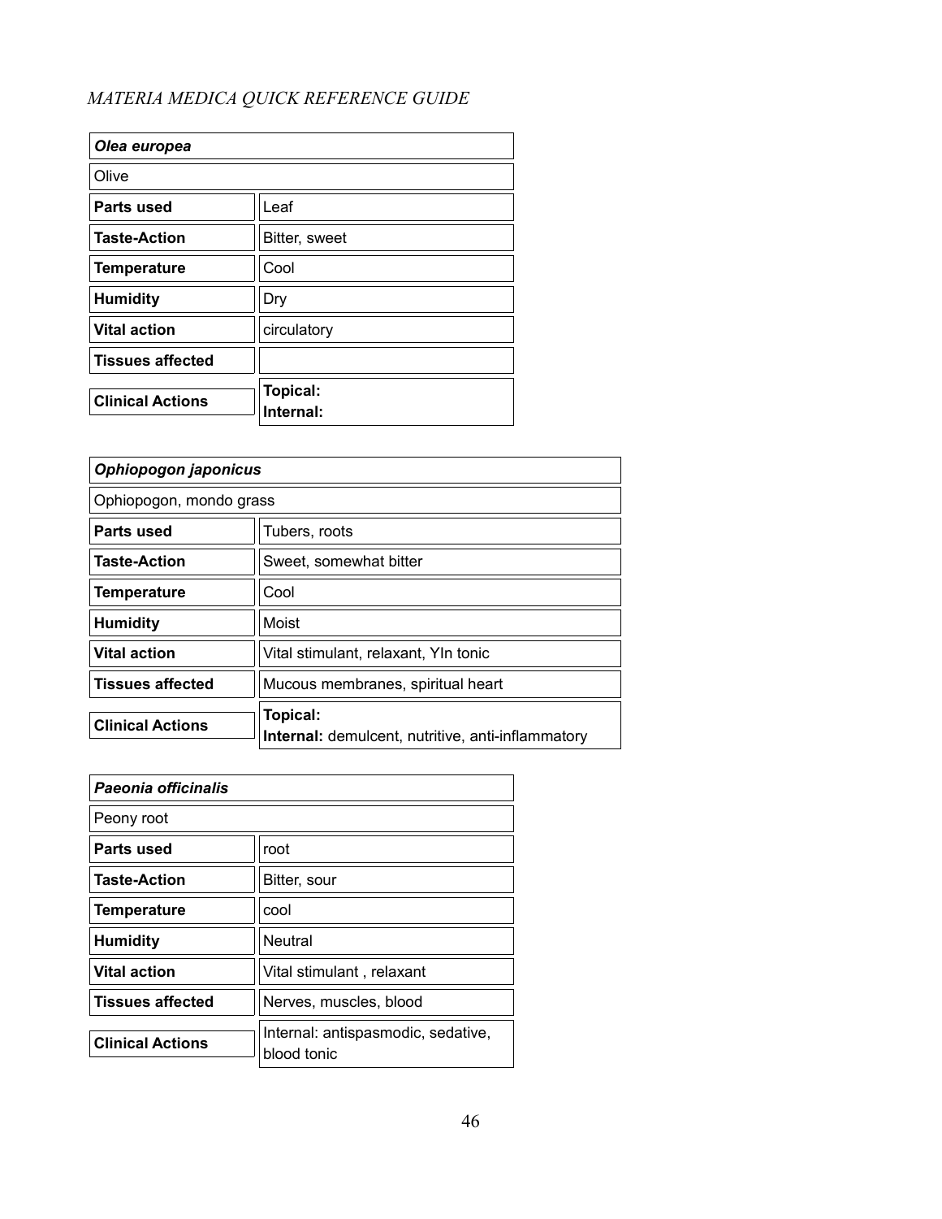*MATERIA MEDICA QUICK REFERENCE GUIDE*

| ***Olea europea*** | |
|---|---|
| Olive | |
| **Parts used** | Leaf |
| **Taste-Action** | Bitter, sweet |
| **Temperature** | Cool |
| **Humidity** | Dry |
| **Vital action** | circulatory |
| **Tissues affected** | |
| **Clinical Actions** | **Topical:**<br>**Internal:** |

| ***Ophiopogon japonicus*** | |
|---|---|
| Ophiopogon, mondo grass | |
| **Parts used** | Tubers, roots |
| **Taste-Action** | Sweet, somewhat bitter |
| **Temperature** | Cool |
| **Humidity** | Moist |
| **Vital action** | Vital stimulant, relaxant, YIn tonic |
| **Tissues affected** | Mucous membranes, spiritual heart |
| **Clinical Actions** | **Topical:**<br>**Internal:** demulcent, nutritive, anti-inflammatory |

| ***Paeonia officinalis*** | |
|---|---|
| Peony root | |
| **Parts used** | root |
| **Taste-Action** | Bitter, sour |
| **Temperature** | cool |
| **Humidity** | Neutral |
| **Vital action** | Vital stimulant , relaxant |
| **Tissues affected** | Nerves, muscles, blood |
| **Clinical Actions** | Internal: antispasmodic, sedative, blood tonic |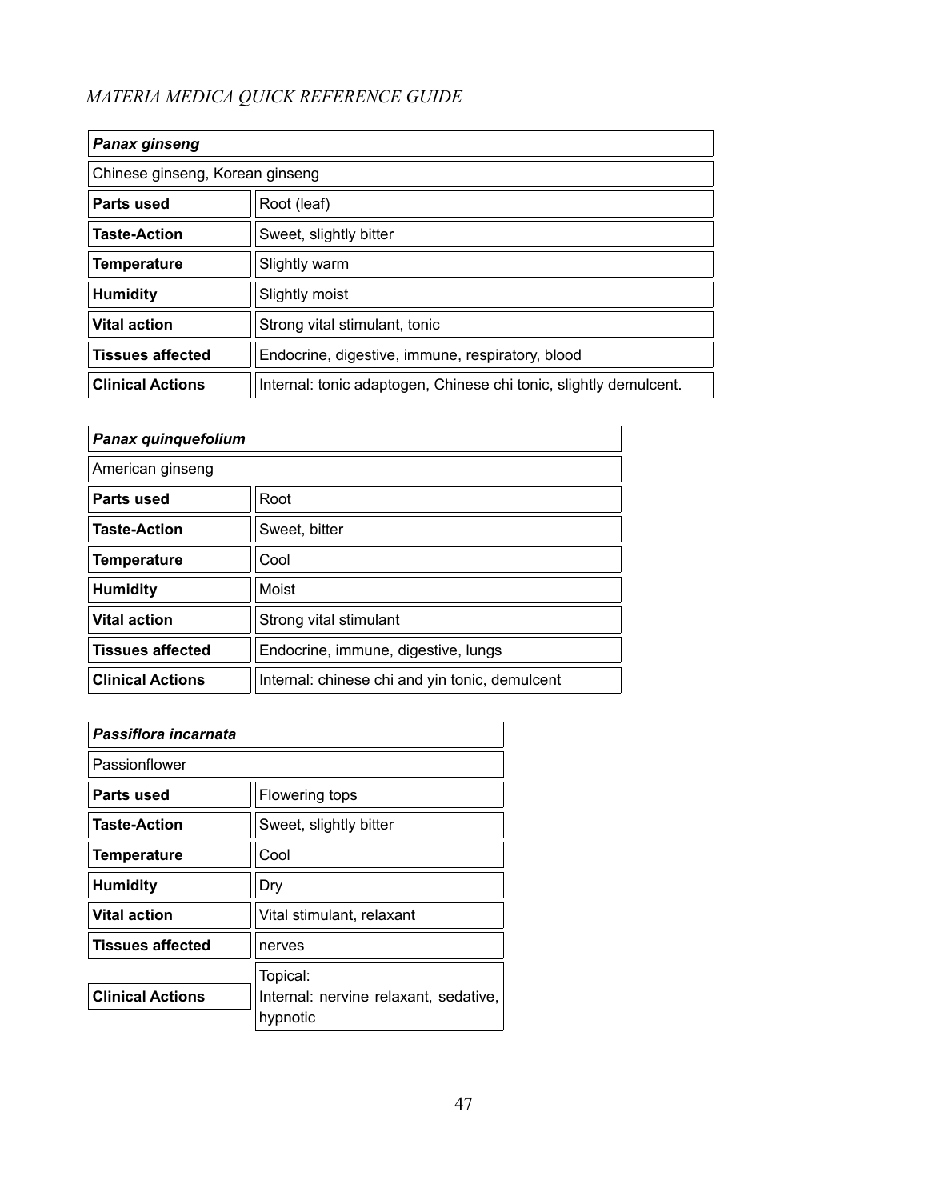*MATERIA MEDICA QUICK REFERENCE GUIDE*

| ***Panax ginseng*** | |
|---|---|
| Chinese ginseng, Korean ginseng | |
| **Parts used** | Root (leaf) |
| **Taste-Action** | Sweet, slightly bitter |
| **Temperature** | Slightly warm |
| **Humidity** | Slightly moist |
| **Vital action** | Strong vital stimulant, tonic |
| **Tissues affected** | Endocrine, digestive, immune, respiratory, blood |
| **Clinical Actions** | Internal: tonic adaptogen, Chinese chi tonic, slightly demulcent. |

| ***Panax quinquefolium*** | |
|---|---|
| American ginseng | |
| **Parts used** | Root |
| **Taste-Action** | Sweet, bitter |
| **Temperature** | Cool |
| **Humidity** | Moist |
| **Vital action** | Strong vital stimulant |
| **Tissues affected** | Endocrine, immune, digestive, lungs |
| **Clinical Actions** | Internal: chinese chi and yin tonic, demulcent |

| ***Passiflora incarnata*** | |
|---|---|
| Passionflower | |
| **Parts used** | Flowering tops |
| **Taste-Action** | Sweet, slightly bitter |
| **Temperature** | Cool |
| **Humidity** | Dry |
| **Vital action** | Vital stimulant, relaxant |
| **Tissues affected** | nerves |
| **Clinical Actions** | Topical:<br>Internal: nervine relaxant, sedative, hypnotic |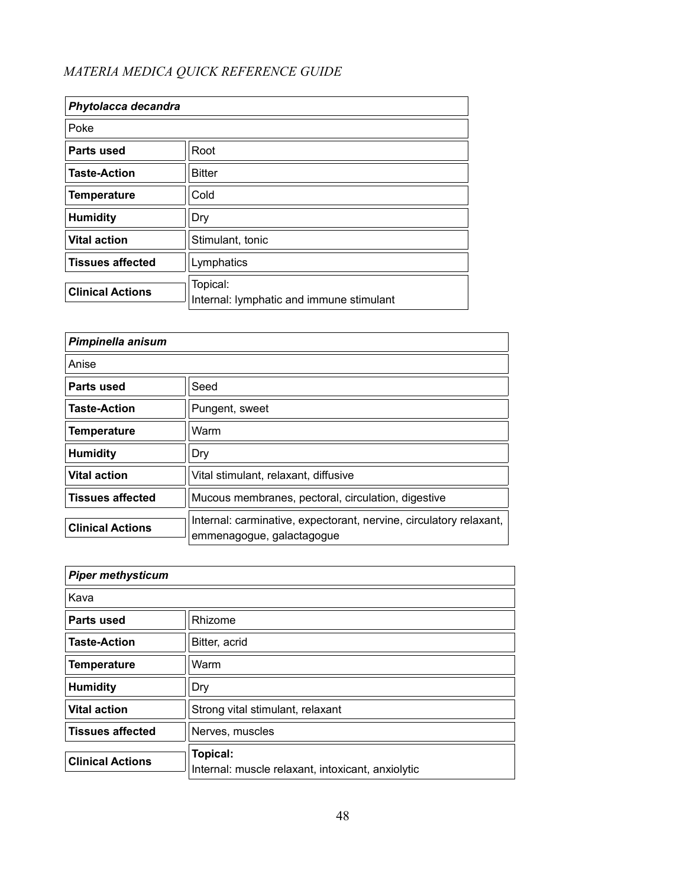*MATERIA MEDICA QUICK REFERENCE GUIDE*

| ***Phytolacca decandra*** | |
|---|---|
| Poke | |
| **Parts used** | Root |
| **Taste-Action** | Bitter |
| **Temperature** | Cold |
| **Humidity** | Dry |
| **Vital action** | Stimulant, tonic |
| **Tissues affected** | Lymphatics |
| **Clinical Actions** | Topical:<br>Internal: lymphatic and immune stimulant |

| ***Pimpinella anisum*** | |
|---|---|
| Anise | |
| **Parts used** | Seed |
| **Taste-Action** | Pungent, sweet |
| **Temperature** | Warm |
| **Humidity** | Dry |
| **Vital action** | Vital stimulant, relaxant, diffusive |
| **Tissues affected** | Mucous membranes, pectoral, circulation, digestive |
| **Clinical Actions** | Internal: carminative, expectorant, nervine, circulatory relaxant, emmenagogue, galactagogue |

| ***Piper methysticum*** | |
|---|---|
| Kava | |
| **Parts used** | Rhizome |
| **Taste-Action** | Bitter, acrid |
| **Temperature** | Warm |
| **Humidity** | Dry |
| **Vital action** | Strong vital stimulant, relaxant |
| **Tissues affected** | Nerves, muscles |
| **Clinical Actions** | **Topical:**<br>Internal: muscle relaxant, intoxicant, anxiolytic |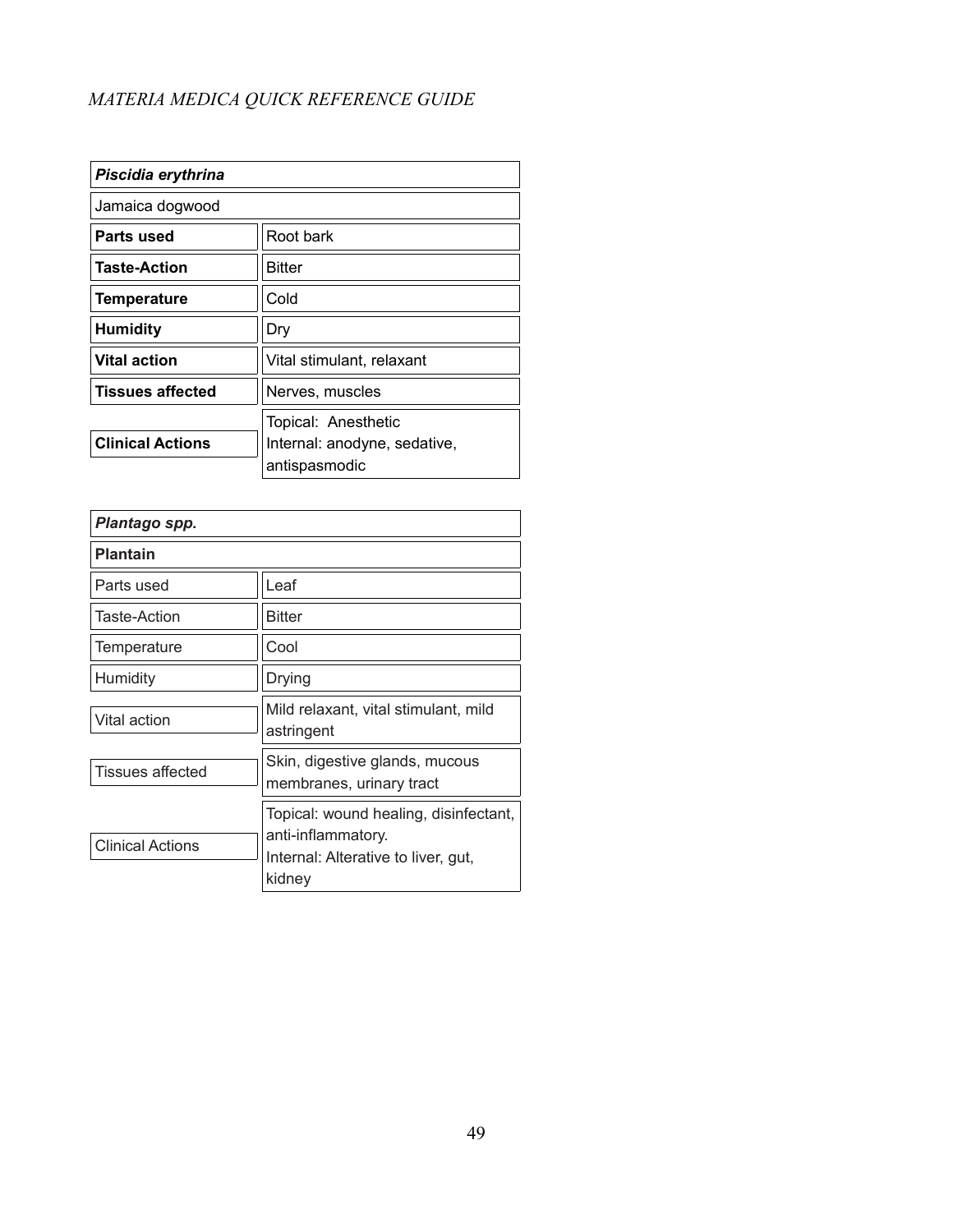| ***Piscidia erythrina*** | |
|---|---|
| Jamaica dogwood | |
| **Parts used** | Root bark |
| **Taste-Action** | Bitter |
| **Temperature** | Cold |
| **Humidity** | Dry |
| **Vital action** | Vital stimulant, relaxant |
| **Tissues affected** | Nerves, muscles |
| **Clinical Actions** | Topical: Anesthetic<br>Internal: anodyne, sedative, antispasmodic |

| ***Plantago spp.*** | |
|---|---|
| **Plantain** | |
| Parts used | Leaf |
| Taste-Action | Bitter |
| Temperature | Cool |
| Humidity | Drying |
| Vital action | Mild relaxant, vital stimulant, mild astringent |
| Tissues affected | Skin, digestive glands, mucous membranes, urinary tract |
| Clinical Actions | Topical: wound healing, disinfectant, anti-inflammatory.<br>Internal: Alterative to liver, gut, kidney |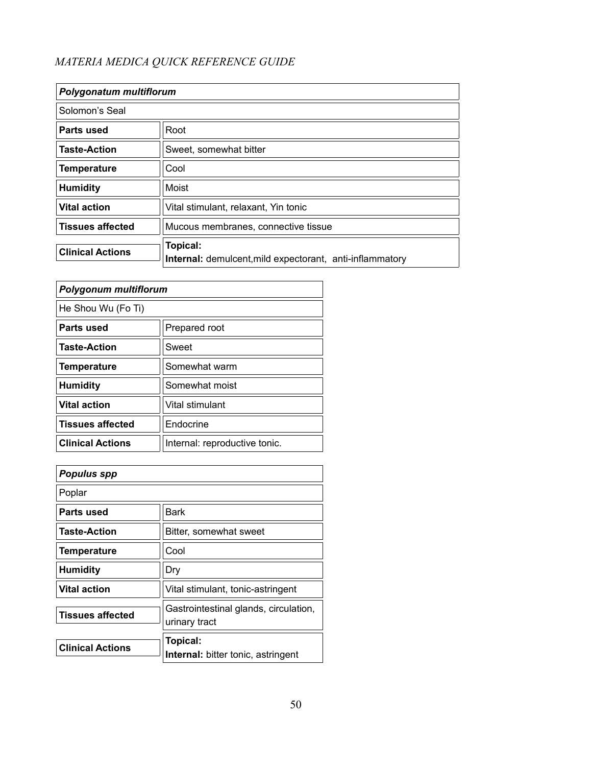*MATERIA MEDICA QUICK REFERENCE GUIDE*

| ***Polygonatum multiflorum*** | |
|---|---|
| Solomon's Seal | |
| **Parts used** | Root |
| **Taste-Action** | Sweet, somewhat bitter |
| **Temperature** | Cool |
| **Humidity** | Moist |
| **Vital action** | Vital stimulant, relaxant, Yin tonic |
| **Tissues affected** | Mucous membranes, connective tissue |
| **Clinical Actions** | **Topical:**<br>**Internal:** demulcent,mild expectorant, anti-inflammatory |

| ***Polygonum multiflorum*** | |
|---|---|
| He Shou Wu (Fo Ti) | |
| **Parts used** | Prepared root |
| **Taste-Action** | Sweet |
| **Temperature** | Somewhat warm |
| **Humidity** | Somewhat moist |
| **Vital action** | Vital stimulant |
| **Tissues affected** | Endocrine |
| **Clinical Actions** | Internal: reproductive tonic. |

| ***Populus spp*** | |
|---|---|
| Poplar | |
| **Parts used** | Bark |
| **Taste-Action** | Bitter, somewhat sweet |
| **Temperature** | Cool |
| **Humidity** | Dry |
| **Vital action** | Vital stimulant, tonic-astringent |
| **Tissues affected** | Gastrointestinal glands, circulation, urinary tract |
| **Clinical Actions** | **Topical:**<br>**Internal:** bitter tonic, astringent |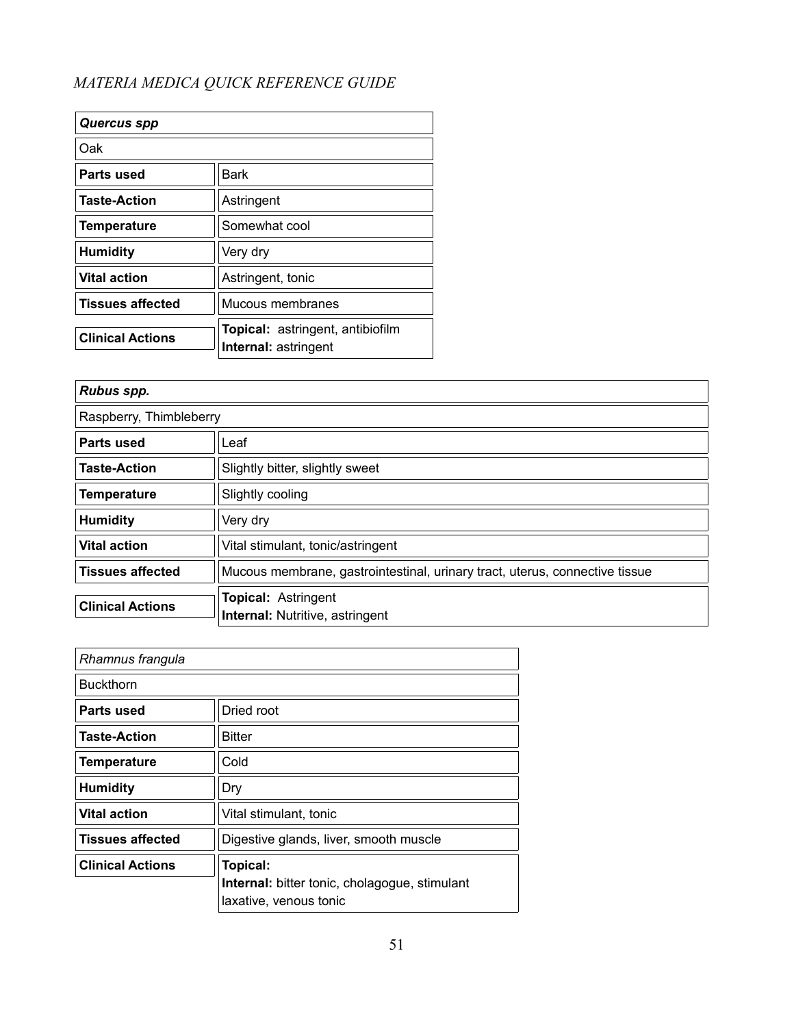*MATERIA MEDICA QUICK REFERENCE GUIDE*

| ***Quercus spp*** | |
|---|---|
| Oak | |
| **Parts used** | Bark |
| **Taste-Action** | Astringent |
| **Temperature** | Somewhat cool |
| **Humidity** | Very dry |
| **Vital action** | Astringent, tonic |
| **Tissues affected** | Mucous membranes |
| **Clinical Actions** | **Topical:** astringent, antibiofilm<br>**Internal:** astringent |

| ***Rubus spp.*** | |
|---|---|
| Raspberry, Thimbleberry | |
| **Parts used** | Leaf |
| **Taste-Action** | Slightly bitter, slightly sweet |
| **Temperature** | Slightly cooling |
| **Humidity** | Very dry |
| **Vital action** | Vital stimulant, tonic/astringent |
| **Tissues affected** | Mucous membrane, gastrointestinal, urinary tract, uterus, connective tissue |
| **Clinical Actions** | **Topical:** Astringent<br>**Internal:** Nutritive, astringent |

| *Rhamnus frangula* | |
|---|---|
| Buckthorn | |
| **Parts used** | Dried root |
| **Taste-Action** | Bitter |
| **Temperature** | Cold |
| **Humidity** | Dry |
| **Vital action** | Vital stimulant, tonic |
| **Tissues affected** | Digestive glands, liver, smooth muscle |
| **Clinical Actions** | **Topical:**<br>**Internal:** bitter tonic, cholagogue, stimulant laxative, venous tonic |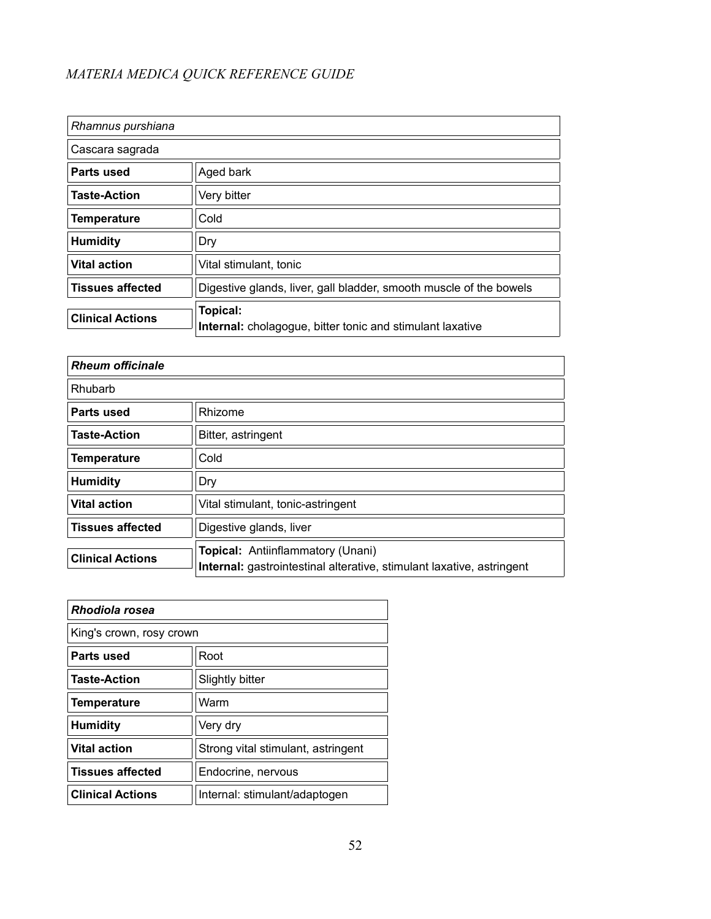*MATERIA MEDICA QUICK REFERENCE GUIDE*

| *Rhamnus purshiana* | |
|---|---|
| Cascara sagrada | |
| **Parts used** | Aged bark |
| **Taste-Action** | Very bitter |
| **Temperature** | Cold |
| **Humidity** | Dry |
| **Vital action** | Vital stimulant, tonic |
| **Tissues affected** | Digestive glands, liver, gall bladder, smooth muscle of the bowels |
| **Clinical Actions** | **Topical:**<br>**Internal:** cholagogue, bitter tonic and stimulant laxative |

| ***Rheum officinale*** | |
|---|---|
| Rhubarb | |
| **Parts used** | Rhizome |
| **Taste-Action** | Bitter, astringent |
| **Temperature** | Cold |
| **Humidity** | Dry |
| **Vital action** | Vital stimulant, tonic-astringent |
| **Tissues affected** | Digestive glands, liver |
| **Clinical Actions** | **Topical:** Antiinflammatory (Unani)<br>**Internal:** gastrointestinal alterative, stimulant laxative, astringent |

| ***Rhodiola rosea*** | |
|---|---|
| King's crown, rosy crown | |
| **Parts used** | Root |
| **Taste-Action** | Slightly bitter |
| **Temperature** | Warm |
| **Humidity** | Very dry |
| **Vital action** | Strong vital stimulant, astringent |
| **Tissues affected** | Endocrine, nervous |
| **Clinical Actions** | Internal: stimulant/adaptogen |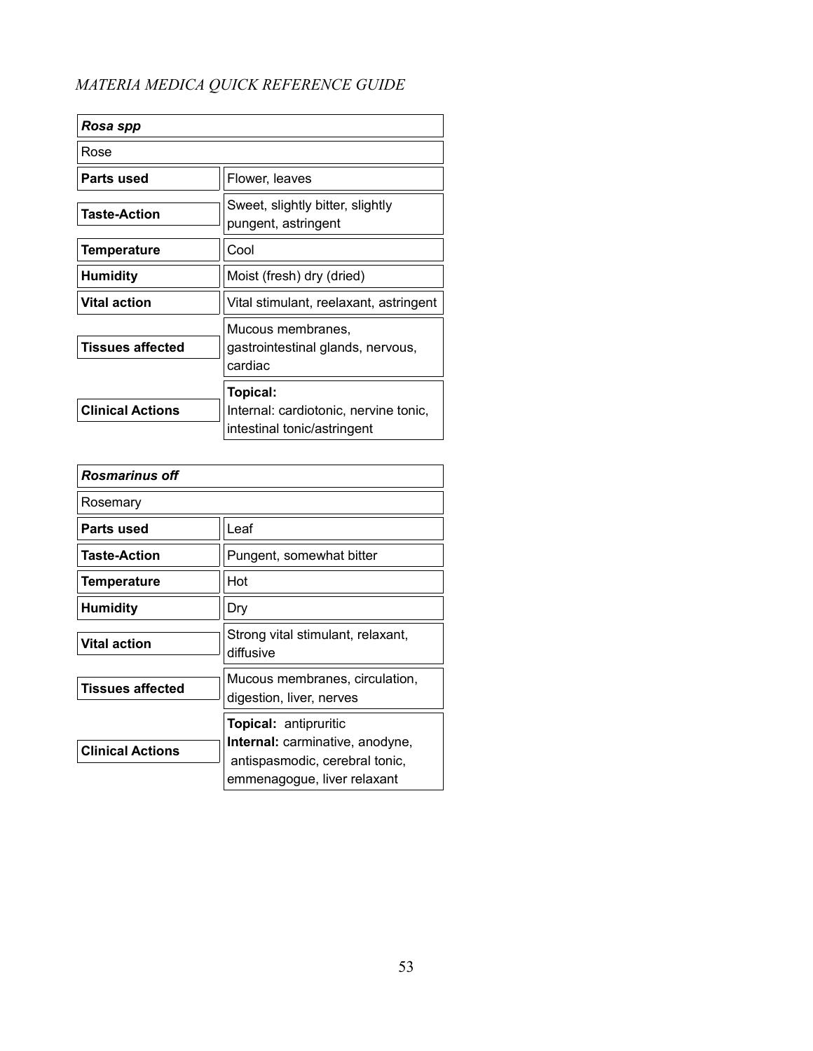| ***Rosa spp*** | |
|---|---|
| Rose | |
| **Parts used** | Flower, leaves |
| **Taste-Action** | Sweet, slightly bitter, slightly pungent, astringent |
| **Temperature** | Cool |
| **Humidity** | Moist (fresh) dry (dried) |
| **Vital action** | Vital stimulant, reelaxant, astringent |
| **Tissues affected** | Mucous membranes, gastrointestinal glands, nervous, cardiac |
| **Clinical Actions** | **Topical:** Internal: cardiotonic, nervine tonic, intestinal tonic/astringent |

| ***Rosmarinus off*** | |
|---|---|
| Rosemary | |
| **Parts used** | Leaf |
| **Taste-Action** | Pungent, somewhat bitter |
| **Temperature** | Hot |
| **Humidity** | Dry |
| **Vital action** | Strong vital stimulant, relaxant, diffusive |
| **Tissues affected** | Mucous membranes, circulation, digestion, liver, nerves |
| **Clinical Actions** | **Topical:** antipruritic **Internal:** carminative, anodyne, antispasmodic, cerebral tonic, emmenagogue, liver relaxant |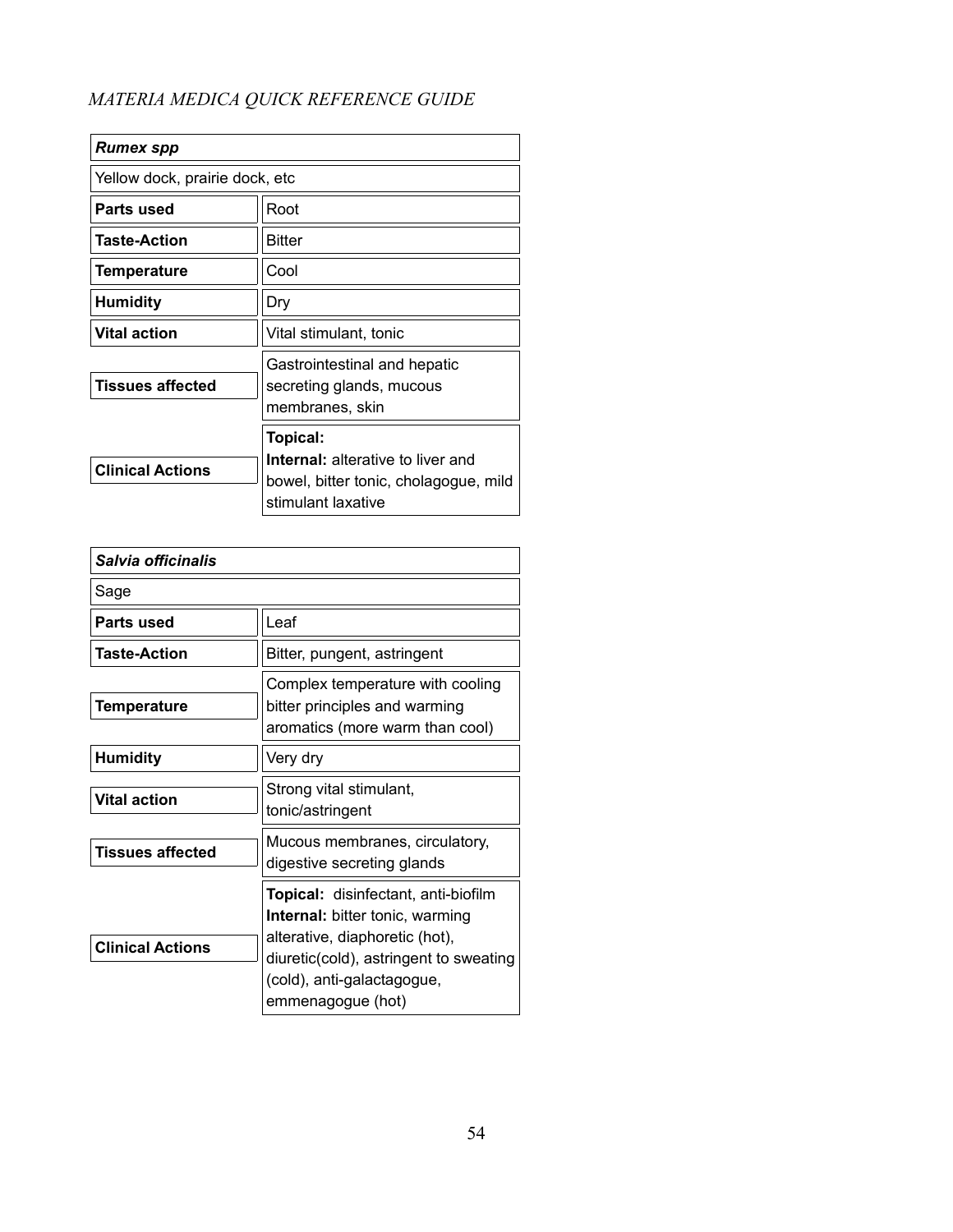| ***Rumex spp*** | |
|---|---|
| Yellow dock, prairie dock, etc | |
| **Parts used** | Root |
| **Taste-Action** | Bitter |
| **Temperature** | Cool |
| **Humidity** | Dry |
| **Vital action** | Vital stimulant, tonic |
| **Tissues affected** | Gastrointestinal and hepatic secreting glands, mucous membranes, skin |
| **Clinical Actions** | **Topical:**<br>**Internal:** alterative to liver and bowel, bitter tonic, cholagogue, mild stimulant laxative |

| ***Salvia officinalis*** | |
|---|---|
| Sage | |
| **Parts used** | Leaf |
| **Taste-Action** | Bitter, pungent, astringent |
| **Temperature** | Complex temperature with cooling bitter principles and warming aromatics (more warm than cool) |
| **Humidity** | Very dry |
| **Vital action** | Strong vital stimulant, tonic/astringent |
| **Tissues affected** | Mucous membranes, circulatory, digestive secreting glands |
| **Clinical Actions** | **Topical:** disinfectant, anti-biofilm<br>**Internal:** bitter tonic, warming alterative, diaphoretic (hot), diuretic(cold), astringent to sweating (cold), anti-galactagogue, emmenagogue (hot) |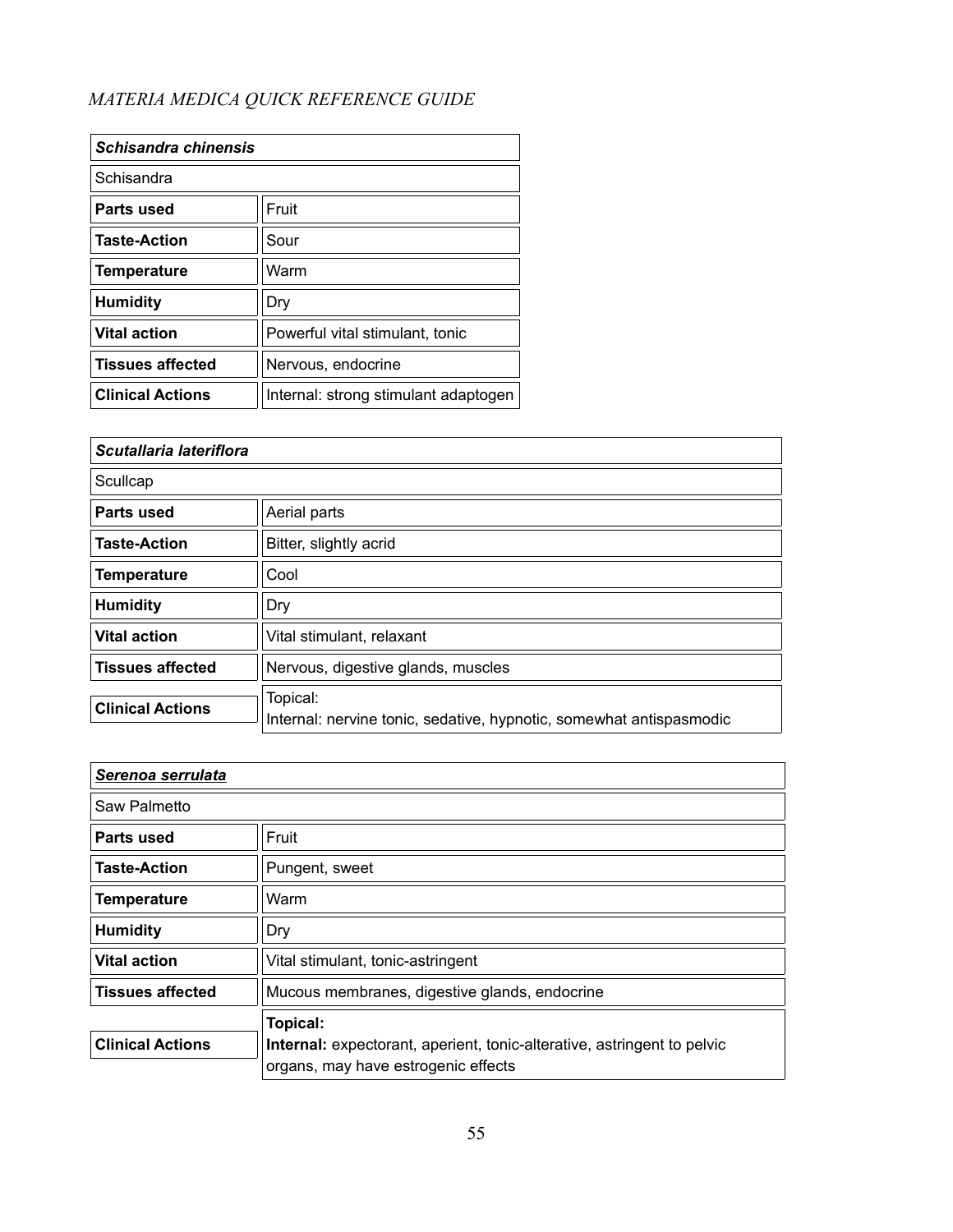*MATERIA MEDICA QUICK REFERENCE GUIDE*

| ***Schisandra chinensis*** | |
|---|---|
| Schisandra | |
| **Parts used** | Fruit |
| **Taste-Action** | Sour |
| **Temperature** | Warm |
| **Humidity** | Dry |
| **Vital action** | Powerful vital stimulant, tonic |
| **Tissues affected** | Nervous, endocrine |
| **Clinical Actions** | Internal: strong stimulant adaptogen |

| ***Scutallaria lateriflora*** | |
|---|---|
| Scullcap | |
| **Parts used** | Aerial parts |
| **Taste-Action** | Bitter, slightly acrid |
| **Temperature** | Cool |
| **Humidity** | Dry |
| **Vital action** | Vital stimulant, relaxant |
| **Tissues affected** | Nervous, digestive glands, muscles |
| **Clinical Actions** | Topical:<br>Internal: nervine tonic, sedative, hypnotic, somewhat antispasmodic |

| ***Serenoa serrulata*** | |
|---|---|
| Saw Palmetto | |
| **Parts used** | Fruit |
| **Taste-Action** | Pungent, sweet |
| **Temperature** | Warm |
| **Humidity** | Dry |
| **Vital action** | Vital stimulant, tonic-astringent |
| **Tissues affected** | Mucous membranes, digestive glands, endocrine |
| **Clinical Actions** | **Topical:**<br>**Internal:** expectorant, aperient, tonic-alterative, astringent to pelvic organs, may have estrogenic effects |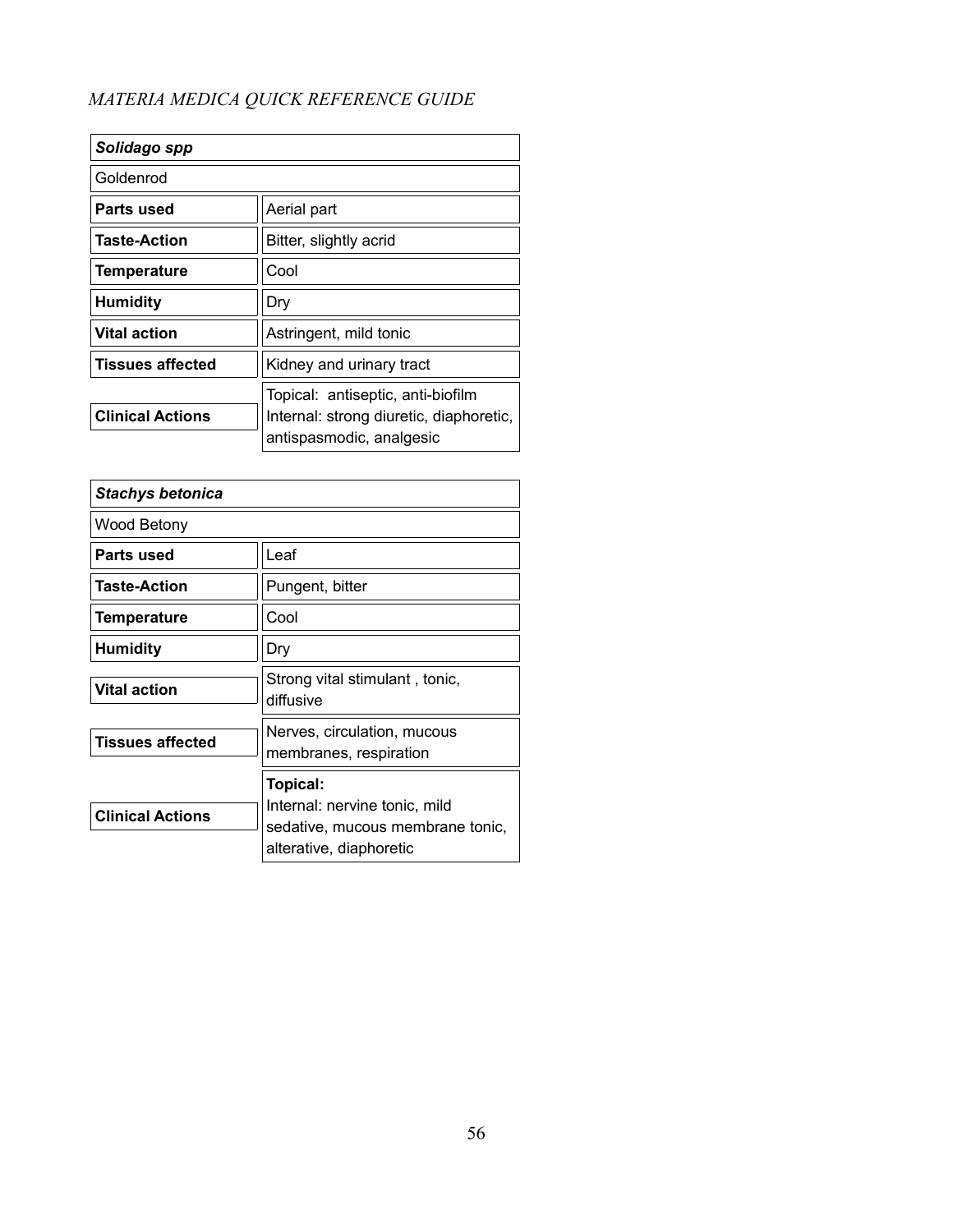| ***Solidago spp*** | |
|---|---|
| Goldenrod | |
| **Parts used** | Aerial part |
| **Taste-Action** | Bitter, slightly acrid |
| **Temperature** | Cool |
| **Humidity** | Dry |
| **Vital action** | Astringent, mild tonic |
| **Tissues affected** | Kidney and urinary tract |
| **Clinical Actions** | Topical: antiseptic, anti-biofilm<br>Internal: strong diuretic, diaphoretic, antispasmodic, analgesic |

| ***Stachys betonica*** | |
|---|---|
| Wood Betony | |
| **Parts used** | Leaf |
| **Taste-Action** | Pungent, bitter |
| **Temperature** | Cool |
| **Humidity** | Dry |
| **Vital action** | Strong vital stimulant , tonic, diffusive |
| **Tissues affected** | Nerves, circulation, mucous membranes, respiration |
| **Clinical Actions** | **Topical:**<br>Internal: nervine tonic, mild sedative, mucous membrane tonic, alterative, diaphoretic |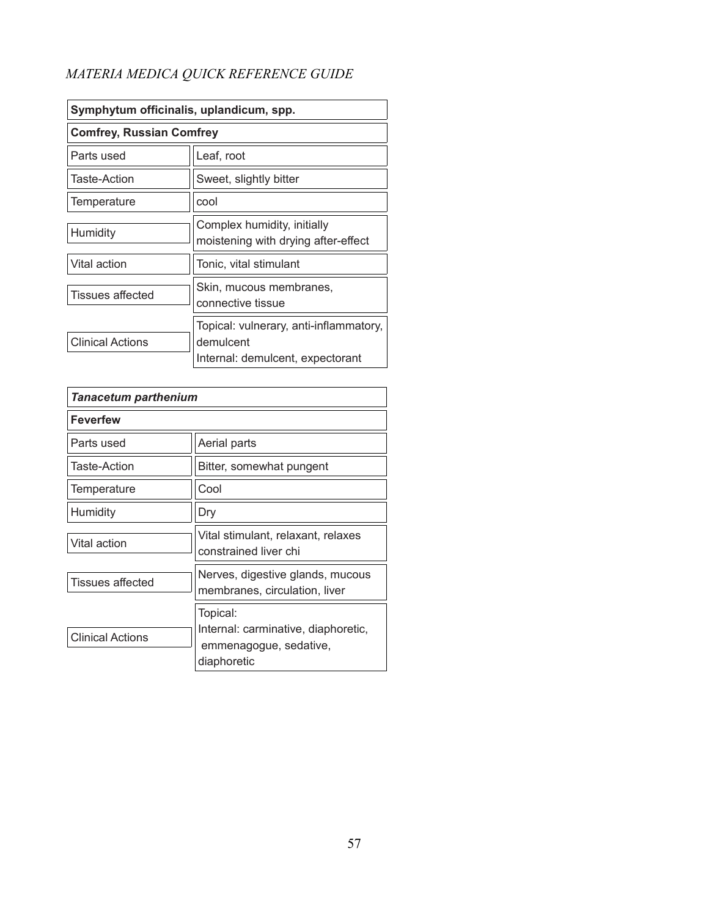| **Symphytum officinalis, uplandicum, spp.** | |
|---|---|
| **Comfrey, Russian Comfrey** | |
| Parts used | Leaf, root |
| Taste-Action | Sweet, slightly bitter |
| Temperature | cool |
| Humidity | Complex humidity, initially moistening with drying after-effect |
| Vital action | Tonic, vital stimulant |
| Tissues affected | Skin, mucous membranes, connective tissue |
| Clinical Actions | Topical: vulnerary, anti-inflammatory, demulcent<br>Internal: demulcent, expectorant |

| ***Tanacetum parthenium*** | |
|---|---|
| **Feverfew** | |
| Parts used | Aerial parts |
| Taste-Action | Bitter, somewhat pungent |
| Temperature | Cool |
| Humidity | Dry |
| Vital action | Vital stimulant, relaxant, relaxes constrained liver chi |
| Tissues affected | Nerves, digestive glands, mucous membranes, circulation, liver |
| Clinical Actions | Topical:<br>Internal: carminative, diaphoretic, emmenagogue, sedative, diaphoretic |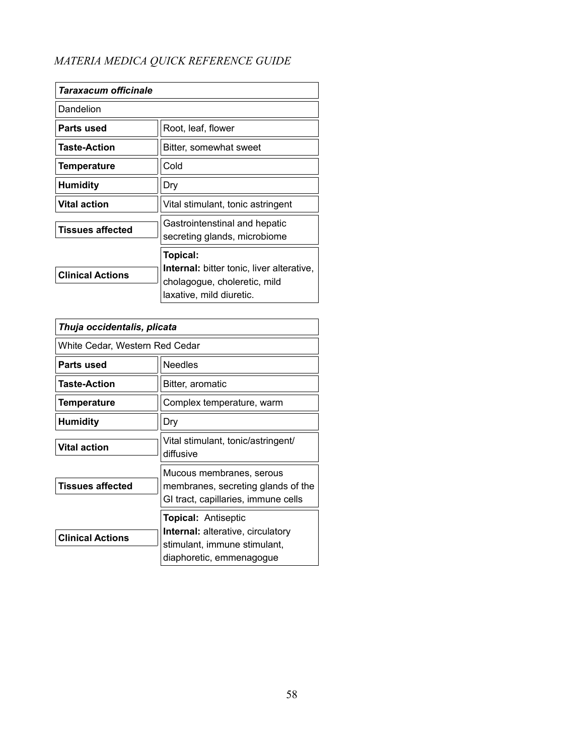| *Taraxacum officinale* | |
|---|---|
| Dandelion | |
| **Parts used** | Root, leaf, flower |
| **Taste-Action** | Bitter, somewhat sweet |
| **Temperature** | Cold |
| **Humidity** | Dry |
| **Vital action** | Vital stimulant, tonic astringent |
| **Tissues affected** | Gastrointenstinal and hepatic secreting glands, microbiome |
| **Clinical Actions** | **Topical:** <br> **Internal:** bitter tonic, liver alterative, cholagogue, choleretic, mild laxative, mild diuretic. |

| *Thuja occidentalis, plicata* | |
|---|---|
| White Cedar, Western Red Cedar | |
| **Parts used** | Needles |
| **Taste-Action** | Bitter, aromatic |
| **Temperature** | Complex temperature, warm |
| **Humidity** | Dry |
| **Vital action** | Vital stimulant, tonic/astringent/ diffusive |
| **Tissues affected** | Mucous membranes, serous membranes, secreting glands of the GI tract, capillaries, immune cells |
| **Clinical Actions** | **Topical:** Antiseptic <br> **Internal:** alterative, circulatory stimulant, immune stimulant, diaphoretic, emmenagogue |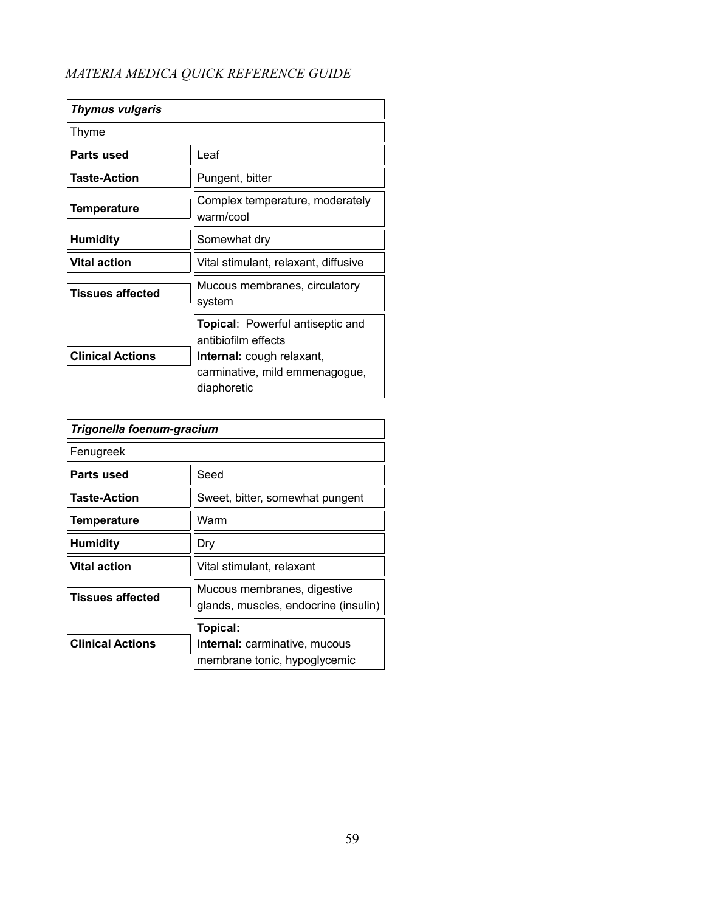| ***Thymus vulgaris*** | |
|---|---|
| Thyme | |
| **Parts used** | Leaf |
| **Taste-Action** | Pungent, bitter |
| **Temperature** | Complex temperature, moderately warm/cool |
| **Humidity** | Somewhat dry |
| **Vital action** | Vital stimulant, relaxant, diffusive |
| **Tissues affected** | Mucous membranes, circulatory system |
| **Clinical Actions** | **Topical**: Powerful antiseptic and antibiofilm effects<br>**Internal:** cough relaxant, carminative, mild emmenagogue, diaphoretic |

| ***Trigonella foenum-gracium*** | |
|---|---|
| Fenugreek | |
| **Parts used** | Seed |
| **Taste-Action** | Sweet, bitter, somewhat pungent |
| **Temperature** | Warm |
| **Humidity** | Dry |
| **Vital action** | Vital stimulant, relaxant |
| **Tissues affected** | Mucous membranes, digestive glands, muscles, endocrine (insulin) |
| **Clinical Actions** | **Topical:**<br>**Internal:** carminative, mucous membrane tonic, hypoglycemic |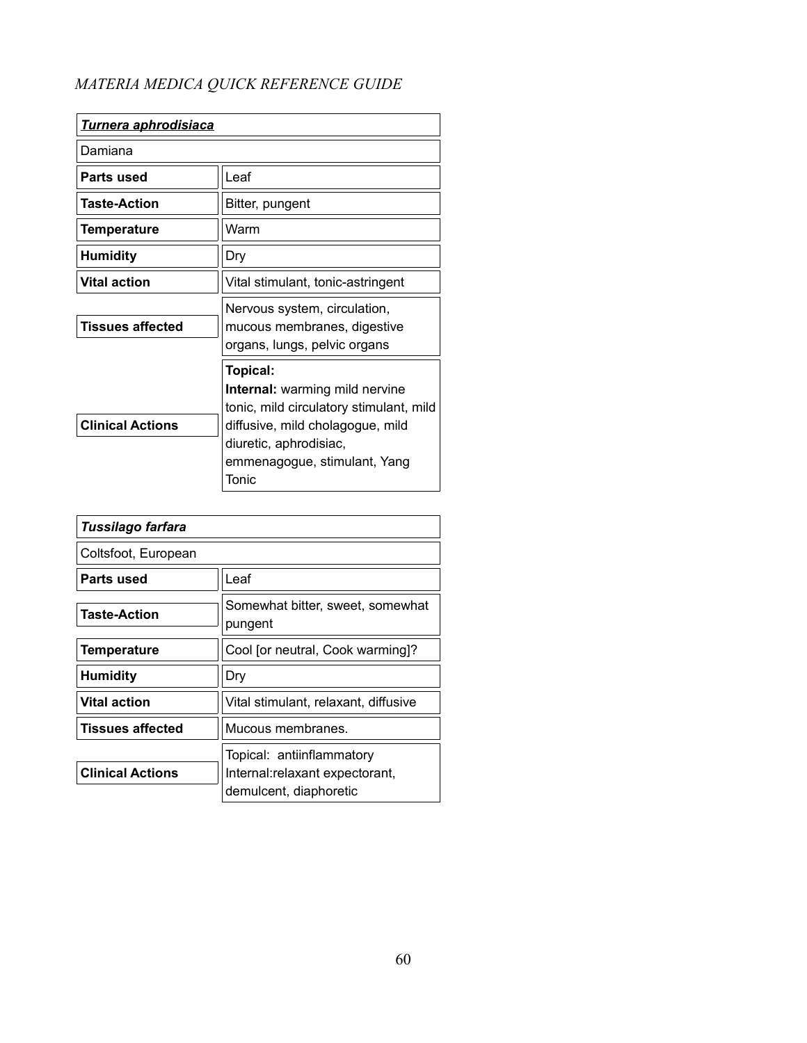*MATERIA MEDICA QUICK REFERENCE GUIDE*

| ***Turnera aphrodisiaca*** | |
|---|---|
| Damiana | |
| **Parts used** | Leaf |
| **Taste-Action** | Bitter, pungent |
| **Temperature** | Warm |
| **Humidity** | Dry |
| **Vital action** | Vital stimulant, tonic-astringent |
| **Tissues affected** | Nervous system, circulation, mucous membranes, digestive organs, lungs, pelvic organs |
| **Clinical Actions** | **Topical:** **Internal:** warming mild nervine tonic, mild circulatory stimulant, mild diffusive, mild cholagogue, mild diuretic, aphrodisiac, emmenagogue, stimulant, Yang Tonic |

| ***Tussilago farfara*** | |
|---|---|
| Coltsfoot, European | |
| **Parts used** | Leaf |
| **Taste-Action** | Somewhat bitter, sweet, somewhat pungent |
| **Temperature** | Cool [or neutral, Cook warming]? |
| **Humidity** | Dry |
| **Vital action** | Vital stimulant, relaxant, diffusive |
| **Tissues affected** | Mucous membranes. |
| **Clinical Actions** | Topical: antiinflammatory Internal:relaxant expectorant, demulcent, diaphoretic |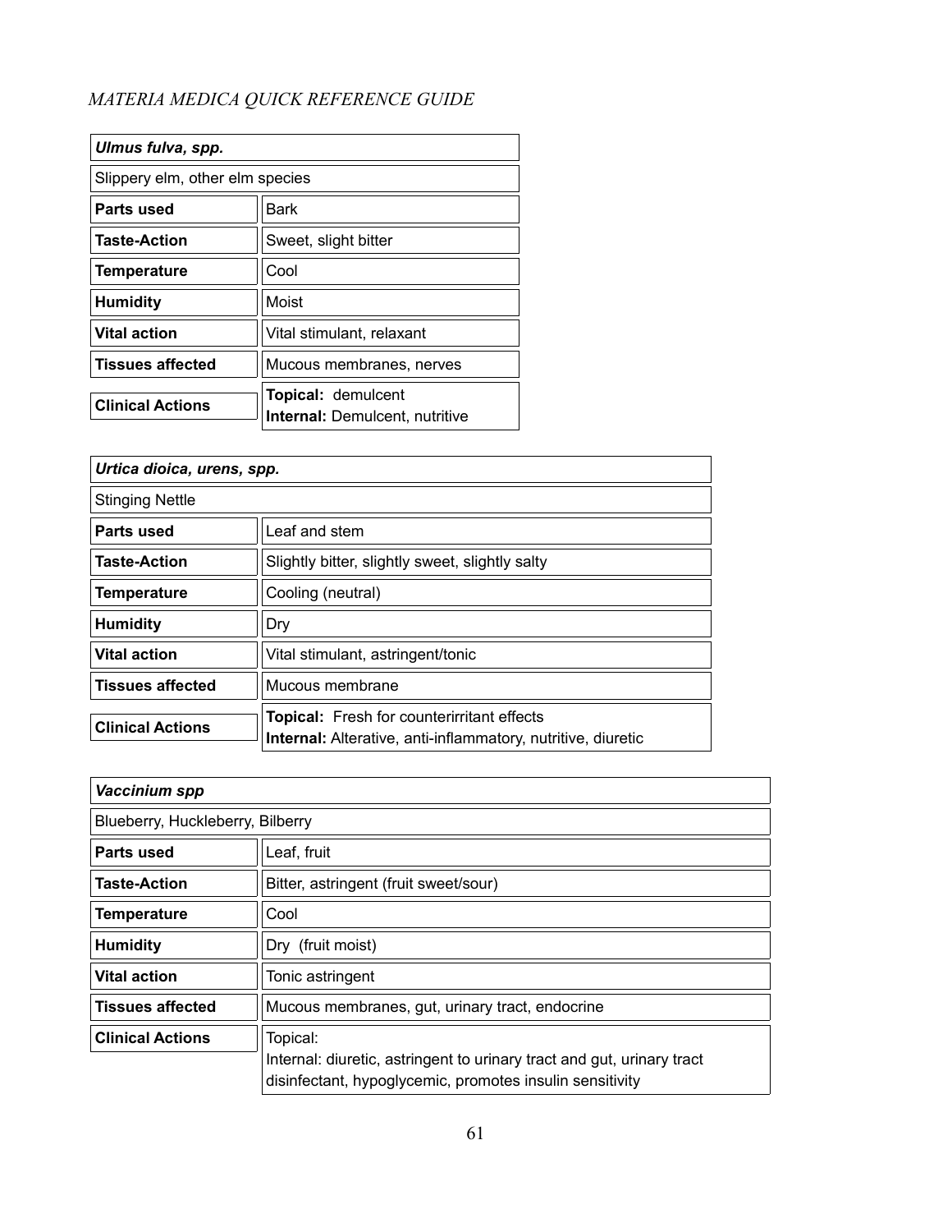| ***Ulmus fulva, spp.*** | |
|---|---|
| Slippery elm, other elm species | |
| **Parts used** | Bark |
| **Taste-Action** | Sweet, slight bitter |
| **Temperature** | Cool |
| **Humidity** | Moist |
| **Vital action** | Vital stimulant, relaxant |
| **Tissues affected** | Mucous membranes, nerves |
| **Clinical Actions** | **Topical:** demulcent<br>**Internal:** Demulcent, nutritive |

| ***Urtica dioica, urens, spp.*** | |
|---|---|
| Stinging Nettle | |
| **Parts used** | Leaf and stem |
| **Taste-Action** | Slightly bitter, slightly sweet, slightly salty |
| **Temperature** | Cooling (neutral) |
| **Humidity** | Dry |
| **Vital action** | Vital stimulant, astringent/tonic |
| **Tissues affected** | Mucous membrane |
| **Clinical Actions** | **Topical:** Fresh for counterirritant effects<br>**Internal:** Alterative, anti-inflammatory, nutritive, diuretic |

| ***Vaccinium spp*** | |
|---|---|
| Blueberry, Huckleberry, Bilberry | |
| **Parts used** | Leaf, fruit |
| **Taste-Action** | Bitter, astringent (fruit sweet/sour) |
| **Temperature** | Cool |
| **Humidity** | Dry (fruit moist) |
| **Vital action** | Tonic astringent |
| **Tissues affected** | Mucous membranes, gut, urinary tract, endocrine |
| **Clinical Actions** | Topical:<br>Internal: diuretic, astringent to urinary tract and gut, urinary tract disinfectant, hypoglycemic, promotes insulin sensitivity |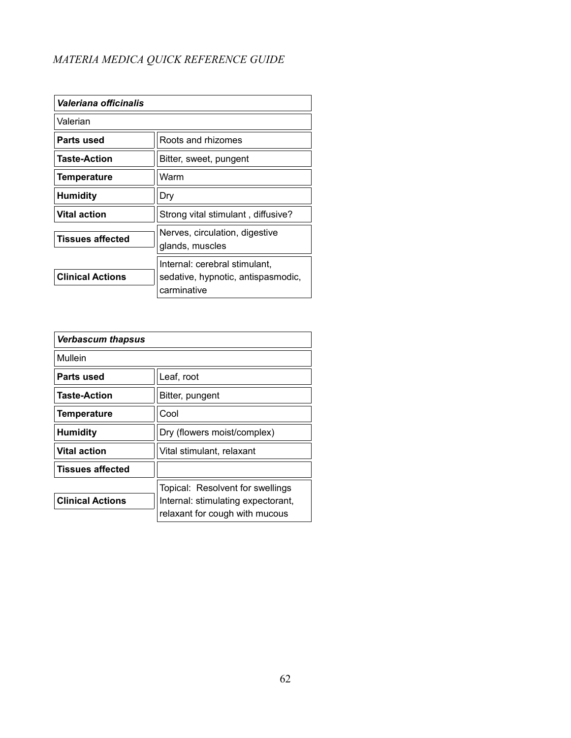| ***Valeriana officinalis*** | |
|---|---|
| Valerian | |
| **Parts used** | Roots and rhizomes |
| **Taste-Action** | Bitter, sweet, pungent |
| **Temperature** | Warm |
| **Humidity** | Dry |
| **Vital action** | Strong vital stimulant , diffusive? |
| **Tissues affected** | Nerves, circulation, digestive glands, muscles |
| **Clinical Actions** | Internal: cerebral stimulant, sedative, hypnotic, antispasmodic, carminative |

| ***Verbascum thapsus*** | |
|---|---|
| Mullein | |
| **Parts used** | Leaf, root |
| **Taste-Action** | Bitter, pungent |
| **Temperature** | Cool |
| **Humidity** | Dry (flowers moist/complex) |
| **Vital action** | Vital stimulant, relaxant |
| **Tissues affected** | |
| **Clinical Actions** | Topical: Resolvent for swellings<br>Internal: stimulating expectorant, relaxant for cough with mucous |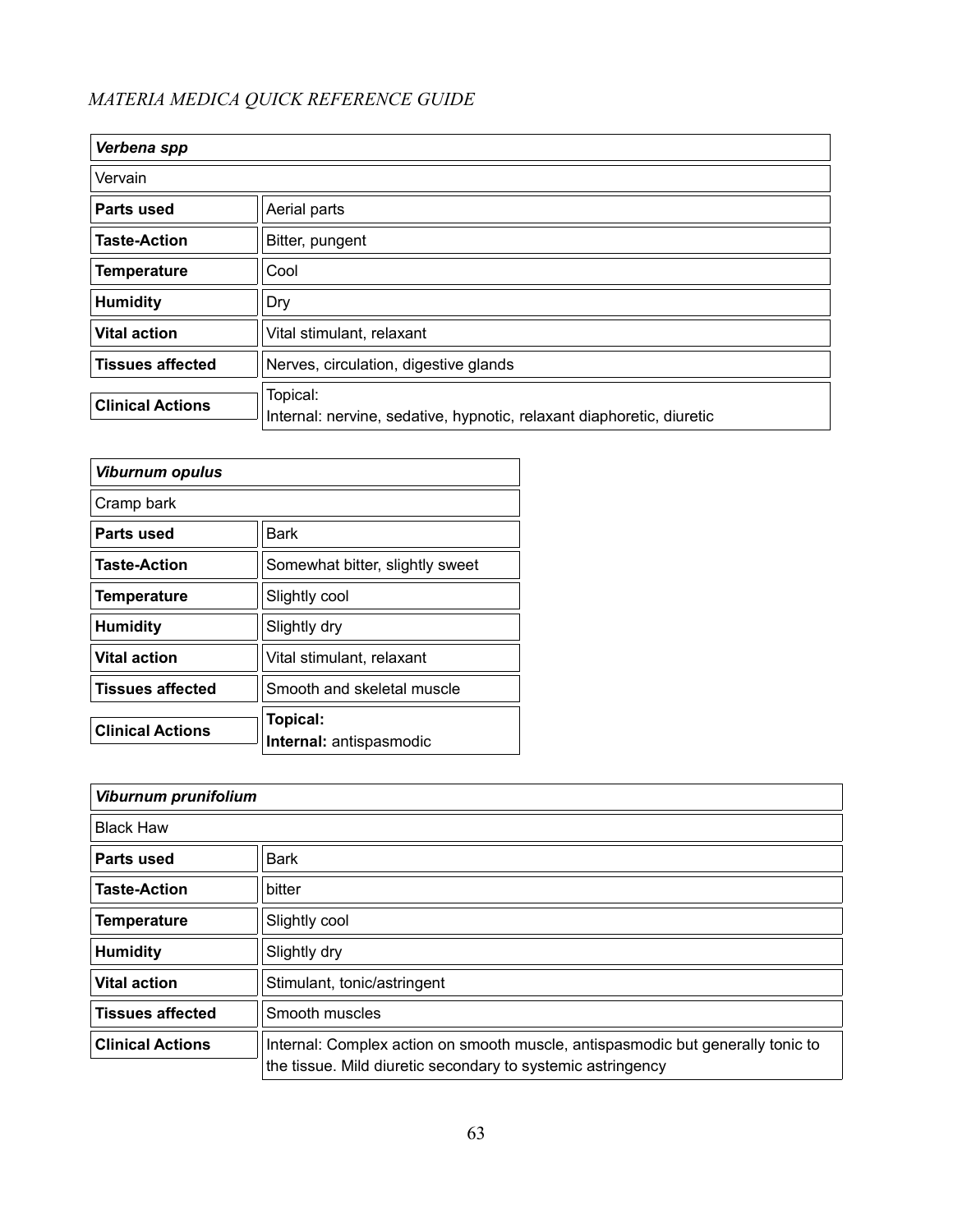*MATERIA MEDICA QUICK REFERENCE GUIDE*

| ***Verbena spp*** | |
|---|---|
| Vervain | |
| **Parts used** | Aerial parts |
| **Taste-Action** | Bitter, pungent |
| **Temperature** | Cool |
| **Humidity** | Dry |
| **Vital action** | Vital stimulant, relaxant |
| **Tissues affected** | Nerves, circulation, digestive glands |
| **Clinical Actions** | Topical:<br>Internal: nervine, sedative, hypnotic, relaxant diaphoretic, diuretic |

| ***Viburnum opulus*** | |
|---|---|
| Cramp bark | |
| **Parts used** | Bark |
| **Taste-Action** | Somewhat bitter, slightly sweet |
| **Temperature** | Slightly cool |
| **Humidity** | Slightly dry |
| **Vital action** | Vital stimulant, relaxant |
| **Tissues affected** | Smooth and skeletal muscle |
| **Clinical Actions** | **Topical:**<br>**Internal:** antispasmodic |

| ***Viburnum prunifolium*** | |
|---|---|
| Black Haw | |
| **Parts used** | Bark |
| **Taste-Action** | bitter |
| **Temperature** | Slightly cool |
| **Humidity** | Slightly dry |
| **Vital action** | Stimulant, tonic/astringent |
| **Tissues affected** | Smooth muscles |
| **Clinical Actions** | Internal: Complex action on smooth muscle, antispasmodic but generally tonic to the tissue. Mild diuretic secondary to systemic astringency |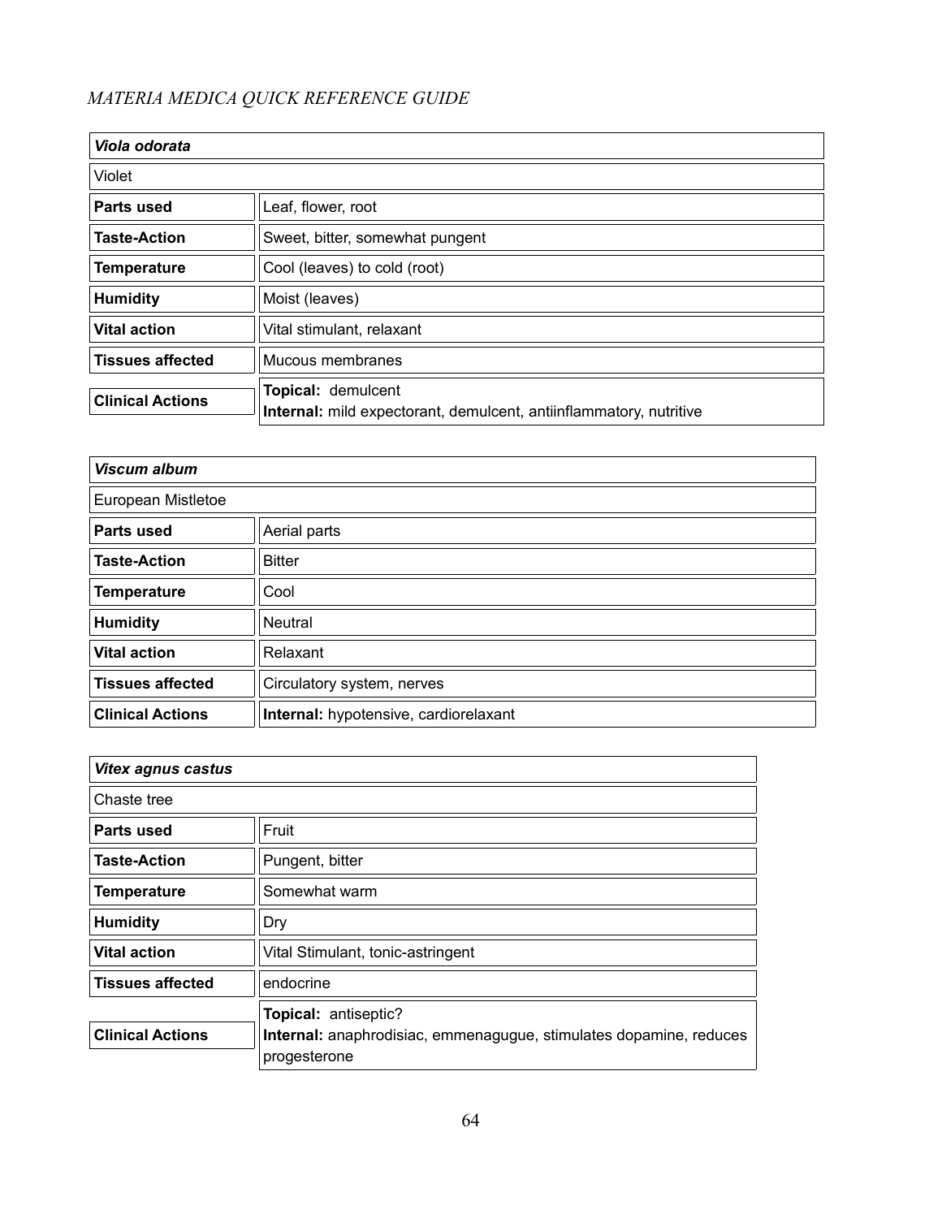*MATERIA MEDICA QUICK REFERENCE GUIDE*

| ***Viola odorata*** | |
|---|---|
| Violet | |
| **Parts used** | Leaf, flower, root |
| **Taste-Action** | Sweet, bitter, somewhat pungent |
| **Temperature** | Cool (leaves) to cold (root) |
| **Humidity** | Moist (leaves) |
| **Vital action** | Vital stimulant, relaxant |
| **Tissues affected** | Mucous membranes |
| **Clinical Actions** | **Topical:** demulcent<br>**Internal:** mild expectorant, demulcent, antiinflammatory, nutritive |

| ***Viscum album*** | |
|---|---|
| European Mistletoe | |
| **Parts used** | Aerial parts |
| **Taste-Action** | Bitter |
| **Temperature** | Cool |
| **Humidity** | Neutral |
| **Vital action** | Relaxant |
| **Tissues affected** | Circulatory system, nerves |
| **Clinical Actions** | **Internal:** hypotensive, cardiorelaxant |

| ***Vitex agnus castus*** | |
|---|---|
| Chaste tree | |
| **Parts used** | Fruit |
| **Taste-Action** | Pungent, bitter |
| **Temperature** | Somewhat warm |
| **Humidity** | Dry |
| **Vital action** | Vital Stimulant, tonic-astringent |
| **Tissues affected** | endocrine |
| **Clinical Actions** | **Topical:** antiseptic?<br>**Internal:** anaphrodisiac, emmenagugue, stimulates dopamine, reduces progesterone |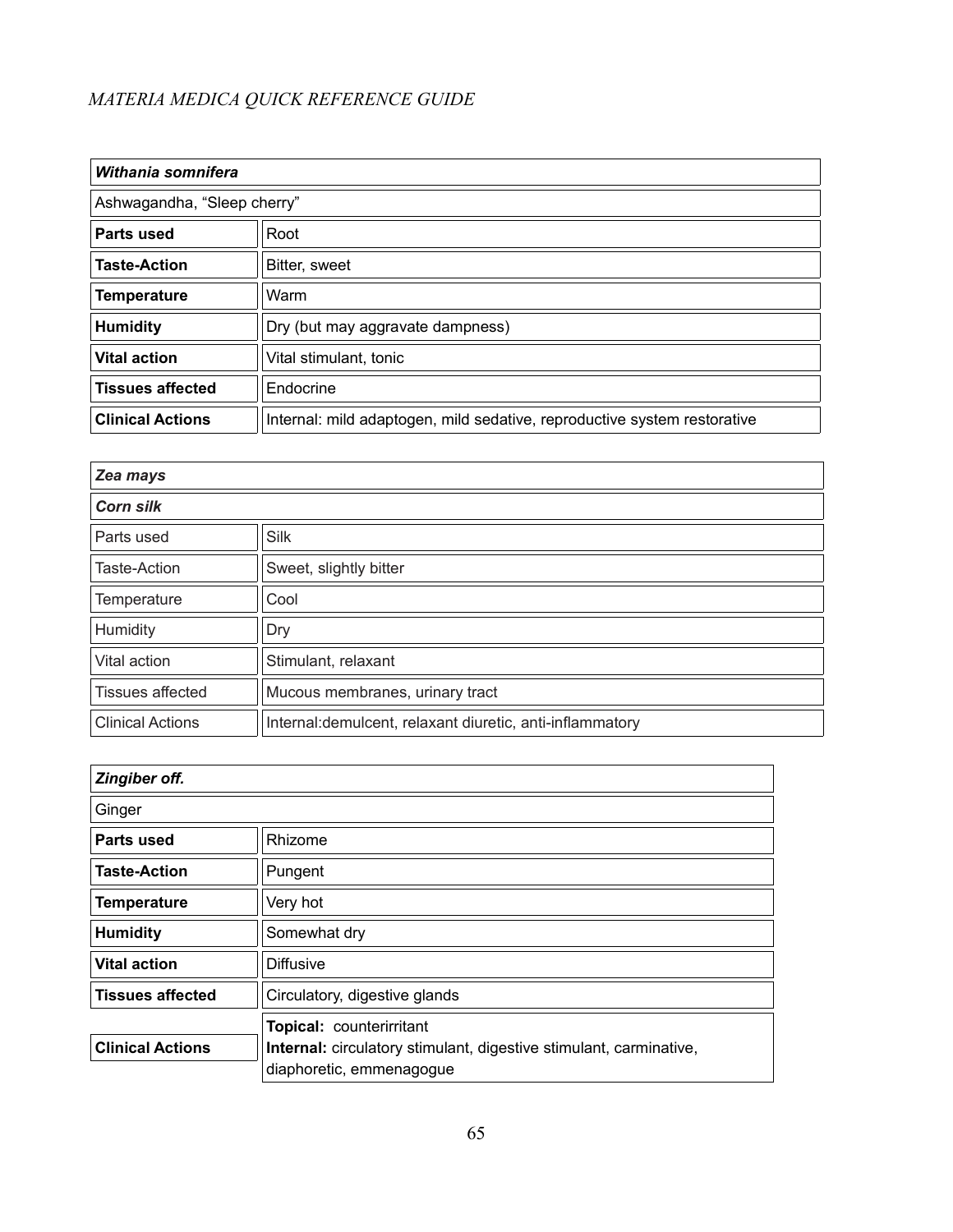| ***Withania somnifera*** | |
|---|---|
| Ashwagandha, "Sleep cherry" | |
| **Parts used** | Root |
| **Taste-Action** | Bitter, sweet |
| **Temperature** | Warm |
| **Humidity** | Dry (but may aggravate dampness) |
| **Vital action** | Vital stimulant, tonic |
| **Tissues affected** | Endocrine |
| **Clinical Actions** | Internal: mild adaptogen, mild sedative, reproductive system restorative |

| ***Zea mays*** | |
|---|---|
| ***Corn silk*** | |
| Parts used | Silk |
| Taste-Action | Sweet, slightly bitter |
| Temperature | Cool |
| Humidity | Dry |
| Vital action | Stimulant, relaxant |
| Tissues affected | Mucous membranes, urinary tract |
| Clinical Actions | Internal:demulcent, relaxant diuretic, anti-inflammatory |

| ***Zingiber off.*** | |
|---|---|
| Ginger | |
| **Parts used** | Rhizome |
| **Taste-Action** | Pungent |
| **Temperature** | Very hot |
| **Humidity** | Somewhat dry |
| **Vital action** | Diffusive |
| **Tissues affected** | Circulatory, digestive glands |
| **Clinical Actions** | **Topical:** counterirritant<br>**Internal:** circulatory stimulant, digestive stimulant, carminative, diaphoretic, emmenagogue |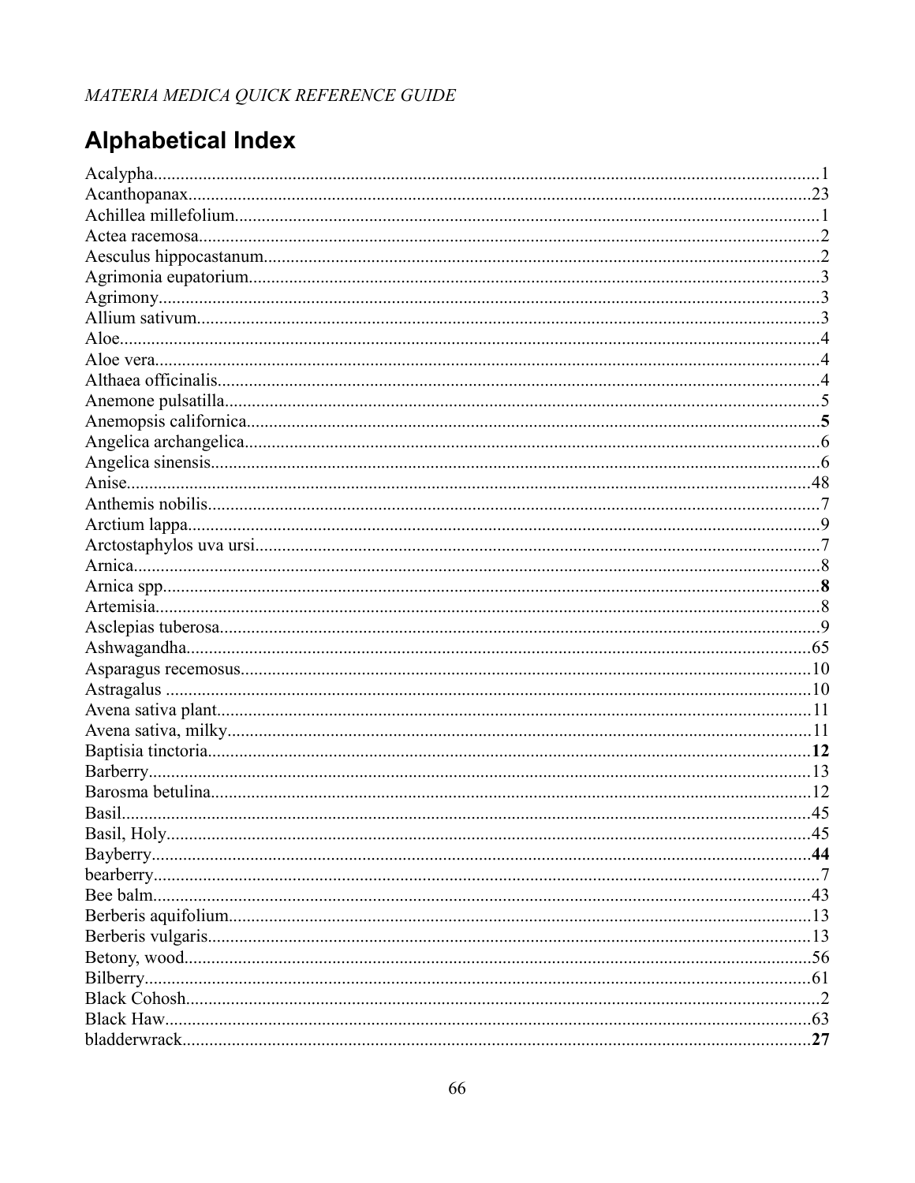## Alphabetical Index

Acalypha....................1
Acanthopanax....................23
Achillea millefolium....................1
Actea racemosa....................2
Aesculus hippocastanum....................2
Agrimonia eupatorium....................3
Agrimony....................3
Allium sativum....................3
Aloe....................4
Aloe vera....................4
Althaea officinalis....................4
Anemone pulsatilla....................5
Anemopsis californica....................**5**
Angelica archangelica....................6
Angelica sinensis....................6
Anise....................48
Anthemis nobilis....................7
Arctium lappa....................9
Arctostaphylos uva ursi....................7
Arnica....................8
Arnica spp....................**8**
Artemisia....................8
Asclepias tuberosa....................9
Ashwagandha....................65
Asparagus recemosus....................10
Astragalus ....................10
Avena sativa plant....................11
Avena sativa, milky....................11
Baptisia tinctoria....................**12**
Barberry....................13
Barosma betulina....................12
Basil....................45
Basil, Holy....................45
Bayberry....................**44**
bearberry....................7
Bee balm....................43
Berberis aquifolium....................13
Berberis vulgaris....................13
Betony, wood....................56
Bilberry....................61
Black Cohosh....................2
Black Haw....................63
bladderwrack....................**27**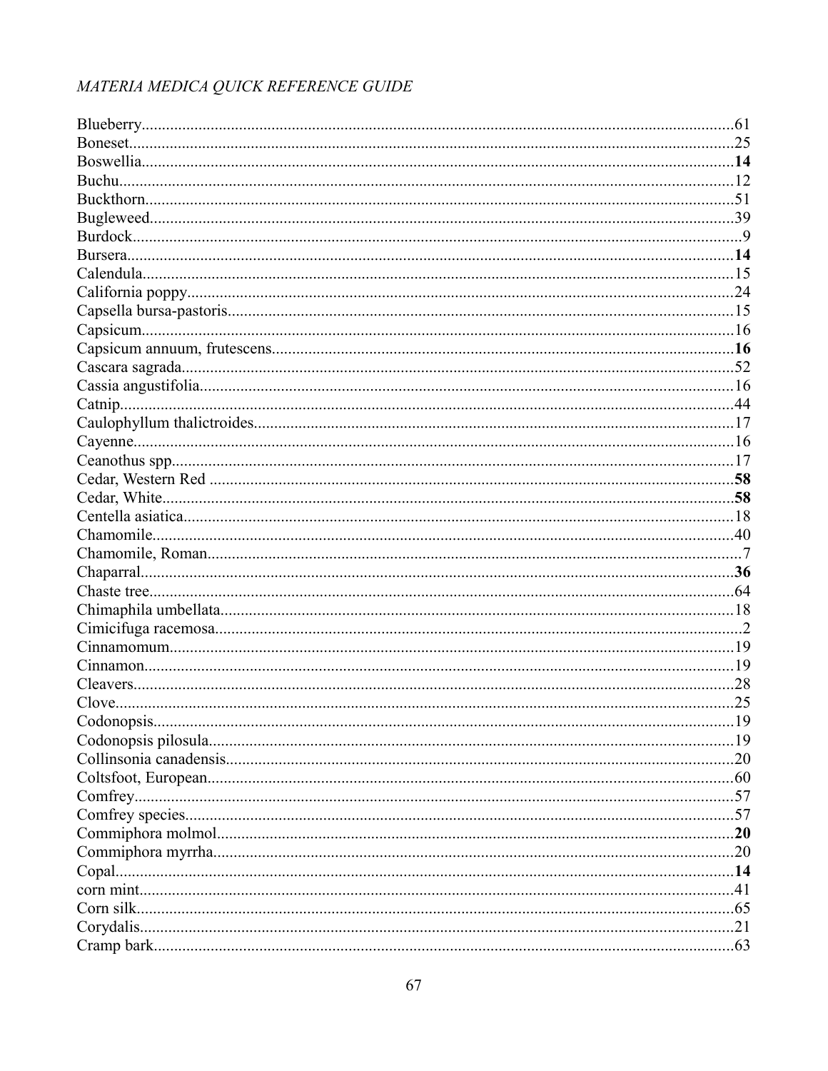Blueberry....................................................................................................................................61
Boneset........................................................................................................................................25
Boswellia.....................................................................................................................................**14**
Buchu..........................................................................................................................................12
Buckthorn....................................................................................................................................51
Bugleweed...................................................................................................................................39
Burdock.........................................................................................................................................9
Bursera........................................................................................................................................**14**
Calendula.....................................................................................................................................15
California poppy..........................................................................................................................24
Capsella bursa-pastoris................................................................................................................15
Capsicum.....................................................................................................................................16
Capsicum annuum, frutescens.....................................................................................................**16**
Cascara sagrada...........................................................................................................................52
Cassia angustifolia.......................................................................................................................16
Catnip..........................................................................................................................................44
Caulophyllum thalictroides..........................................................................................................17
Cayenne.......................................................................................................................................16
Ceanothus spp..............................................................................................................................17
Cedar, Western Red .....................................................................................................................**58**
Cedar, White................................................................................................................................**58**
Centella asiatica...........................................................................................................................18
Chamomile..................................................................................................................................40
Chamomile, Roman.......................................................................................................................7
Chaparral.....................................................................................................................................**36**
Chaste tree...................................................................................................................................64
Chimaphila umbellata..................................................................................................................18
Cimicifuga racemosa.....................................................................................................................2
Cinnamomum..............................................................................................................................19
Cinnamon....................................................................................................................................19
Cleavers.......................................................................................................................................28
Clove...........................................................................................................................................25
Codonopsis..................................................................................................................................19
Codonopsis pilosula.....................................................................................................................19
Collinsonia canadensis................................................................................................................20
Coltsfoot, European.....................................................................................................................60
Comfrey.......................................................................................................................................57
Comfrey species...........................................................................................................................57
Commiphora molmol...................................................................................................................**20**
Commiphora myrrha....................................................................................................................20
Copal...........................................................................................................................................**14**
corn mint......................................................................................................................................41
Corn silk......................................................................................................................................65
Corydalis.....................................................................................................................................21
Cramp bark..................................................................................................................................63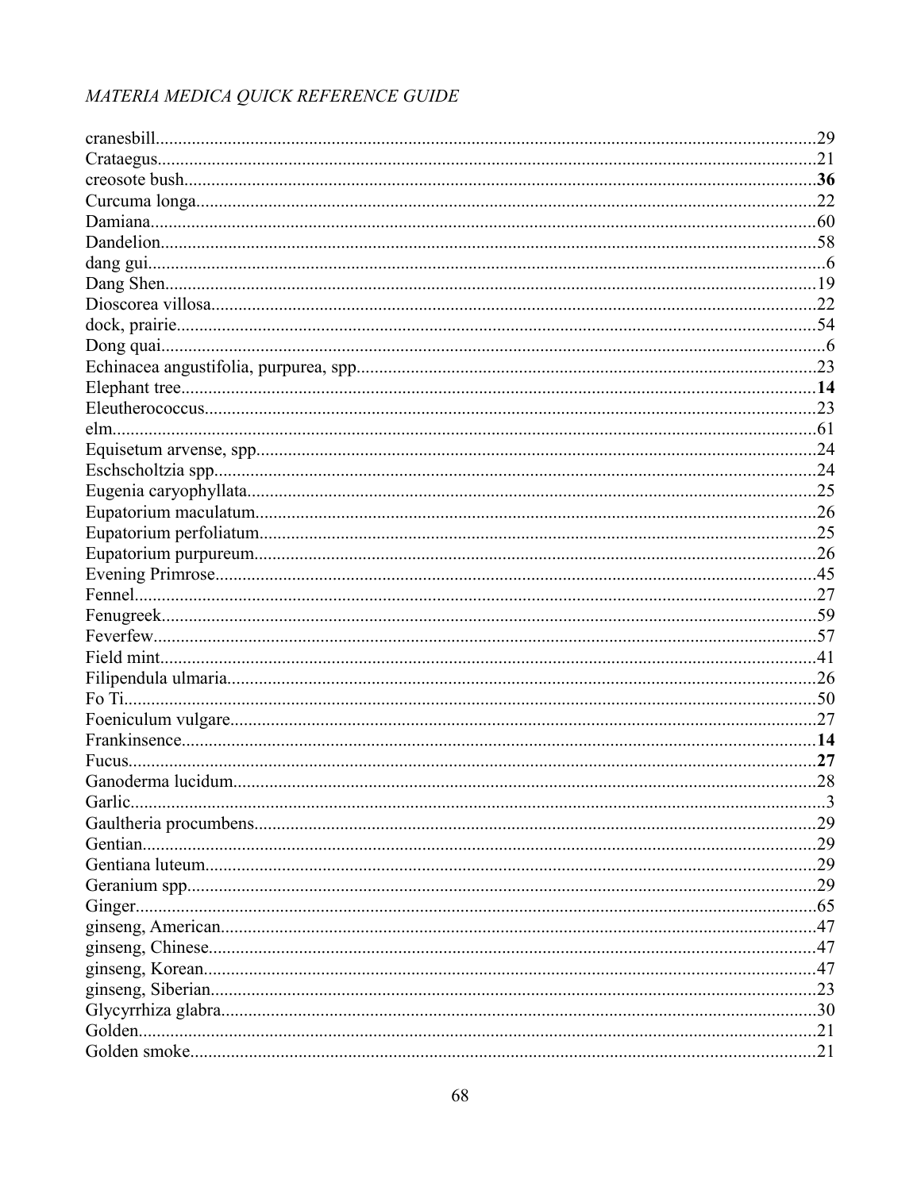cranesbill........................................................................................................................29
Crataegus........................................................................................................................21
creosote bush..................................................................................................................**36**
Curcuma longa................................................................................................................22
Damiana..........................................................................................................................60
Dandelion........................................................................................................................58
dang gui.............................................................................................................................6
Dang Shen........................................................................................................................19
Dioscorea villosa..............................................................................................................22
dock, prairie.....................................................................................................................54
Dong quai...........................................................................................................................6
Echinacea angustifolia, purpurea, spp.............................................................................23
Elephant tree....................................................................................................................**14**
Eleutherococcus...............................................................................................................23
elm...................................................................................................................................61
Equisetum arvense, spp...................................................................................................24
Eschscholtzia spp.............................................................................................................24
Eugenia caryophyllata......................................................................................................25
Eupatorium maculatum....................................................................................................26
Eupatorium perfoliatum....................................................................................................25
Eupatorium purpureum.....................................................................................................26
Evening Primrose.............................................................................................................45
Fennel..............................................................................................................................27
Fenugreek.........................................................................................................................59
Feverfew...........................................................................................................................57
Field mint..........................................................................................................................41
Filipendula ulmaria...........................................................................................................26
Fo Ti.................................................................................................................................50
Foeniculum vulgare..........................................................................................................27
Frankinsence....................................................................................................................**14**
Fucus................................................................................................................................**27**
Ganoderma lucidum..........................................................................................................28
Garlic..................................................................................................................................3
Gaultheria procumbens.....................................................................................................29
Gentian..............................................................................................................................29
Gentiana luteum................................................................................................................29
Geranium spp....................................................................................................................29
Ginger................................................................................................................................65
ginseng, American.............................................................................................................47
ginseng, Chinese................................................................................................................47
ginseng, Korean.................................................................................................................47
ginseng, Siberian...............................................................................................................23
Glycyrrhiza glabra.............................................................................................................30
Golden...............................................................................................................................21
Golden smoke....................................................................................................................21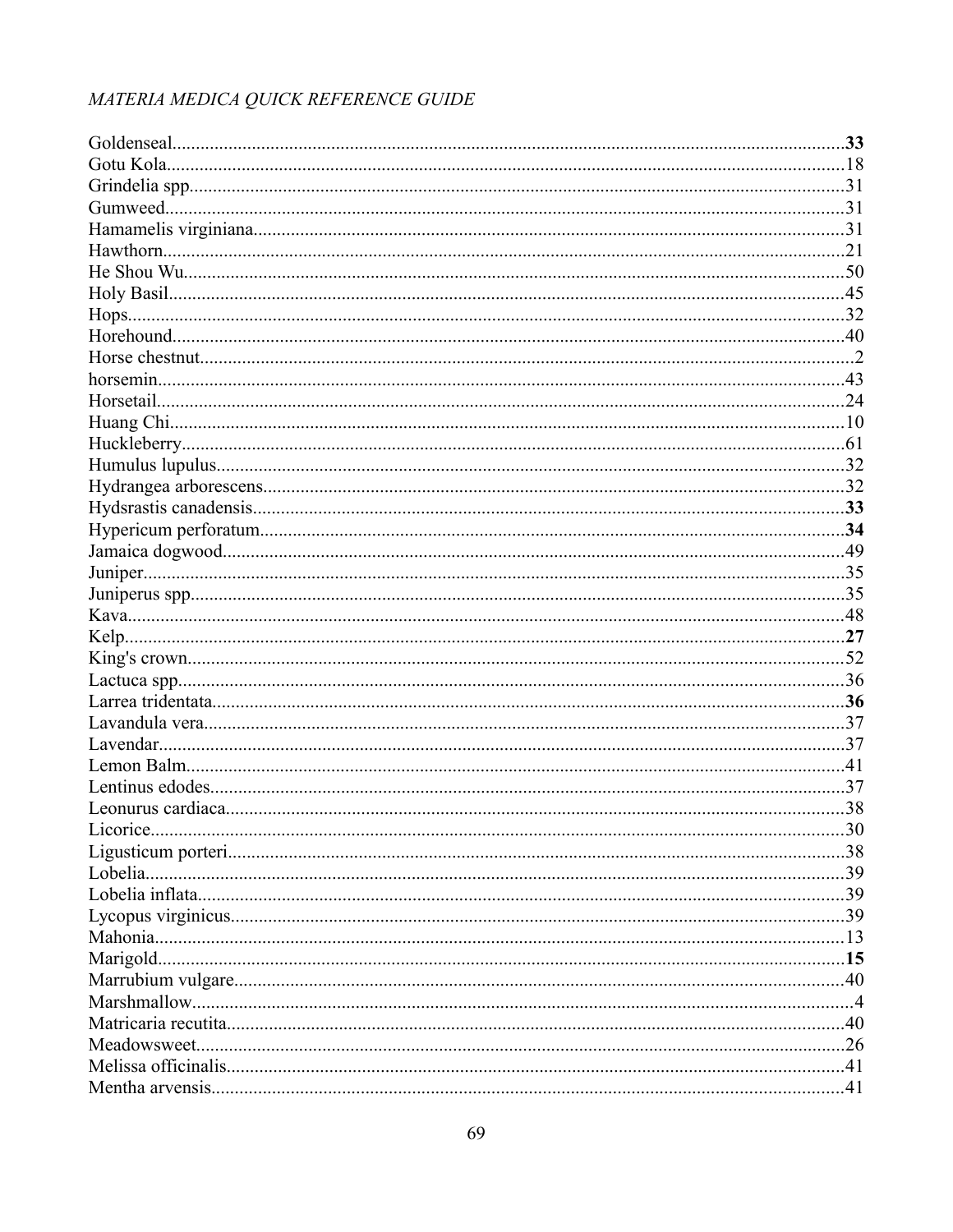Goldenseal..........**33**
Gotu Kola..........18
Grindelia spp..........31
Gumweed..........31
Hamamelis virginiana..........31
Hawthorn..........21
He Shou Wu..........50
Holy Basil..........45
Hops..........32
Horehound..........40
Horse chestnut..........2
horsemin..........43
Horsetail..........24
Huang Chi..........10
Huckleberry..........61
Humulus lupulus..........32
Hydrangea arborescens..........32
Hydsrastis canadensis..........**33**
Hypericum perforatum..........**34**
Jamaica dogwood..........49
Juniper..........35
Juniperus spp..........35
Kava..........48
Kelp..........**27**
King's crown..........52
Lactuca spp..........36
Larrea tridentata..........**36**
Lavandula vera..........37
Lavendar..........37
Lemon Balm..........41
Lentinus edodes..........37
Leonurus cardiaca..........38
Licorice..........30
Ligusticum porteri..........38
Lobelia..........39
Lobelia inflata..........39
Lycopus virginicus..........39
Mahonia..........13
Marigold..........**15**
Marrubium vulgare..........40
Marshmallow..........4
Matricaria recutita..........40
Meadowsweet..........26
Melissa officinalis..........41
Mentha arvensis..........41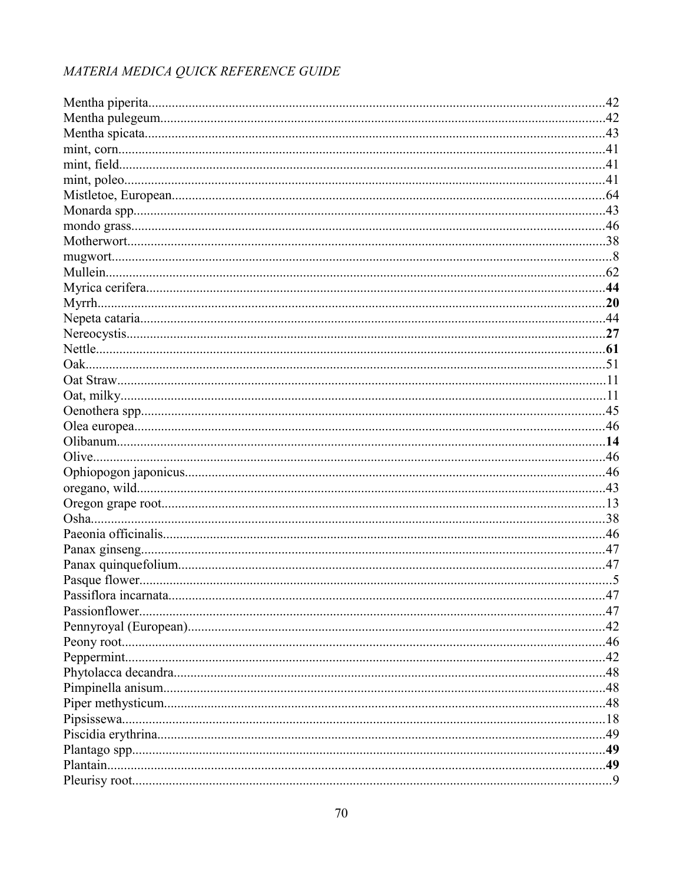Mentha piperita..........42
Mentha pulegeum..........42
Mentha spicata..........43
mint, corn..........41
mint, field..........41
mint, poleo..........41
Mistletoe, European..........64
Monarda spp..........43
mondo grass..........46
Motherwort..........38
mugwort..........8
Mullein..........62
Myrica cerifera..........**44**
Myrrh..........**20**
Nepeta cataria..........44
Nereocystis..........**27**
Nettle..........**61**
Oak..........51
Oat Straw..........11
Oat, milky..........11
Oenothera spp..........45
Olea europea..........46
Olibanum..........**14**
Olive..........46
Ophiopogon japonicus..........46
oregano, wild..........43
Oregon grape root..........13
Osha..........38
Paeonia officinalis..........46
Panax ginseng..........47
Panax quinquefolium..........47
Pasque flower..........5
Passiflora incarnata..........47
Passionflower..........47
Pennyroyal (European)..........42
Peony root..........46
Peppermint..........42
Phytolacca decandra..........48
Pimpinella anisum..........48
Piper methysticum..........48
Pipsissewa..........18
Piscidia erythrina..........49
Plantago spp..........**49**
Plantain..........**49**
Pleurisy root..........9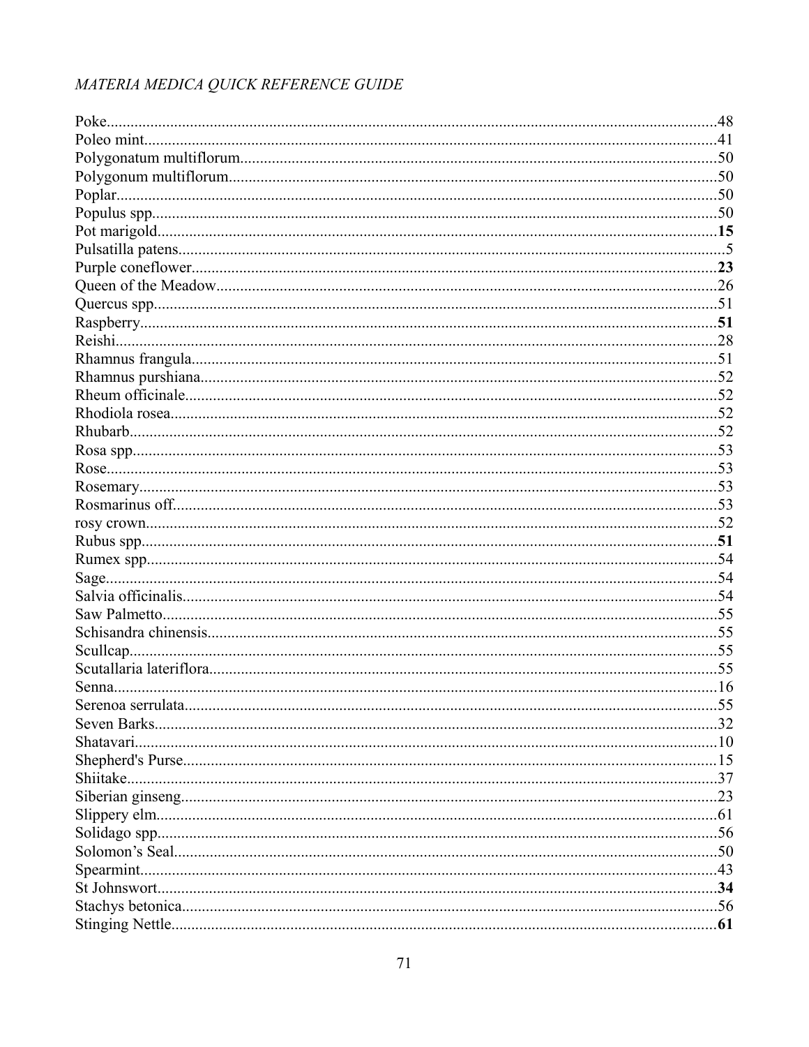Poke....................................................................................................................................48
Poleo mint...........................................................................................................................41
Polygonatum multiflorum......................................................................................................50
Polygonum multiflorum.........................................................................................................50
Poplar..................................................................................................................................50
Populus spp.........................................................................................................................50
Pot marigold........................................................................................................................**15**
Pulsatilla patens....................................................................................................................5
Purple coneflower.................................................................................................................**23**
Queen of the Meadow...........................................................................................................26
Quercus spp.........................................................................................................................51
Raspberry............................................................................................................................**51**
Reishi..................................................................................................................................28
Rhamnus frangula.................................................................................................................51
Rhamnus purshiana...............................................................................................................52
Rheum officinale...................................................................................................................52
Rhodiola rosea......................................................................................................................52
Rhubarb...............................................................................................................................52
Rosa spp..............................................................................................................................53
Rose....................................................................................................................................53
Rosemary.............................................................................................................................53
Rosmarinus off.....................................................................................................................53
rosy crown...........................................................................................................................52
Rubus spp............................................................................................................................**51**
Rumex spp...........................................................................................................................54
Sage....................................................................................................................................54
Salvia officinalis...................................................................................................................54
Saw Palmetto........................................................................................................................55
Schisandra chinensis.............................................................................................................55
Scullcap...............................................................................................................................55
Scutallaria lateriflora.............................................................................................................55
Senna...................................................................................................................................16
Serenoa serrulata...................................................................................................................55
Seven Barks..........................................................................................................................32
Shatavari..............................................................................................................................10
Shepherd's Purse...................................................................................................................15
Shiitake................................................................................................................................37
Siberian ginseng....................................................................................................................23
Slippery elm..........................................................................................................................61
Solidago spp.........................................................................................................................56
Solomon’s Seal.....................................................................................................................50
Spearmint.............................................................................................................................43
St Johnswort.........................................................................................................................**34**
Stachys betonica....................................................................................................................56
Stinging Nettle.......................................................................................................................**61**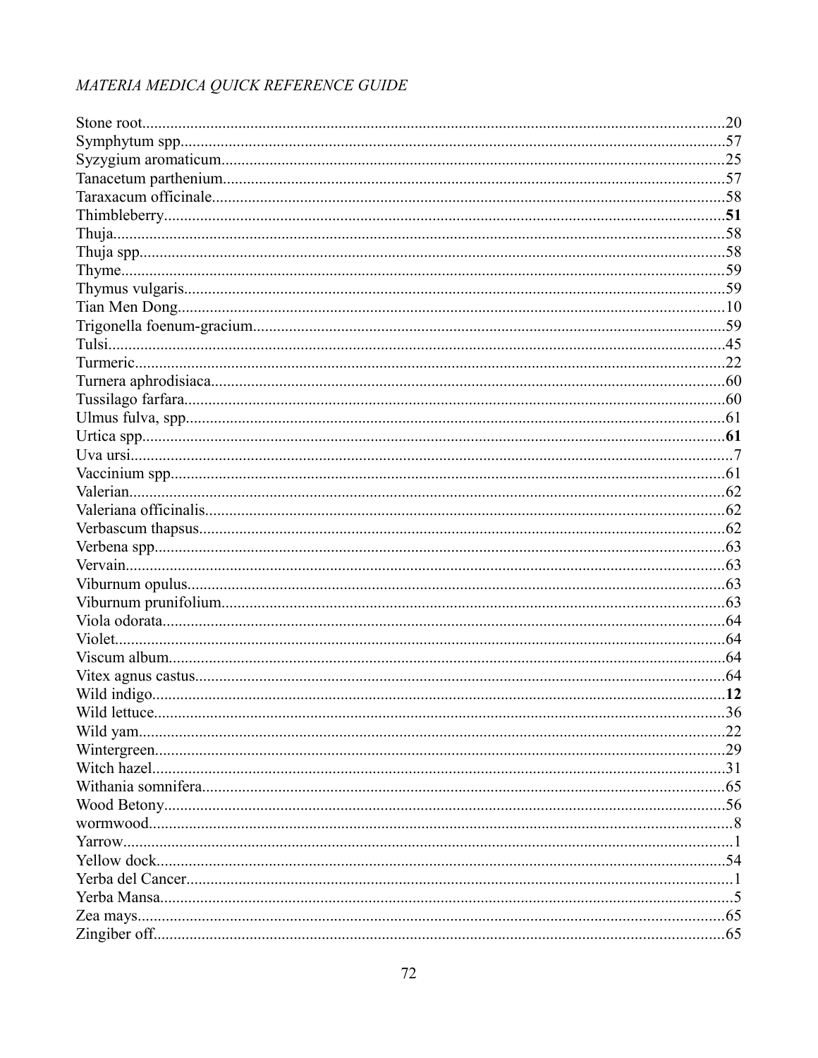Stone root............................................................................................................................20
Symphytum spp.....................................................................................................................57
Syzygium aromaticum...........................................................................................................25
Tanacetum parthenium...........................................................................................................57
Taraxacum officinale.............................................................................................................58
Thimbleberry.........................................................................................................................**51**
Thuja......................................................................................................................................58
Thuja spp...............................................................................................................................58
Thyme....................................................................................................................................59
Thymus vulgaris....................................................................................................................59
Tian Men Dong......................................................................................................................10
Trigonella foenum-gracium...................................................................................................59
Tulsi.......................................................................................................................................45
Turmeric................................................................................................................................22
Turnera aphrodisiaca.............................................................................................................60
Tussilago farfara....................................................................................................................60
Ulmus fulva, spp....................................................................................................................61
Urtica spp..............................................................................................................................**61**
Uva ursi...................................................................................................................................7
Vaccinium spp.......................................................................................................................61
Valerian..................................................................................................................................62
Valeriana officinalis...............................................................................................................62
Verbascum thapsus................................................................................................................62
Verbena spp...........................................................................................................................63
Vervain..................................................................................................................................63
Viburnum opulus...................................................................................................................63
Viburnum prunifolium...........................................................................................................63
Viola odorata.........................................................................................................................64
Violet.....................................................................................................................................64
Viscum album........................................................................................................................64
Vitex agnus castus.................................................................................................................64
Wild indigo............................................................................................................................**12**
Wild lettuce...........................................................................................................................36
Wild yam...............................................................................................................................22
Wintergreen...........................................................................................................................29
Witch hazel............................................................................................................................31
Withania somnifera................................................................................................................65
Wood Betony.........................................................................................................................56
wormwood...............................................................................................................................8
Yarrow.....................................................................................................................................1
Yellow dock...........................................................................................................................54
Yerba del Cancer.....................................................................................................................1
Yerba Mansa............................................................................................................................5
Zea mays................................................................................................................................65
Zingiber off............................................................................................................................65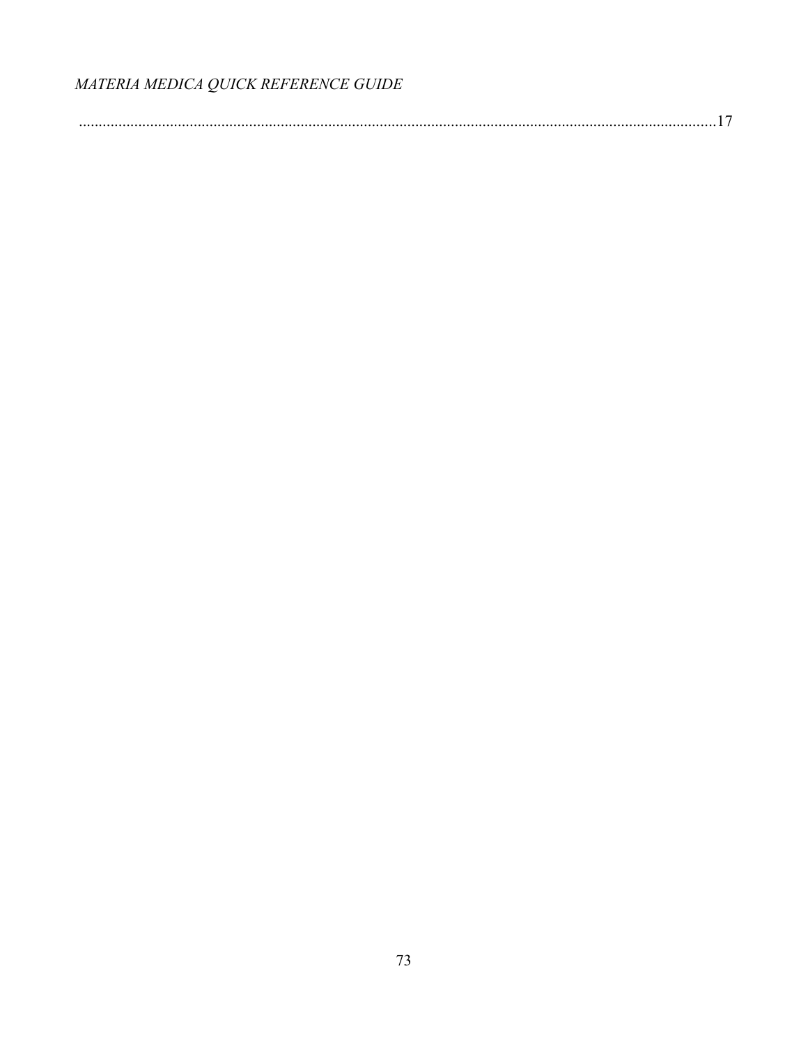*MATERIA MEDICA QUICK REFERENCE GUIDE*

.............................................................................................................................................................17